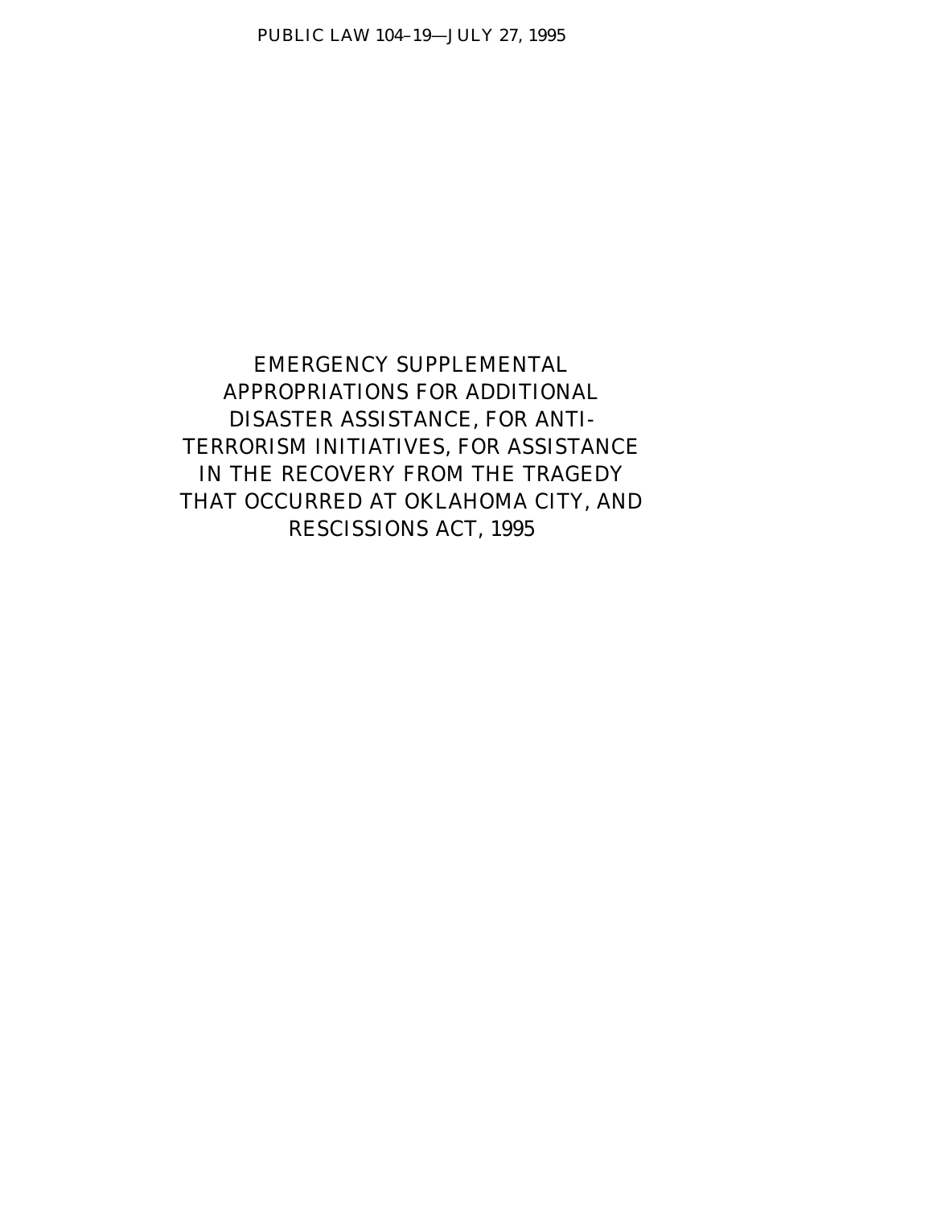PUBLIC LAW 104–19—JULY 27, 1995

# EMERGENCY SUPPLEMENTAL APPROPRIATIONS FOR ADDITIONAL DISASTER ASSISTANCE, FOR ANTI-TERRORISM INITIATIVES, FOR ASSISTANCE IN THE RECOVERY FROM THE TRAGEDY THAT OCCURRED AT OKLAHOMA CITY, AND RESCISSIONS ACT, 1995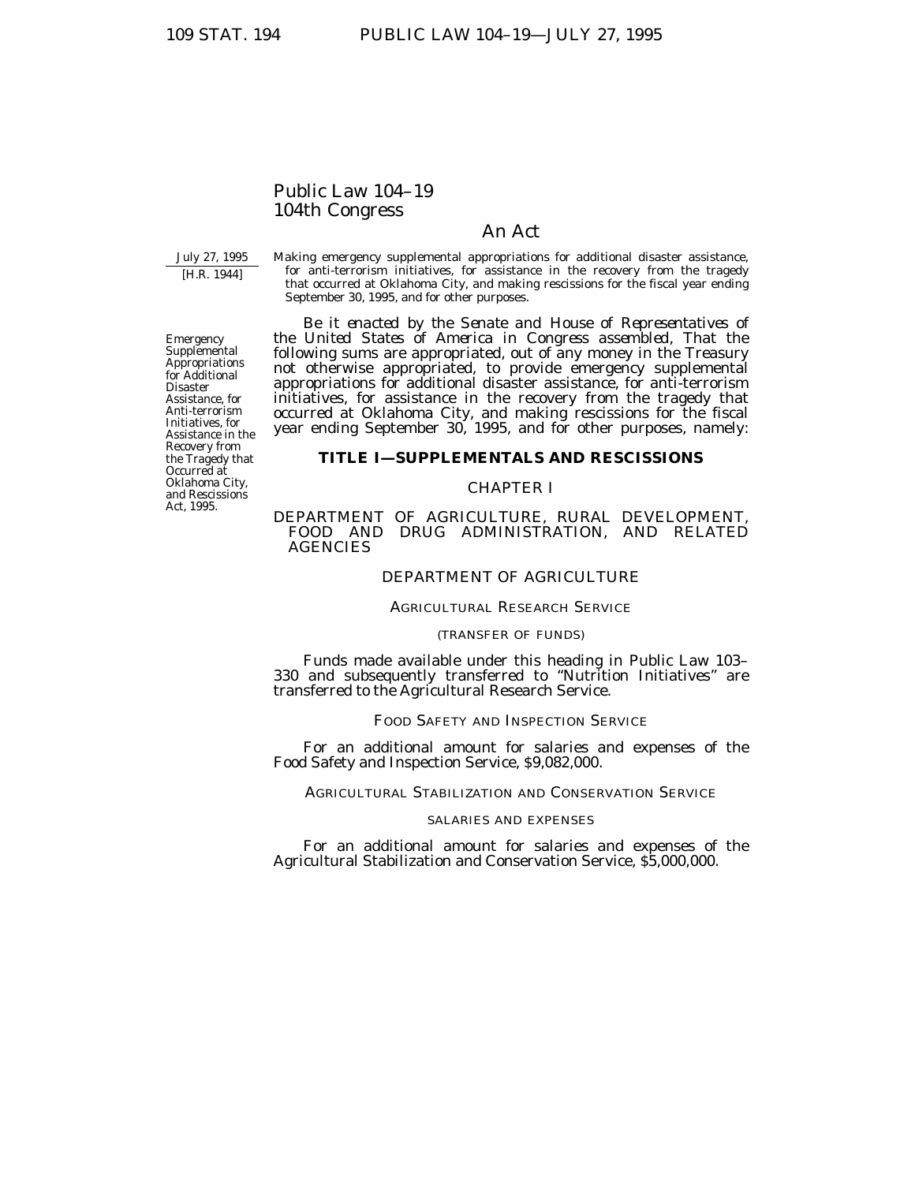# Public Law 104–19
# 104th Congress

## An Act

July 27, 1995
[H.R. 1944]

Making emergency supplemental appropriations for additional disaster assistance, for anti-terrorism initiatives, for assistance in the recovery from the tragedy that occurred at Oklahoma City, and making rescissions for the fiscal year ending September 30, 1995, and for other purposes.

Emergency Supplemental Appropriations for Additional Disaster Assistance, for Anti-terrorism Initiatives, for Assistance in the Recovery from the Tragedy that Occurred at Oklahoma City, and Rescissions Act, 1995.

*Be it enacted by the Senate and House of Representatives of the United States of America in Congress assembled,* That the following sums are appropriated, out of any money in the Treasury not otherwise appropriated, to provide emergency supplemental appropriations for additional disaster assistance, for anti-terrorism initiatives, for assistance in the recovery from the tragedy that occurred at Oklahoma City, and making rescissions for the fiscal year ending September 30, 1995, and for other purposes, namely:

## TITLE I—SUPPLEMENTALS AND RESCISSIONS

### CHAPTER I

### DEPARTMENT OF AGRICULTURE, RURAL DEVELOPMENT, FOOD AND DRUG ADMINISTRATION, AND RELATED AGENCIES

### DEPARTMENT OF AGRICULTURE

#### AGRICULTURAL RESEARCH SERVICE

(TRANSFER OF FUNDS)

Funds made available under this heading in Public Law 103–330 and subsequently transferred to "Nutrition Initiatives" are transferred to the Agricultural Research Service.

#### FOOD SAFETY AND INSPECTION SERVICE

For an additional amount for salaries and expenses of the Food Safety and Inspection Service, $9,082,000.

#### AGRICULTURAL STABILIZATION AND CONSERVATION SERVICE

SALARIES AND EXPENSES

For an additional amount for salaries and expenses of the Agricultural Stabilization and Conservation Service, $5,000,000.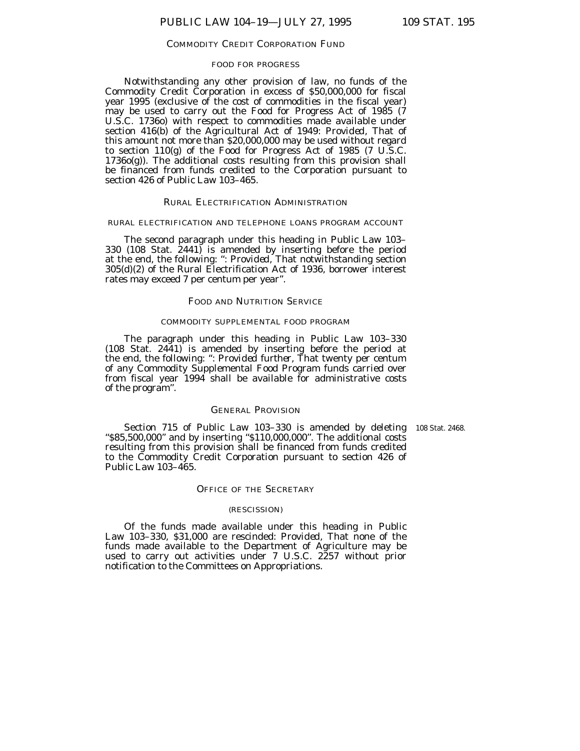## COMMODITY CREDIT CORPORATION FUND

### FOOD FOR PROGRESS

Notwithstanding any other provision of law, no funds of the Commodity Credit Corporation in excess of $50,000,000 for fiscal year 1995 (exclusive of the cost of commodities in the fiscal year) may be used to carry out the Food for Progress Act of 1985 (7 U.S.C. 1736o) with respect to commodities made available under section 416(b) of the Agricultural Act of 1949: *Provided*, That of this amount not more than $20,000,000 may be used without regard to section 110(g) of the Food for Progress Act of 1985 (7 U.S.C. 1736o(g)). The additional costs resulting from this provision shall be financed from funds credited to the Corporation pursuant to section 426 of Public Law 103–465.

## RURAL ELECTRIFICATION ADMINISTRATION

### RURAL ELECTRIFICATION AND TELEPHONE LOANS PROGRAM ACCOUNT

The second paragraph under this heading in Public Law 103–330 (108 Stat. 2441) is amended by inserting before the period at the end, the following: ": *Provided*, That notwithstanding section 305(d)(2) of the Rural Electrification Act of 1936, borrower interest rates may exceed 7 per centum per year".

## FOOD AND NUTRITION SERVICE

### COMMODITY SUPPLEMENTAL FOOD PROGRAM

The paragraph under this heading in Public Law 103–330 (108 Stat. 2441) is amended by inserting before the period at the end, the following: ": *Provided further*, That twenty per centum of any Commodity Supplemental Food Program funds carried over from fiscal year 1994 shall be available for administrative costs of the program".

## GENERAL PROVISION

108 Stat. 2468.

Section 715 of Public Law 103–330 is amended by deleting "$85,500,000" and by inserting "$110,000,000". The additional costs resulting from this provision shall be financed from funds credited to the Commodity Credit Corporation pursuant to section 426 of Public Law 103–465.

## OFFICE OF THE SECRETARY

### (RESCISSION)

Of the funds made available under this heading in Public Law 103–330, $31,000 are rescinded: *Provided*, That none of the funds made available to the Department of Agriculture may be used to carry out activities under 7 U.S.C. 2257 without prior notification to the Committees on Appropriations.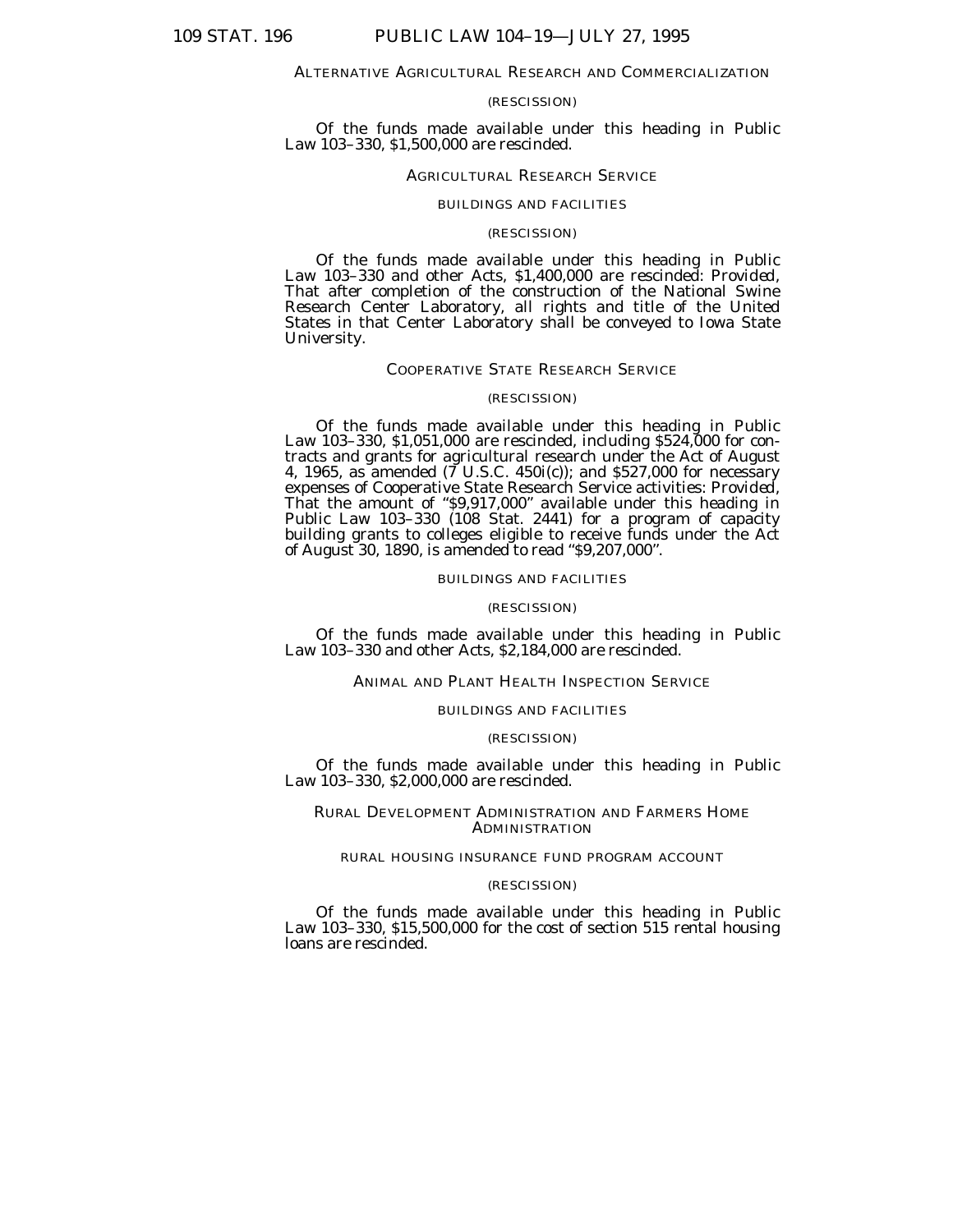ALTERNATIVE AGRICULTURAL RESEARCH AND COMMERCIALIZATION

(RESCISSION)

Of the funds made available under this heading in Public Law 103–330, $1,500,000 are rescinded.

AGRICULTURAL RESEARCH SERVICE

BUILDINGS AND FACILITIES

(RESCISSION)

Of the funds made available under this heading in Public Law 103–330 and other Acts, $1,400,000 are rescinded: *Provided*, That after completion of the construction of the National Swine Research Center Laboratory, all rights and title of the United States in that Center Laboratory shall be conveyed to Iowa State University.

COOPERATIVE STATE RESEARCH SERVICE

(RESCISSION)

Of the funds made available under this heading in Public Law 103–330, $1,051,000 are rescinded, including $524,000 for contracts and grants for agricultural research under the Act of August 4, 1965, as amended (7 U.S.C. 450i(c)); and $527,000 for necessary expenses of Cooperative State Research Service activities: *Provided*, That the amount of "$9,917,000" available under this heading in Public Law 103–330 (108 Stat. 2441) for a program of capacity building grants to colleges eligible to receive funds under the Act of August 30, 1890, is amended to read "$9,207,000".

BUILDINGS AND FACILITIES

(RESCISSION)

Of the funds made available under this heading in Public Law 103–330 and other Acts, $2,184,000 are rescinded.

ANIMAL AND PLANT HEALTH INSPECTION SERVICE

BUILDINGS AND FACILITIES

(RESCISSION)

Of the funds made available under this heading in Public Law 103–330, $2,000,000 are rescinded.

RURAL DEVELOPMENT ADMINISTRATION AND FARMERS HOME ADMINISTRATION

RURAL HOUSING INSURANCE FUND PROGRAM ACCOUNT

(RESCISSION)

Of the funds made available under this heading in Public Law 103–330, $15,500,000 for the cost of section 515 rental housing loans are rescinded.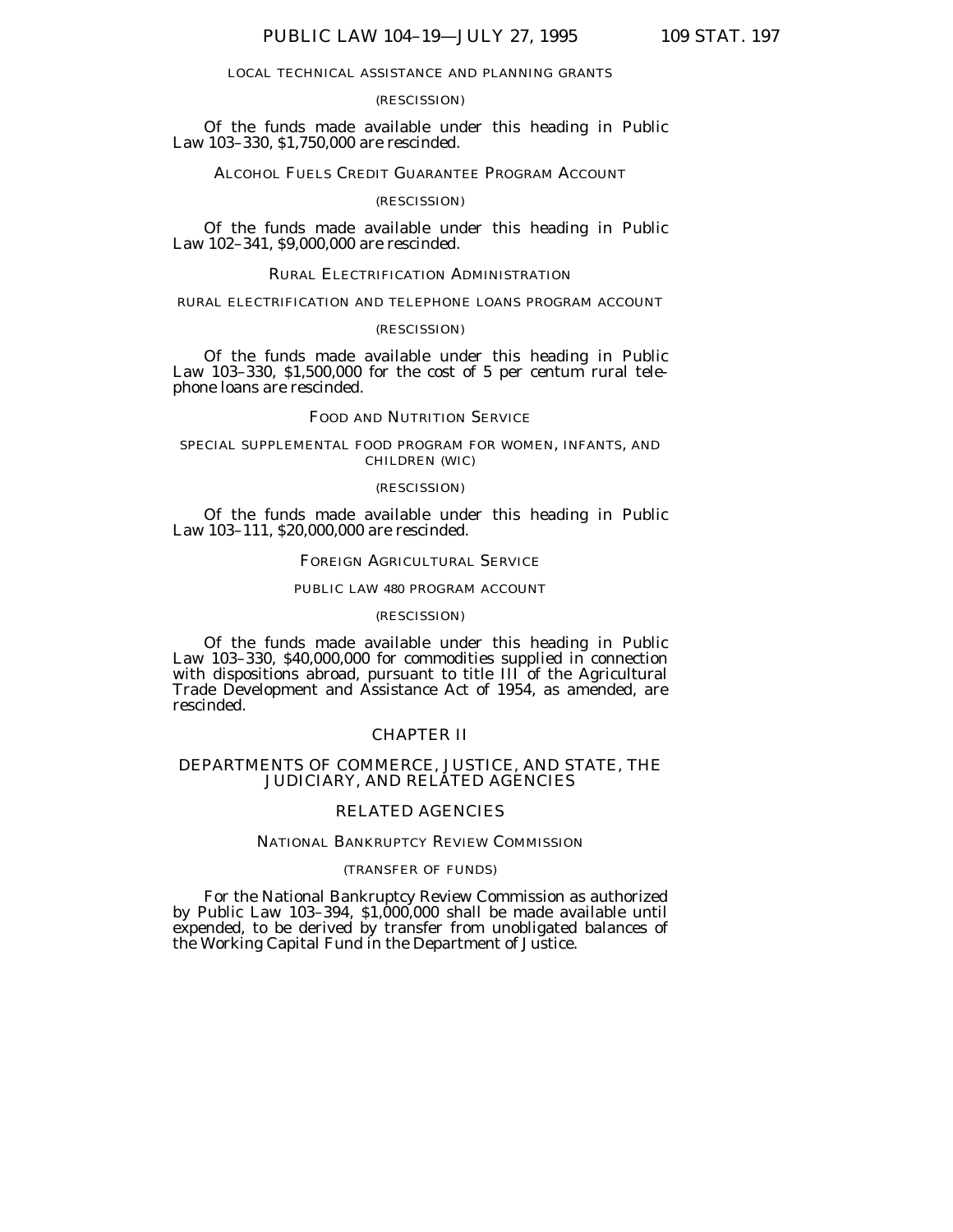LOCAL TECHNICAL ASSISTANCE AND PLANNING GRANTS

(RESCISSION)

Of the funds made available under this heading in Public Law 103–330, $1,750,000 are rescinded.

ALCOHOL FUELS CREDIT GUARANTEE PROGRAM ACCOUNT

(RESCISSION)

Of the funds made available under this heading in Public Law 102–341, $9,000,000 are rescinded.

RURAL ELECTRIFICATION ADMINISTRATION

RURAL ELECTRIFICATION AND TELEPHONE LOANS PROGRAM ACCOUNT

(RESCISSION)

Of the funds made available under this heading in Public Law 103–330, $1,500,000 for the cost of 5 per centum rural telephone loans are rescinded.

FOOD AND NUTRITION SERVICE

SPECIAL SUPPLEMENTAL FOOD PROGRAM FOR WOMEN, INFANTS, AND CHILDREN (WIC)

(RESCISSION)

Of the funds made available under this heading in Public Law 103–111, $20,000,000 are rescinded.

FOREIGN AGRICULTURAL SERVICE

PUBLIC LAW 480 PROGRAM ACCOUNT

(RESCISSION)

Of the funds made available under this heading in Public Law 103–330, $40,000,000 for commodities supplied in connection with dispositions abroad, pursuant to title III of the Agricultural Trade Development and Assistance Act of 1954, as amended, are rescinded.

## CHAPTER II

## DEPARTMENTS OF COMMERCE, JUSTICE, AND STATE, THE JUDICIARY, AND RELATED AGENCIES

### RELATED AGENCIES

NATIONAL BANKRUPTCY REVIEW COMMISSION

(TRANSFER OF FUNDS)

For the National Bankruptcy Review Commission as authorized by Public Law 103–394, $1,000,000 shall be made available until expended, to be derived by transfer from unobligated balances of the Working Capital Fund in the Department of Justice.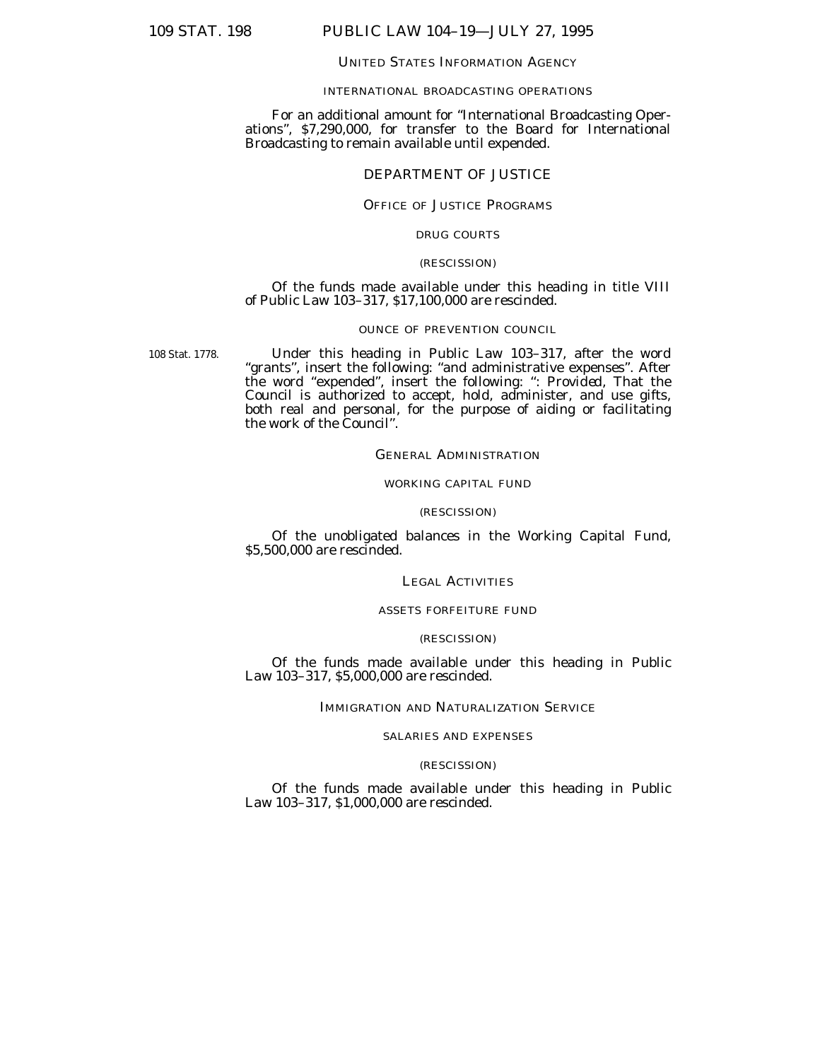## UNITED STATES INFORMATION AGENCY

#### INTERNATIONAL BROADCASTING OPERATIONS

For an additional amount for "International Broadcasting Operations", $7,290,000, for transfer to the Board for International Broadcasting to remain available until expended.

## DEPARTMENT OF JUSTICE

### OFFICE OF JUSTICE PROGRAMS

#### DRUG COURTS

#### (RESCISSION)

Of the funds made available under this heading in title VIII of Public Law 103–317, $17,100,000 are rescinded.

#### OUNCE OF PREVENTION COUNCIL

108 Stat. 1778.

Under this heading in Public Law 103–317, after the word "grants", insert the following: "and administrative expenses". After the word "expended", insert the following: ": *Provided*, That the Council is authorized to accept, hold, administer, and use gifts, both real and personal, for the purpose of aiding or facilitating the work of the Council".

### GENERAL ADMINISTRATION

#### WORKING CAPITAL FUND

#### (RESCISSION)

Of the unobligated balances in the Working Capital Fund, $5,500,000 are rescinded.

### LEGAL ACTIVITIES

#### ASSETS FORFEITURE FUND

#### (RESCISSION)

Of the funds made available under this heading in Public Law 103–317, $5,000,000 are rescinded.

### IMMIGRATION AND NATURALIZATION SERVICE

#### SALARIES AND EXPENSES

#### (RESCISSION)

Of the funds made available under this heading in Public Law 103–317, $1,000,000 are rescinded.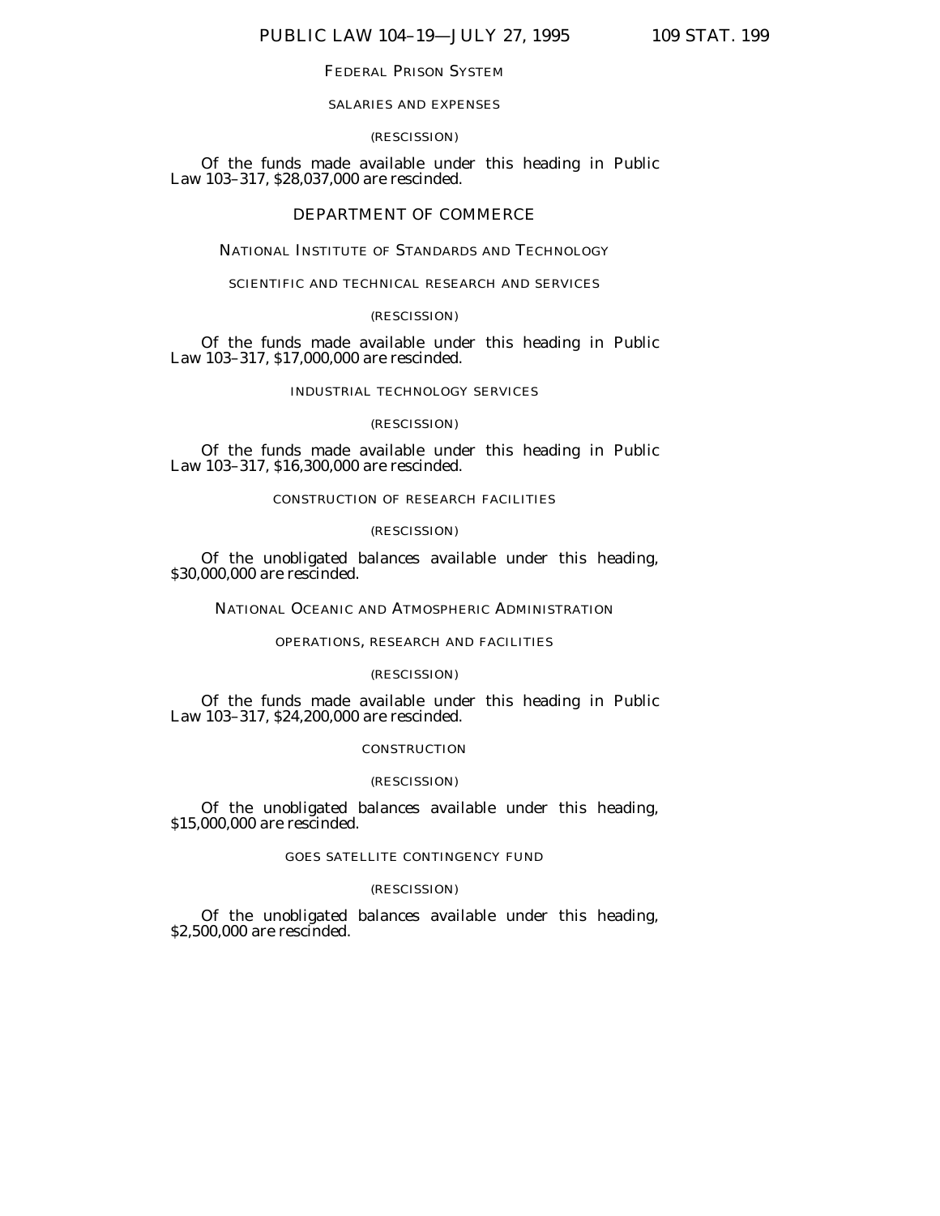FEDERAL PRISON SYSTEM

SALARIES AND EXPENSES

(RESCISSION)

Of the funds made available under this heading in Public Law 103–317, $28,037,000 are rescinded.

## DEPARTMENT OF COMMERCE

NATIONAL INSTITUTE OF STANDARDS AND TECHNOLOGY

SCIENTIFIC AND TECHNICAL RESEARCH AND SERVICES

(RESCISSION)

Of the funds made available under this heading in Public Law 103–317, $17,000,000 are rescinded.

INDUSTRIAL TECHNOLOGY SERVICES

(RESCISSION)

Of the funds made available under this heading in Public Law 103–317, $16,300,000 are rescinded.

CONSTRUCTION OF RESEARCH FACILITIES

(RESCISSION)

Of the unobligated balances available under this heading, $30,000,000 are rescinded.

NATIONAL OCEANIC AND ATMOSPHERIC ADMINISTRATION

OPERATIONS, RESEARCH AND FACILITIES

(RESCISSION)

Of the funds made available under this heading in Public Law 103–317, $24,200,000 are rescinded.

CONSTRUCTION

(RESCISSION)

Of the unobligated balances available under this heading, $15,000,000 are rescinded.

GOES SATELLITE CONTINGENCY FUND

(RESCISSION)

Of the unobligated balances available under this heading, $2,500,000 are rescinded.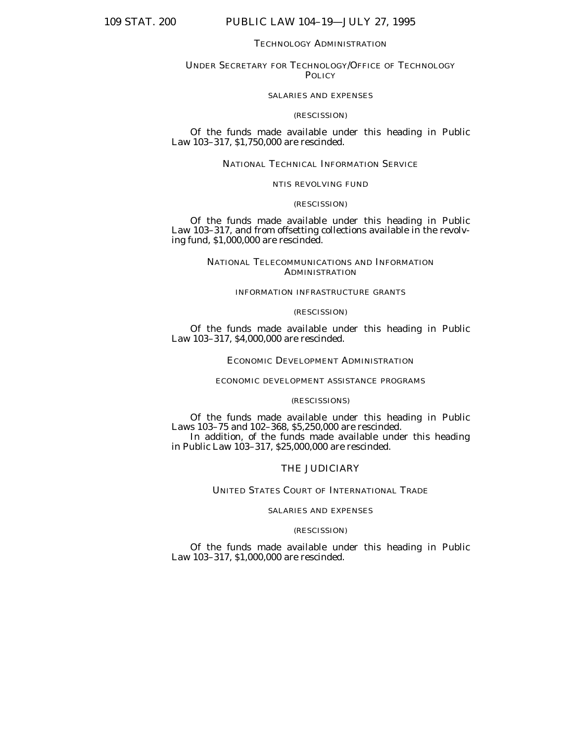## TECHNOLOGY ADMINISTRATION

### UNDER SECRETARY FOR TECHNOLOGY/OFFICE OF TECHNOLOGY POLICY

#### SALARIES AND EXPENSES

(RESCISSION)

Of the funds made available under this heading in Public Law 103–317, $1,750,000 are rescinded.

### NATIONAL TECHNICAL INFORMATION SERVICE

#### NTIS REVOLVING FUND

(RESCISSION)

Of the funds made available under this heading in Public Law 103–317, and from offsetting collections available in the revolving fund, $1,000,000 are rescinded.

### NATIONAL TELECOMMUNICATIONS AND INFORMATION ADMINISTRATION

#### INFORMATION INFRASTRUCTURE GRANTS

(RESCISSION)

Of the funds made available under this heading in Public Law 103–317, $4,000,000 are rescinded.

### ECONOMIC DEVELOPMENT ADMINISTRATION

#### ECONOMIC DEVELOPMENT ASSISTANCE PROGRAMS

(RESCISSIONS)

Of the funds made available under this heading in Public Laws 103–75 and 102–368, $5,250,000 are rescinded.

In addition, of the funds made available under this heading in Public Law 103–317, $25,000,000 are rescinded.

## THE JUDICIARY

### UNITED STATES COURT OF INTERNATIONAL TRADE

#### SALARIES AND EXPENSES

(RESCISSION)

Of the funds made available under this heading in Public Law 103–317, $1,000,000 are rescinded.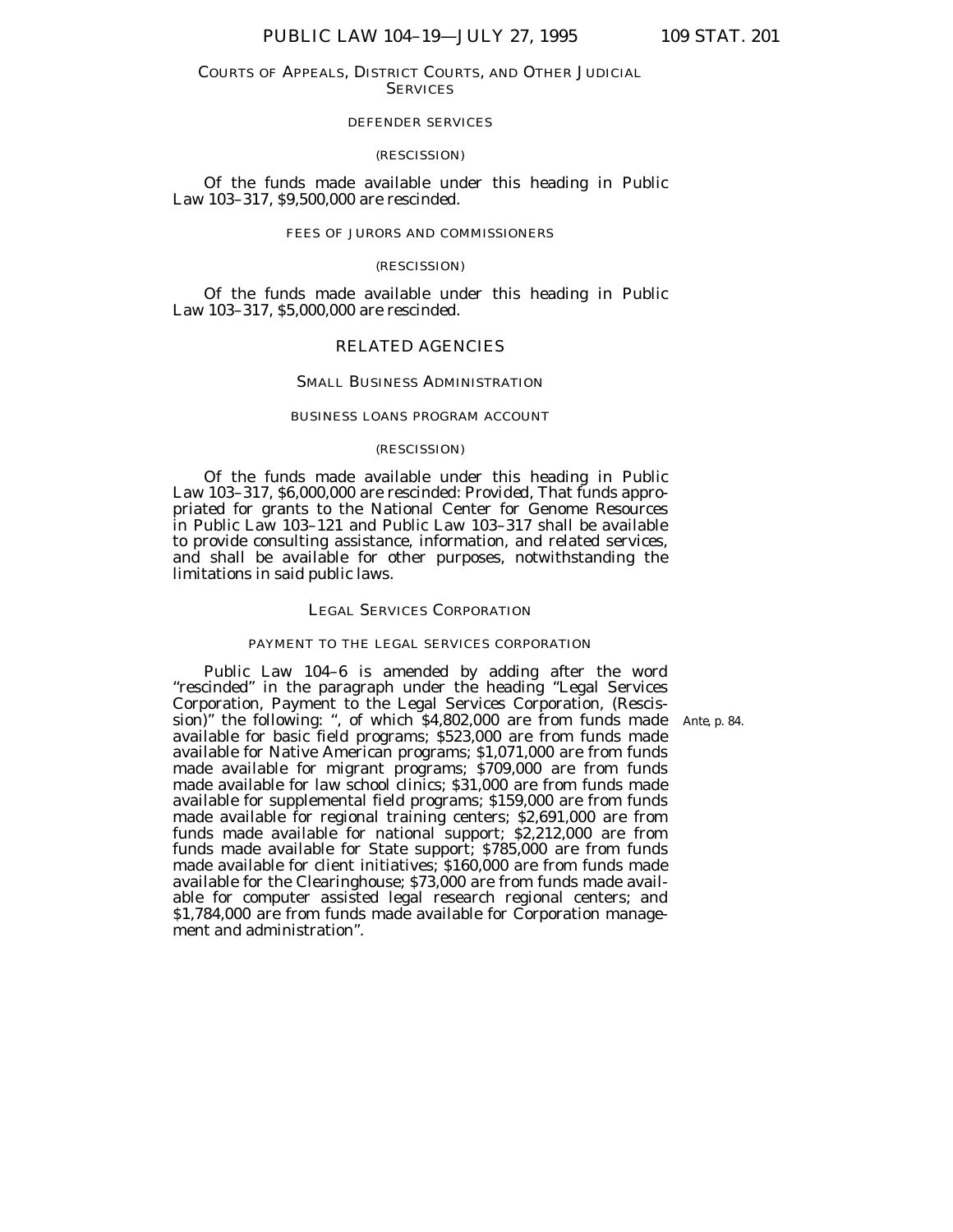COURTS OF APPEALS, DISTRICT COURTS, AND OTHER JUDICIAL SERVICES

DEFENDER SERVICES

(RESCISSION)

Of the funds made available under this heading in Public Law 103–317, $9,500,000 are rescinded.

FEES OF JURORS AND COMMISSIONERS

(RESCISSION)

Of the funds made available under this heading in Public Law 103–317, $5,000,000 are rescinded.

## RELATED AGENCIES

### SMALL BUSINESS ADMINISTRATION

BUSINESS LOANS PROGRAM ACCOUNT

(RESCISSION)

Of the funds made available under this heading in Public Law 103–317, $6,000,000 are rescinded: *Provided*, That funds appropriated for grants to the National Center for Genome Resources in Public Law 103–121 and Public Law 103–317 shall be available to provide consulting assistance, information, and related services, and shall be available for other purposes, notwithstanding the limitations in said public laws.

### LEGAL SERVICES CORPORATION

PAYMENT TO THE LEGAL SERVICES CORPORATION

Public Law 104–6 is amended by adding after the word "rescinded" in the paragraph under the heading "Legal Services Corporation, Payment to the Legal Services Corporation, (Rescission)" the following: ", of which $4,802,000 are from funds made available for basic field programs; $523,000 are from funds made available for Native American programs; $1,071,000 are from funds made available for migrant programs; $709,000 are from funds made available for law school clinics; $31,000 are from funds made available for supplemental field programs; $159,000 are from funds made available for regional training centers; $2,691,000 are from funds made available for national support; $2,212,000 are from funds made available for State support; $785,000 are from funds made available for client initiatives; $160,000 are from funds made available for the Clearinghouse; $73,000 are from funds made available for computer assisted legal research regional centers; and $1,784,000 are from funds made available for Corporation management and administration".

*Ante*, p. 84.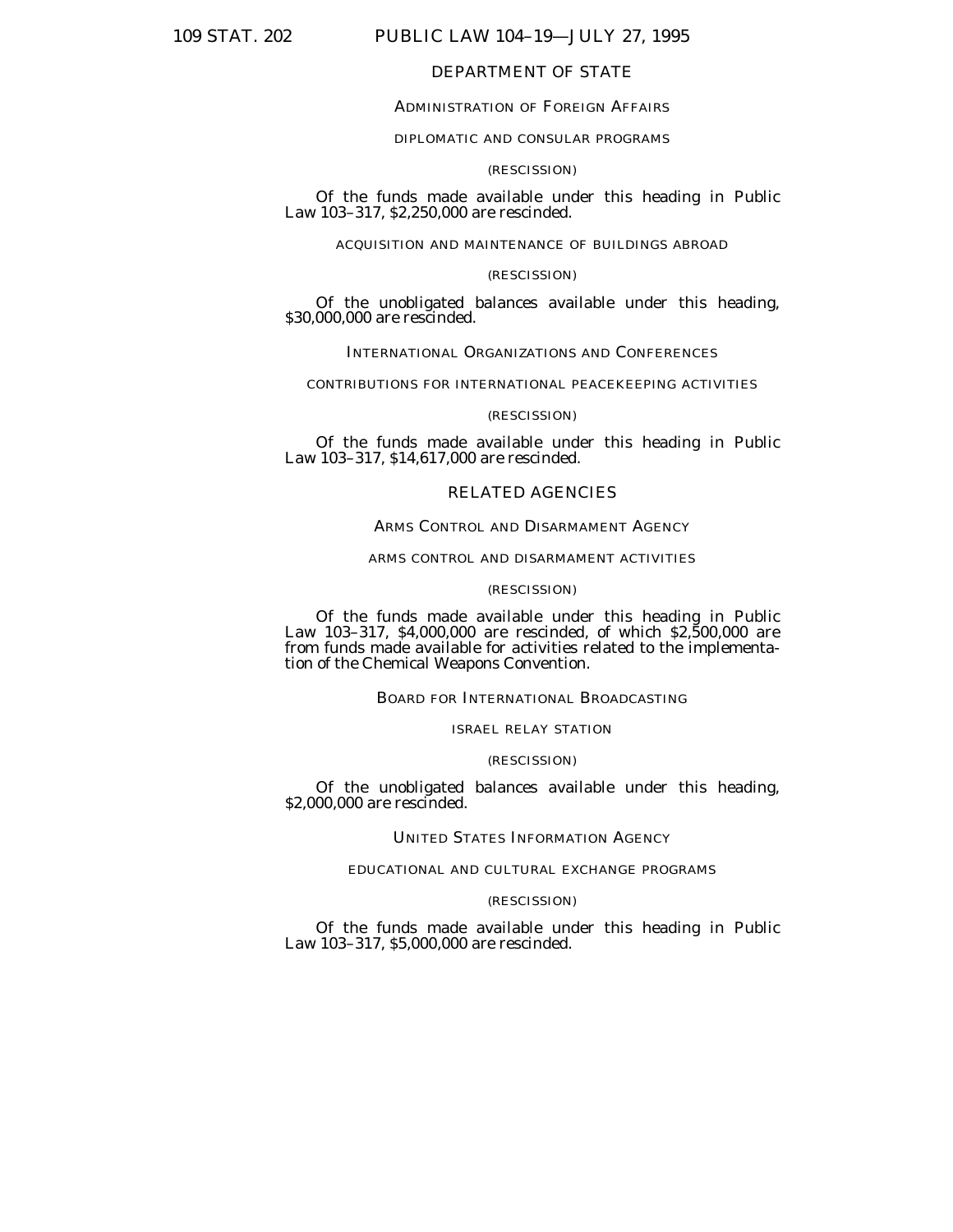## DEPARTMENT OF STATE

### Administration of Foreign Affairs

#### diplomatic and consular programs

(RESCISSION)

Of the funds made available under this heading in Public Law 103–317, $2,250,000 are rescinded.

#### acquisition and maintenance of buildings abroad

(RESCISSION)

Of the unobligated balances available under this heading, $30,000,000 are rescinded.

### International Organizations and Conferences

#### contributions for international peacekeeping activities

(RESCISSION)

Of the funds made available under this heading in Public Law 103–317, $14,617,000 are rescinded.

## RELATED AGENCIES

### Arms Control and Disarmament Agency

#### arms control and disarmament activities

(RESCISSION)

Of the funds made available under this heading in Public Law 103–317, $4,000,000 are rescinded, of which $2,500,000 are from funds made available for activities related to the implementation of the Chemical Weapons Convention.

### Board for International Broadcasting

#### israel relay station

(RESCISSION)

Of the unobligated balances available under this heading, $2,000,000 are rescinded.

### United States Information Agency

#### educational and cultural exchange programs

(RESCISSION)

Of the funds made available under this heading in Public Law 103–317, $5,000,000 are rescinded.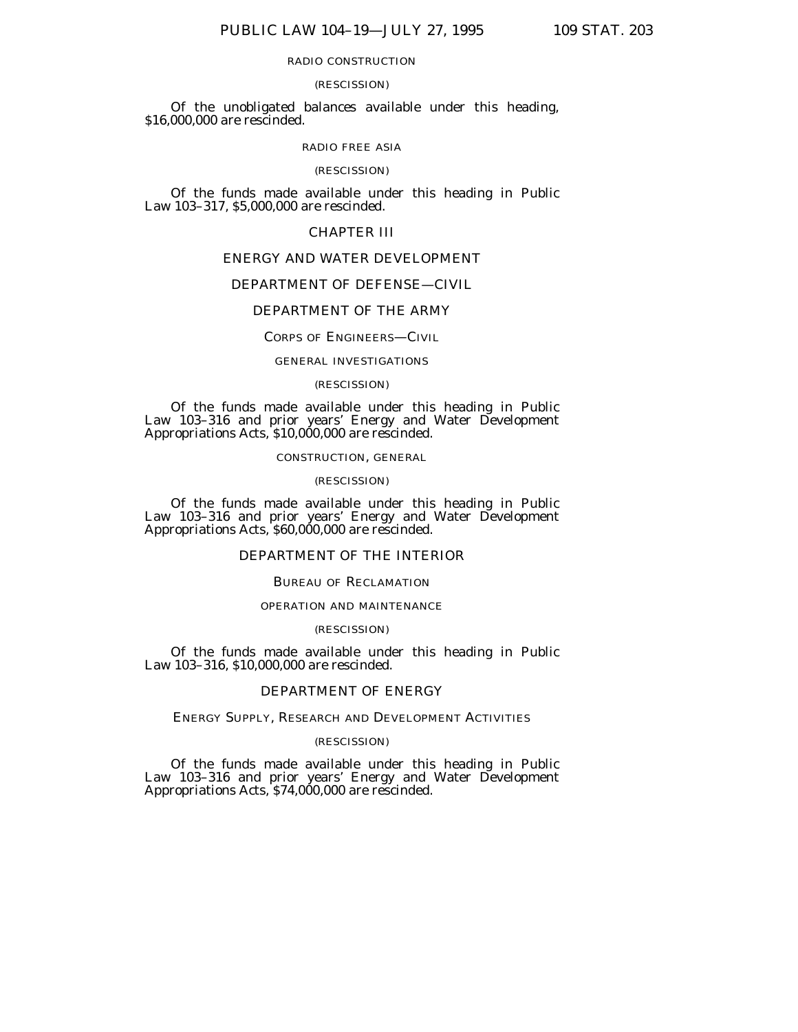RADIO CONSTRUCTION

(RESCISSION)

Of the unobligated balances available under this heading, $16,000,000 are rescinded.

RADIO FREE ASIA

(RESCISSION)

Of the funds made available under this heading in Public Law 103–317, $5,000,000 are rescinded.

## CHAPTER III

## ENERGY AND WATER DEVELOPMENT

## DEPARTMENT OF DEFENSE—CIVIL

## DEPARTMENT OF THE ARMY

### CORPS OF ENGINEERS—CIVIL

GENERAL INVESTIGATIONS

(RESCISSION)

Of the funds made available under this heading in Public Law 103–316 and prior years' Energy and Water Development Appropriations Acts, $10,000,000 are rescinded.

CONSTRUCTION, GENERAL

(RESCISSION)

Of the funds made available under this heading in Public Law 103–316 and prior years' Energy and Water Development Appropriations Acts, $60,000,000 are rescinded.

## DEPARTMENT OF THE INTERIOR

### BUREAU OF RECLAMATION

OPERATION AND MAINTENANCE

(RESCISSION)

Of the funds made available under this heading in Public Law 103–316, $10,000,000 are rescinded.

## DEPARTMENT OF ENERGY

### ENERGY SUPPLY, RESEARCH AND DEVELOPMENT ACTIVITIES

(RESCISSION)

Of the funds made available under this heading in Public Law 103–316 and prior years' Energy and Water Development Appropriations Acts, $74,000,000 are rescinded.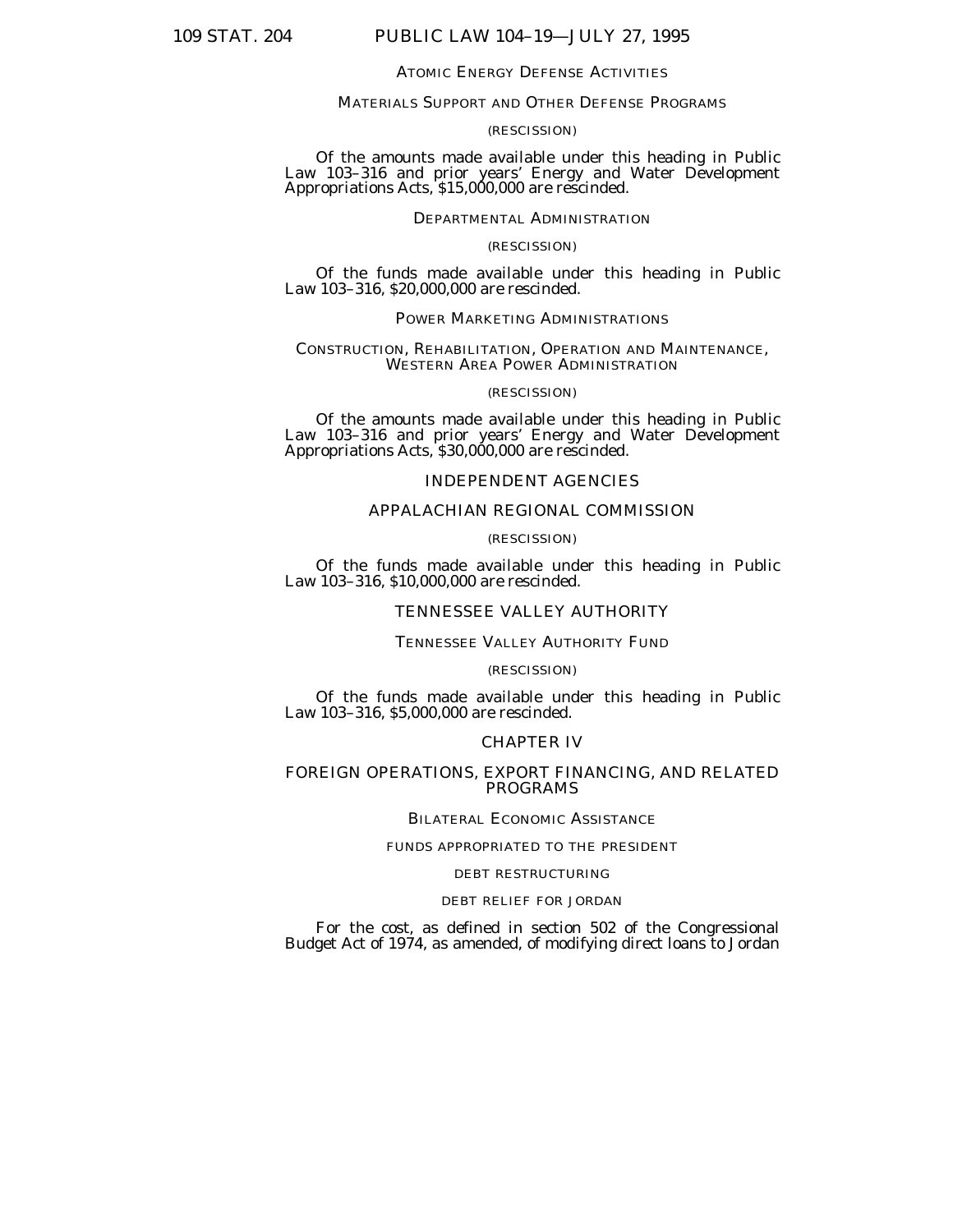### ATOMIC ENERGY DEFENSE ACTIVITIES

#### MATERIALS SUPPORT AND OTHER DEFENSE PROGRAMS

(RESCISSION)

Of the amounts made available under this heading in Public Law 103–316 and prior years' Energy and Water Development Appropriations Acts, $15,000,000 are rescinded.

#### DEPARTMENTAL ADMINISTRATION

(RESCISSION)

Of the funds made available under this heading in Public Law 103–316, $20,000,000 are rescinded.

### POWER MARKETING ADMINISTRATIONS

#### CONSTRUCTION, REHABILITATION, OPERATION AND MAINTENANCE, WESTERN AREA POWER ADMINISTRATION

(RESCISSION)

Of the amounts made available under this heading in Public Law 103–316 and prior years' Energy and Water Development Appropriations Acts, $30,000,000 are rescinded.

## INDEPENDENT AGENCIES

### APPALACHIAN REGIONAL COMMISSION

(RESCISSION)

Of the funds made available under this heading in Public Law 103–316, $10,000,000 are rescinded.

### TENNESSEE VALLEY AUTHORITY

#### TENNESSEE VALLEY AUTHORITY FUND

(RESCISSION)

Of the funds made available under this heading in Public Law 103–316, $5,000,000 are rescinded.

## CHAPTER IV

## FOREIGN OPERATIONS, EXPORT FINANCING, AND RELATED PROGRAMS

### BILATERAL ECONOMIC ASSISTANCE

#### FUNDS APPROPRIATED TO THE PRESIDENT

#### DEBT RESTRUCTURING

#### DEBT RELIEF FOR JORDAN

For the cost, as defined in section 502 of the Congressional Budget Act of 1974, as amended, of modifying direct loans to Jordan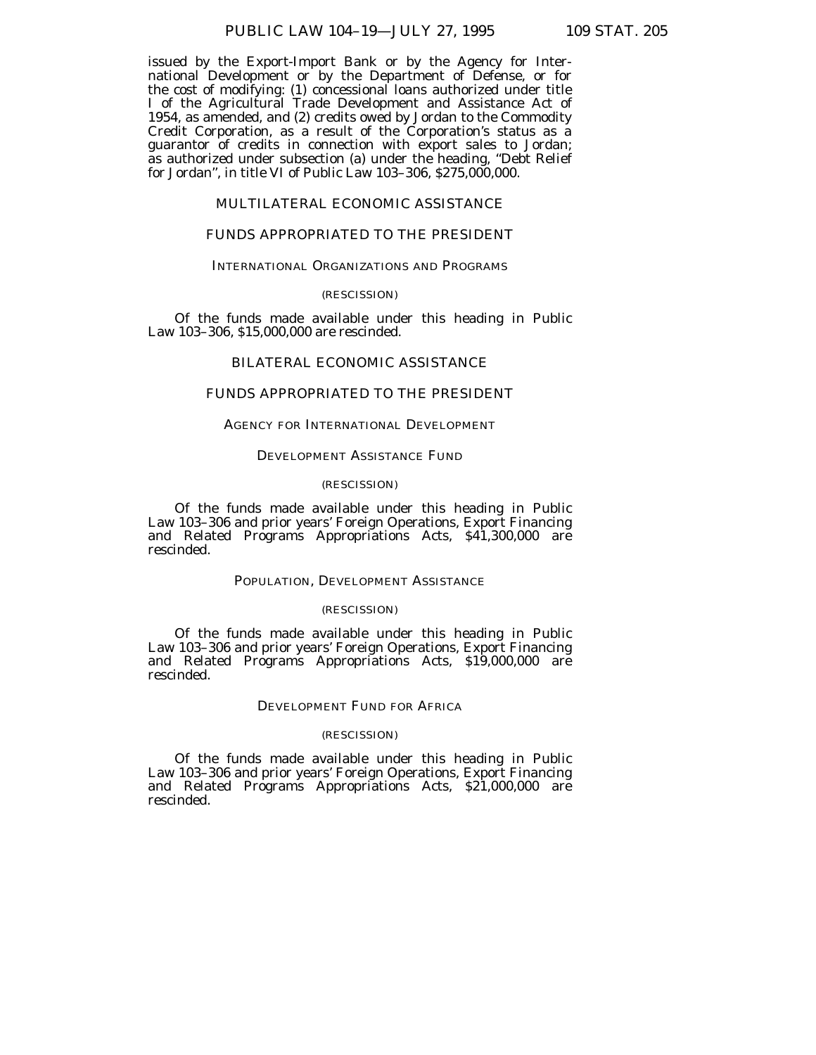issued by the Export-Import Bank or by the Agency for International Development or by the Department of Defense, or for the cost of modifying: (1) concessional loans authorized under title I of the Agricultural Trade Development and Assistance Act of 1954, as amended, and (2) credits owed by Jordan to the Commodity Credit Corporation, as a result of the Corporation's status as a guarantor of credits in connection with export sales to Jordan; as authorized under subsection (a) under the heading, "Debt Relief for Jordan", in title VI of Public Law 103–306, $275,000,000.

## MULTILATERAL ECONOMIC ASSISTANCE

## FUNDS APPROPRIATED TO THE PRESIDENT

### INTERNATIONAL ORGANIZATIONS AND PROGRAMS

(RESCISSION)

Of the funds made available under this heading in Public Law 103–306, $15,000,000 are rescinded.

## BILATERAL ECONOMIC ASSISTANCE

## FUNDS APPROPRIATED TO THE PRESIDENT

### AGENCY FOR INTERNATIONAL DEVELOPMENT

### DEVELOPMENT ASSISTANCE FUND

(RESCISSION)

Of the funds made available under this heading in Public Law 103–306 and prior years' Foreign Operations, Export Financing and Related Programs Appropriations Acts, $41,300,000 are rescinded.

### POPULATION, DEVELOPMENT ASSISTANCE

(RESCISSION)

Of the funds made available under this heading in Public Law 103–306 and prior years' Foreign Operations, Export Financing and Related Programs Appropriations Acts, $19,000,000 are rescinded.

### DEVELOPMENT FUND FOR AFRICA

(RESCISSION)

Of the funds made available under this heading in Public Law 103–306 and prior years' Foreign Operations, Export Financing and Related Programs Appropriations Acts, $21,000,000 are rescinded.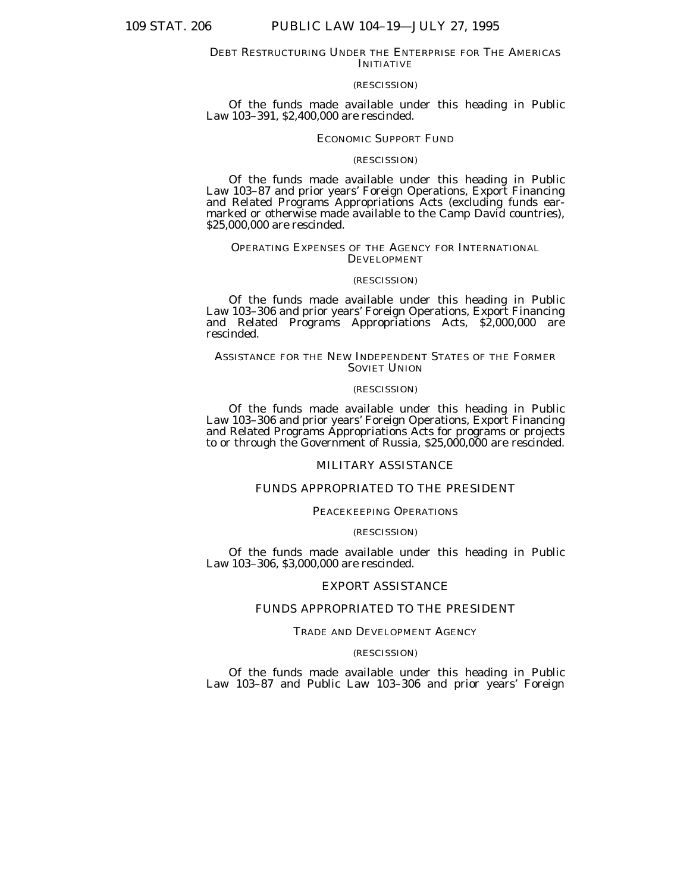### DEBT RESTRUCTURING UNDER THE ENTERPRISE FOR THE AMERICAS INITIATIVE

(RESCISSION)

Of the funds made available under this heading in Public Law 103–391, $2,400,000 are rescinded.

### ECONOMIC SUPPORT FUND

(RESCISSION)

Of the funds made available under this heading in Public Law 103–87 and prior years' Foreign Operations, Export Financing and Related Programs Appropriations Acts (excluding funds earmarked or otherwise made available to the Camp David countries), $25,000,000 are rescinded.

### OPERATING EXPENSES OF THE AGENCY FOR INTERNATIONAL DEVELOPMENT

(RESCISSION)

Of the funds made available under this heading in Public Law 103–306 and prior years' Foreign Operations, Export Financing and Related Programs Appropriations Acts, $2,000,000 are rescinded.

### ASSISTANCE FOR THE NEW INDEPENDENT STATES OF THE FORMER SOVIET UNION

(RESCISSION)

Of the funds made available under this heading in Public Law 103–306 and prior years' Foreign Operations, Export Financing and Related Programs Appropriations Acts for programs or projects to or through the Government of Russia, $25,000,000 are rescinded.

## MILITARY ASSISTANCE

## FUNDS APPROPRIATED TO THE PRESIDENT

### PEACEKEEPING OPERATIONS

(RESCISSION)

Of the funds made available under this heading in Public Law 103–306, $3,000,000 are rescinded.

## EXPORT ASSISTANCE

## FUNDS APPROPRIATED TO THE PRESIDENT

### TRADE AND DEVELOPMENT AGENCY

(RESCISSION)

Of the funds made available under this heading in Public Law 103–87 and Public Law 103–306 and prior years' Foreign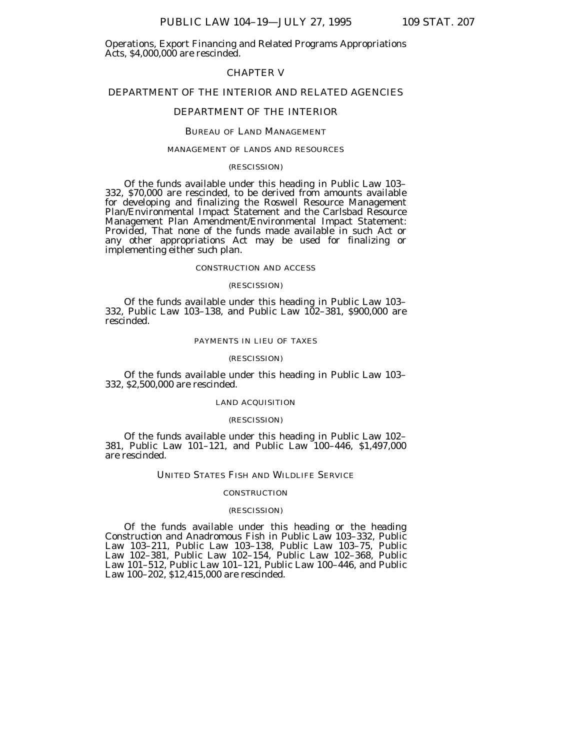Operations, Export Financing and Related Programs Appropriations Acts, $4,000,000 are rescinded.

## CHAPTER V

## DEPARTMENT OF THE INTERIOR AND RELATED AGENCIES

## DEPARTMENT OF THE INTERIOR

### BUREAU OF LAND MANAGEMENT

#### MANAGEMENT OF LANDS AND RESOURCES

(RESCISSION)

Of the funds available under this heading in Public Law 103–332, $70,000 are rescinded, to be derived from amounts available for developing and finalizing the Roswell Resource Management Plan/Environmental Impact Statement and the Carlsbad Resource Management Plan Amendment/Environmental Impact Statement: *Provided*, That none of the funds made available in such Act or any other appropriations Act may be used for finalizing or implementing either such plan.

#### CONSTRUCTION AND ACCESS

(RESCISSION)

Of the funds available under this heading in Public Law 103–332, Public Law 103–138, and Public Law 102–381, $900,000 are rescinded.

#### PAYMENTS IN LIEU OF TAXES

(RESCISSION)

Of the funds available under this heading in Public Law 103–332, $2,500,000 are rescinded.

#### LAND ACQUISITION

(RESCISSION)

Of the funds available under this heading in Public Law 102–381, Public Law 101–121, and Public Law 100–446, $1,497,000 are rescinded.

### UNITED STATES FISH AND WILDLIFE SERVICE

#### CONSTRUCTION

(RESCISSION)

Of the funds available under this heading or the heading Construction and Anadromous Fish in Public Law 103–332, Public Law 103–211, Public Law 103–138, Public Law 103–75, Public Law 102–381, Public Law 102–154, Public Law 102–368, Public Law 101–512, Public Law 101–121, Public Law 100–446, and Public Law 100–202, $12,415,000 are rescinded.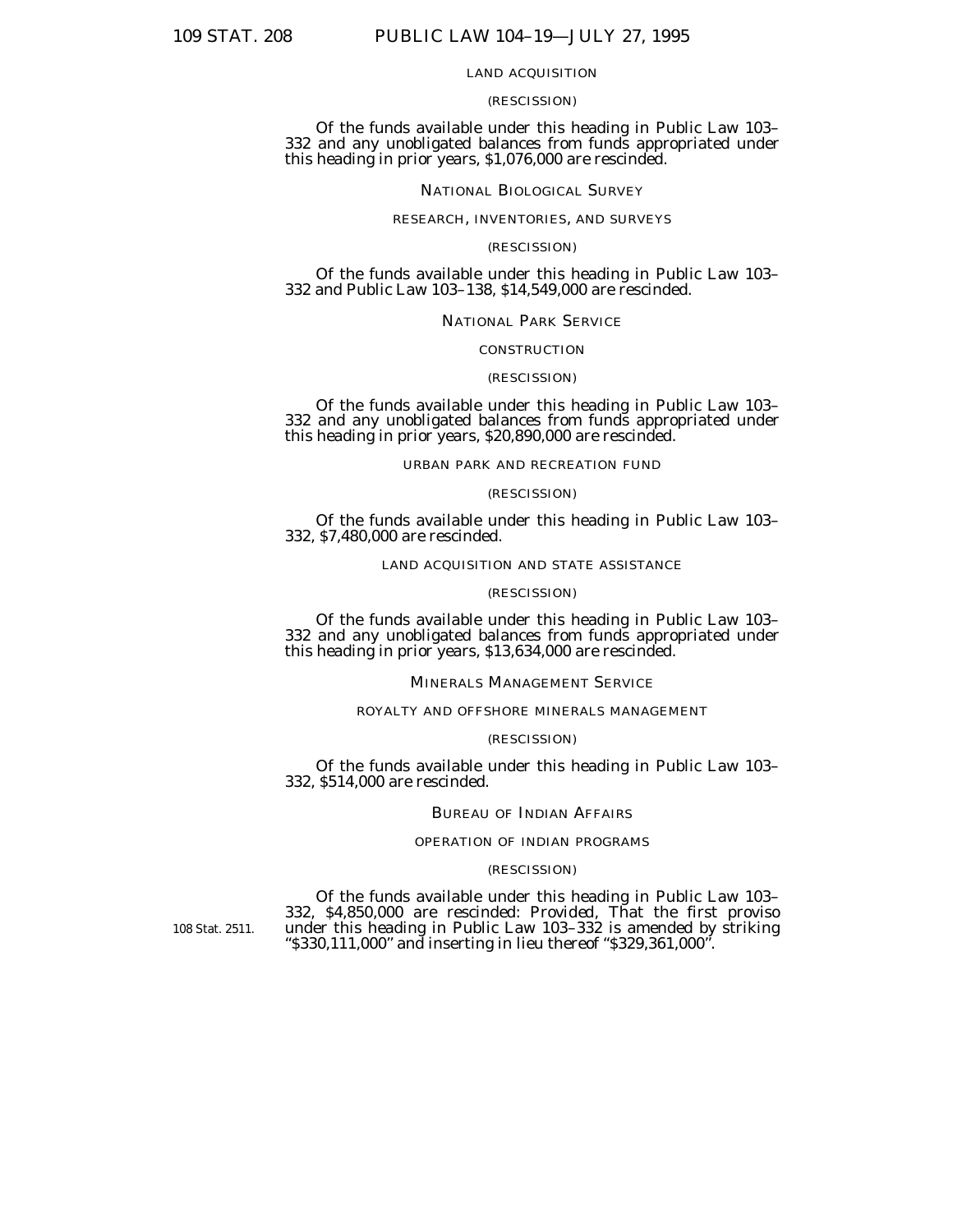LAND ACQUISITION

(RESCISSION)

Of the funds available under this heading in Public Law 103–332 and any unobligated balances from funds appropriated under this heading in prior years, $1,076,000 are rescinded.

NATIONAL BIOLOGICAL SURVEY

RESEARCH, INVENTORIES, AND SURVEYS

(RESCISSION)

Of the funds available under this heading in Public Law 103–332 and Public Law 103–138, $14,549,000 are rescinded.

NATIONAL PARK SERVICE

CONSTRUCTION

(RESCISSION)

Of the funds available under this heading in Public Law 103–332 and any unobligated balances from funds appropriated under this heading in prior years, $20,890,000 are rescinded.

URBAN PARK AND RECREATION FUND

(RESCISSION)

Of the funds available under this heading in Public Law 103–332, $7,480,000 are rescinded.

LAND ACQUISITION AND STATE ASSISTANCE

(RESCISSION)

Of the funds available under this heading in Public Law 103–332 and any unobligated balances from funds appropriated under this heading in prior years, $13,634,000 are rescinded.

MINERALS MANAGEMENT SERVICE

ROYALTY AND OFFSHORE MINERALS MANAGEMENT

(RESCISSION)

Of the funds available under this heading in Public Law 103–332, $514,000 are rescinded.

BUREAU OF INDIAN AFFAIRS

OPERATION OF INDIAN PROGRAMS

(RESCISSION)

108 Stat. 2511.

Of the funds available under this heading in Public Law 103–332, $4,850,000 are rescinded: *Provided*, That the first proviso under this heading in Public Law 103–332 is amended by striking "$330,111,000" and inserting in lieu thereof "$329,361,000".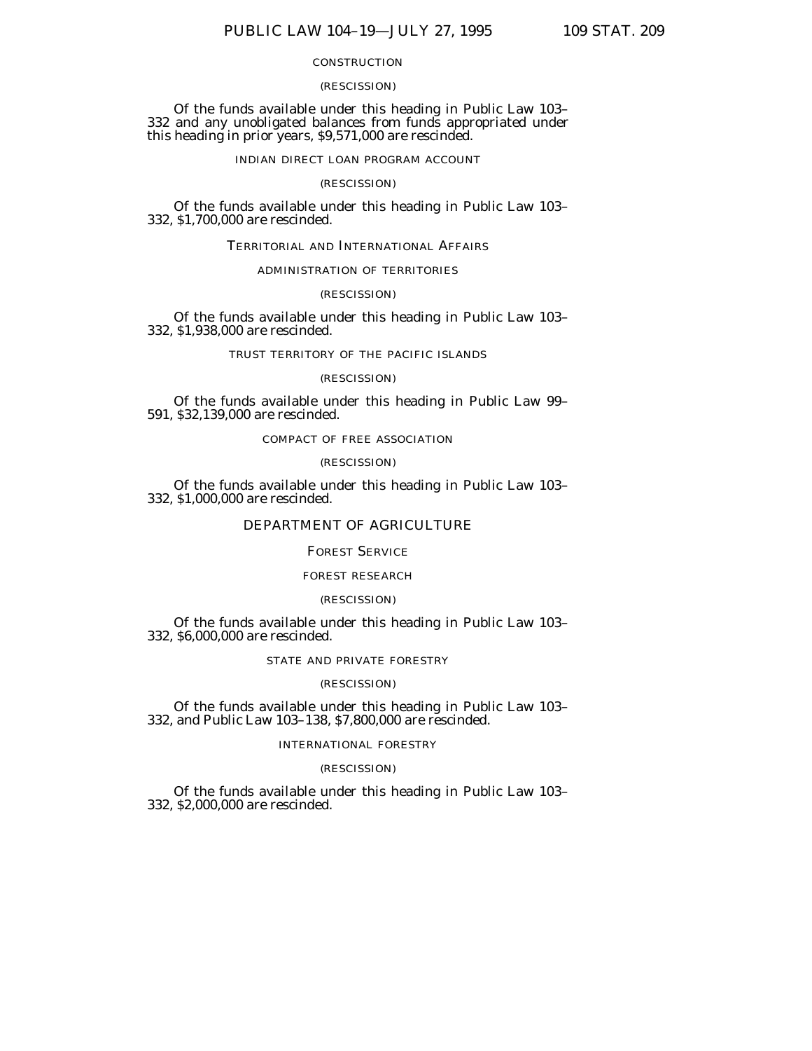CONSTRUCTION

(RESCISSION)

Of the funds available under this heading in Public Law 103–332 and any unobligated balances from funds appropriated under this heading in prior years, $9,571,000 are rescinded.

INDIAN DIRECT LOAN PROGRAM ACCOUNT

(RESCISSION)

Of the funds available under this heading in Public Law 103–332, $1,700,000 are rescinded.

## TERRITORIAL AND INTERNATIONAL AFFAIRS

ADMINISTRATION OF TERRITORIES

(RESCISSION)

Of the funds available under this heading in Public Law 103–332, $1,938,000 are rescinded.

TRUST TERRITORY OF THE PACIFIC ISLANDS

(RESCISSION)

Of the funds available under this heading in Public Law 99–591, $32,139,000 are rescinded.

COMPACT OF FREE ASSOCIATION

(RESCISSION)

Of the funds available under this heading in Public Law 103–332, $1,000,000 are rescinded.

# DEPARTMENT OF AGRICULTURE

## FOREST SERVICE

FOREST RESEARCH

(RESCISSION)

Of the funds available under this heading in Public Law 103–332, $6,000,000 are rescinded.

STATE AND PRIVATE FORESTRY

(RESCISSION)

Of the funds available under this heading in Public Law 103–332, and Public Law 103–138, $7,800,000 are rescinded.

INTERNATIONAL FORESTRY

(RESCISSION)

Of the funds available under this heading in Public Law 103–332, $2,000,000 are rescinded.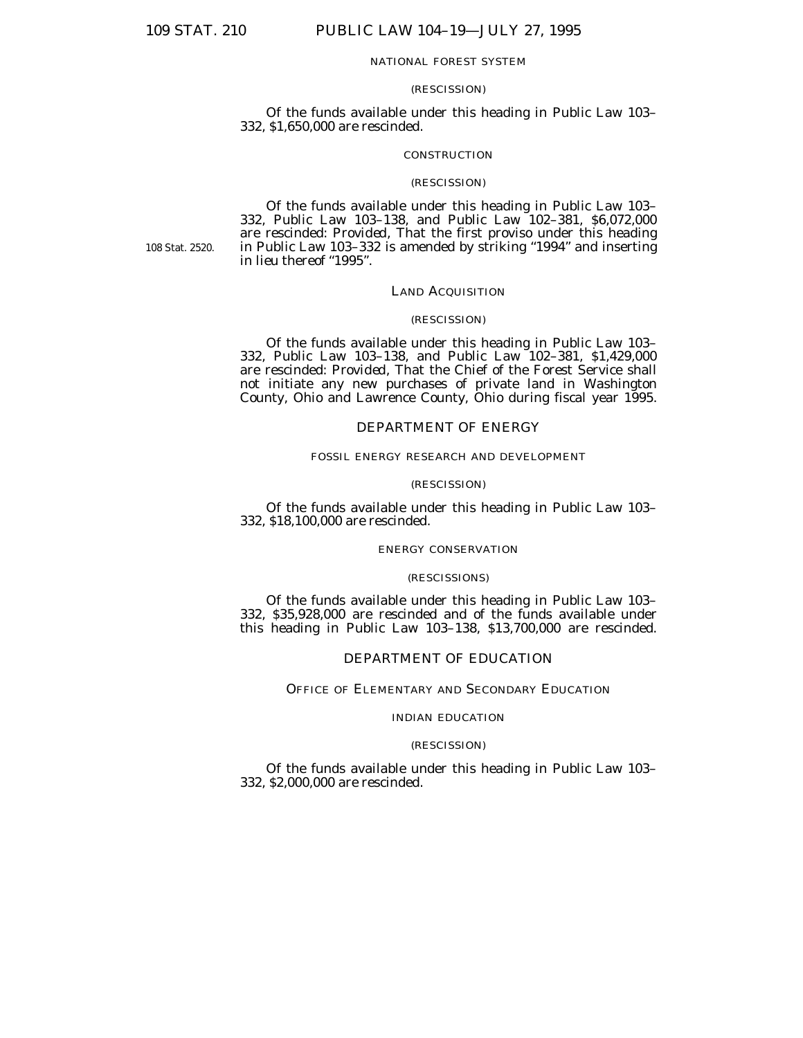NATIONAL FOREST SYSTEM

(RESCISSION)

Of the funds available under this heading in Public Law 103–332, $1,650,000 are rescinded.

CONSTRUCTION

(RESCISSION)

Of the funds available under this heading in Public Law 103–332, Public Law 103–138, and Public Law 102–381, $6,072,000 are rescinded: *Provided*, That the first proviso under this heading in Public Law 103–332 is amended by striking "1994" and inserting in lieu thereof "1995".

108 Stat. 2520.

LAND ACQUISITION

(RESCISSION)

Of the funds available under this heading in Public Law 103–332, Public Law 103–138, and Public Law 102–381, $1,429,000 are rescinded: *Provided*, That the Chief of the Forest Service shall not initiate any new purchases of private land in Washington County, Ohio and Lawrence County, Ohio during fiscal year 1995.

## DEPARTMENT OF ENERGY

FOSSIL ENERGY RESEARCH AND DEVELOPMENT

(RESCISSION)

Of the funds available under this heading in Public Law 103–332, $18,100,000 are rescinded.

ENERGY CONSERVATION

(RESCISSIONS)

Of the funds available under this heading in Public Law 103–332, $35,928,000 are rescinded and of the funds available under this heading in Public Law 103–138, $13,700,000 are rescinded.

## DEPARTMENT OF EDUCATION

OFFICE OF ELEMENTARY AND SECONDARY EDUCATION

INDIAN EDUCATION

(RESCISSION)

Of the funds available under this heading in Public Law 103–332, $2,000,000 are rescinded.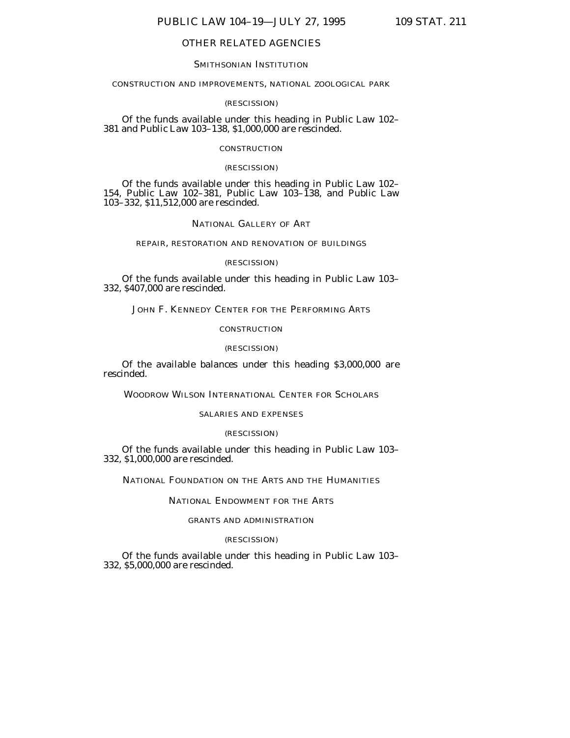## OTHER RELATED AGENCIES

### SMITHSONIAN INSTITUTION

#### CONSTRUCTION AND IMPROVEMENTS, NATIONAL ZOOLOGICAL PARK

(RESCISSION)

Of the funds available under this heading in Public Law 102–381 and Public Law 103–138, $1,000,000 are rescinded.

#### CONSTRUCTION

(RESCISSION)

Of the funds available under this heading in Public Law 102–154, Public Law 102–381, Public Law 103–138, and Public Law 103–332, $11,512,000 are rescinded.

### NATIONAL GALLERY OF ART

#### REPAIR, RESTORATION AND RENOVATION OF BUILDINGS

(RESCISSION)

Of the funds available under this heading in Public Law 103–332, $407,000 are rescinded.

### JOHN F. KENNEDY CENTER FOR THE PERFORMING ARTS

#### CONSTRUCTION

(RESCISSION)

Of the available balances under this heading $3,000,000 are rescinded.

### WOODROW WILSON INTERNATIONAL CENTER FOR SCHOLARS

#### SALARIES AND EXPENSES

(RESCISSION)

Of the funds available under this heading in Public Law 103–332, $1,000,000 are rescinded.

### NATIONAL FOUNDATION ON THE ARTS AND THE HUMANITIES

### NATIONAL ENDOWMENT FOR THE ARTS

#### GRANTS AND ADMINISTRATION

(RESCISSION)

Of the funds available under this heading in Public Law 103–332, $5,000,000 are rescinded.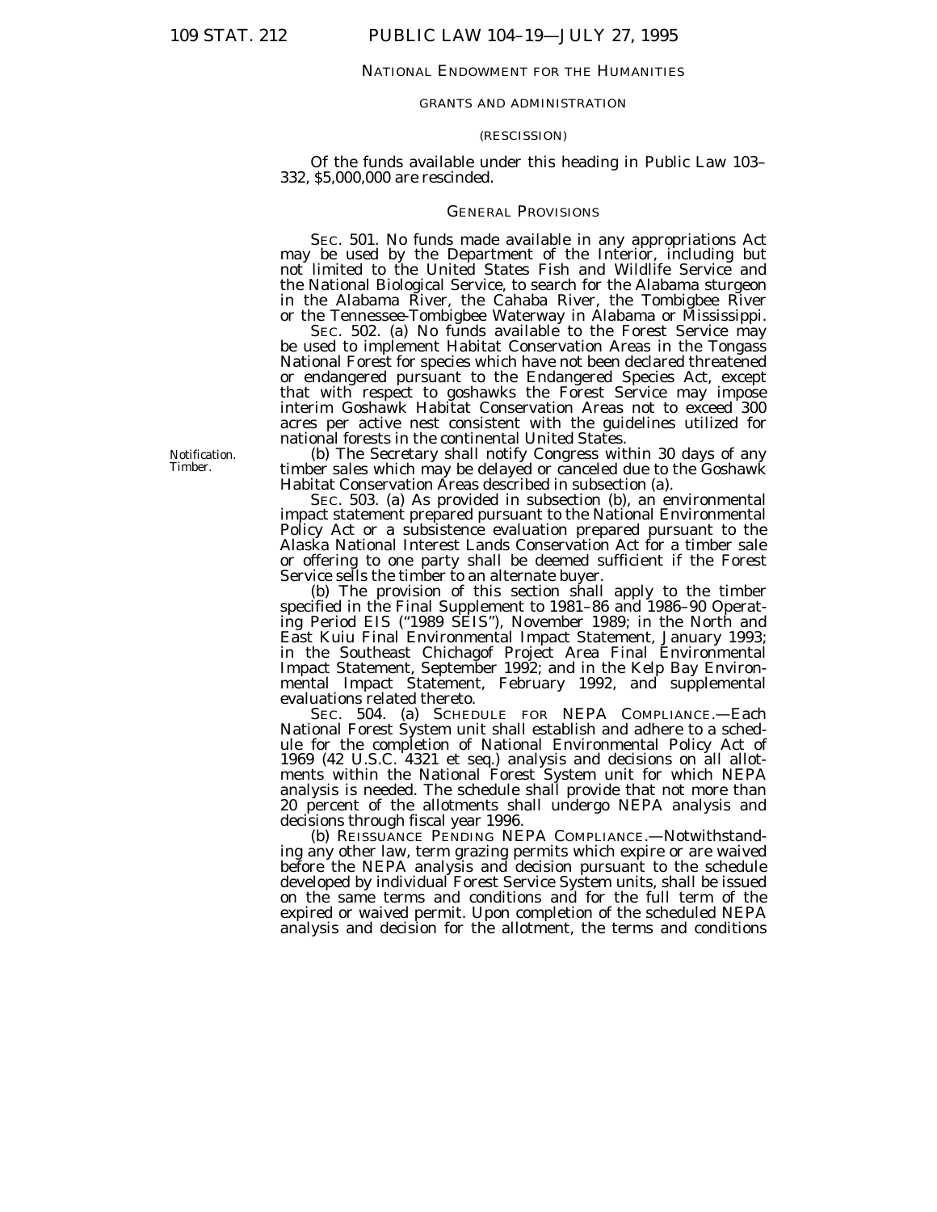NATIONAL ENDOWMENT FOR THE HUMANITIES

GRANTS AND ADMINISTRATION

(RESCISSION)

Of the funds available under this heading in Public Law 103–332, $5,000,000 are rescinded.

GENERAL PROVISIONS

SEC. 501. No funds made available in any appropriations Act may be used by the Department of the Interior, including but not limited to the United States Fish and Wildlife Service and the National Biological Service, to search for the Alabama sturgeon in the Alabama River, the Cahaba River, the Tombigbee River or the Tennessee-Tombigbee Waterway in Alabama or Mississippi.

SEC. 502. (a) No funds available to the Forest Service may be used to implement Habitat Conservation Areas in the Tongass National Forest for species which have not been declared threatened or endangered pursuant to the Endangered Species Act, except that with respect to goshawks the Forest Service may impose interim Goshawk Habitat Conservation Areas not to exceed 300 acres per active nest consistent with the guidelines utilized for national forests in the continental United States.

*Notification. Timber.*

(b) The Secretary shall notify Congress within 30 days of any timber sales which may be delayed or canceled due to the Goshawk Habitat Conservation Areas described in subsection (a).

SEC. 503. (a) As provided in subsection (b), an environmental impact statement prepared pursuant to the National Environmental Policy Act or a subsistence evaluation prepared pursuant to the Alaska National Interest Lands Conservation Act for a timber sale or offering to one party shall be deemed sufficient if the Forest Service sells the timber to an alternate buyer.

(b) The provision of this section shall apply to the timber specified in the Final Supplement to 1981–86 and 1986–90 Operating Period EIS ("1989 SEIS"), November 1989; in the North and East Kuiu Final Environmental Impact Statement, January 1993; in the Southeast Chichagof Project Area Final Environmental Impact Statement, September 1992; and in the Kelp Bay Environmental Impact Statement, February 1992, and supplemental evaluations related thereto.

SEC. 504. (a) SCHEDULE FOR NEPA COMPLIANCE.—Each National Forest System unit shall establish and adhere to a schedule for the completion of National Environmental Policy Act of 1969 (42 U.S.C. 4321 et seq.) analysis and decisions on all allotments within the National Forest System unit for which NEPA analysis is needed. The schedule shall provide that not more than 20 percent of the allotments shall undergo NEPA analysis and decisions through fiscal year 1996.

(b) REISSUANCE PENDING NEPA COMPLIANCE.—Notwithstanding any other law, term grazing permits which expire or are waived before the NEPA analysis and decision pursuant to the schedule developed by individual Forest Service System units, shall be issued on the same terms and conditions and for the full term of the expired or waived permit. Upon completion of the scheduled NEPA analysis and decision for the allotment, the terms and conditions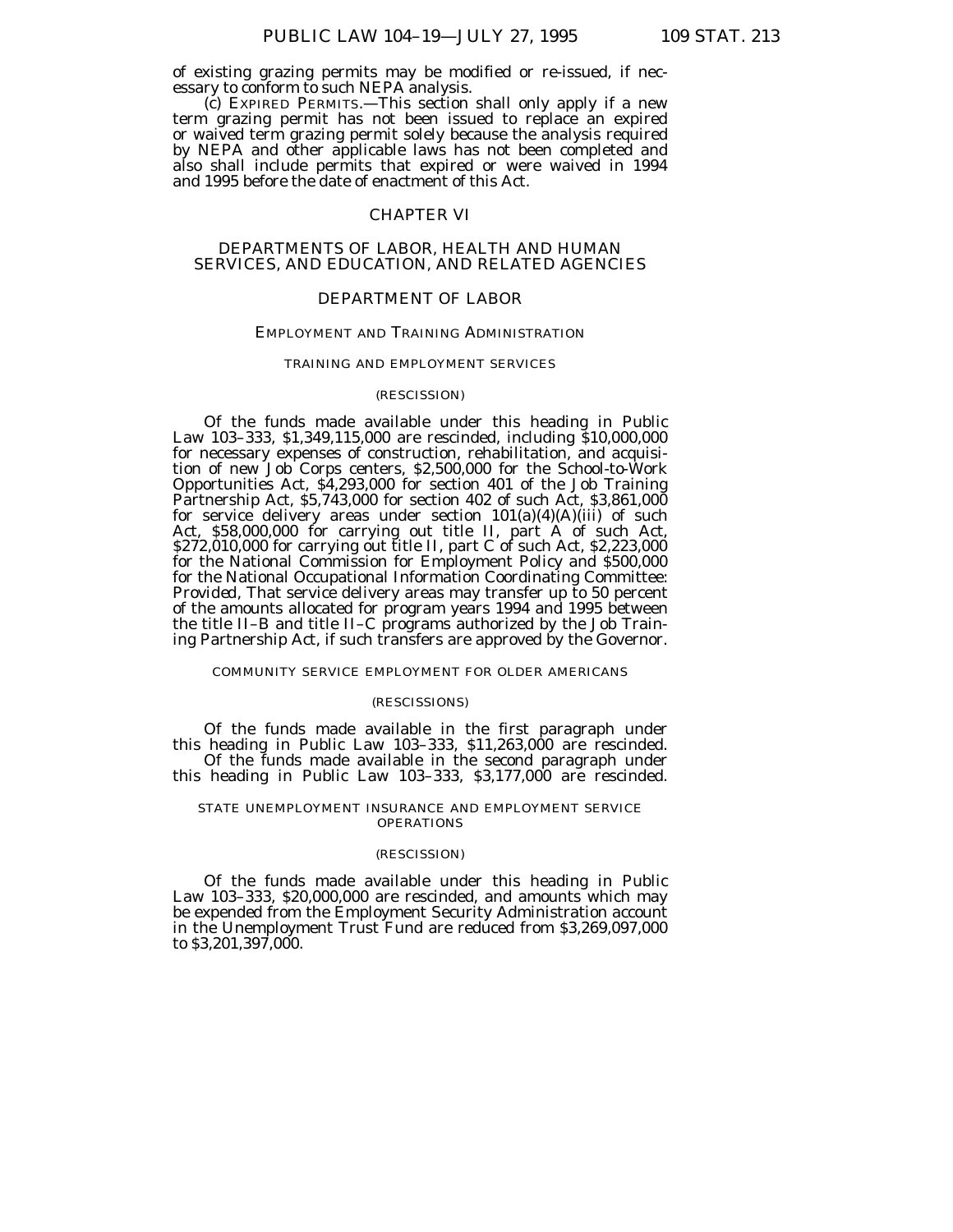of existing grazing permits may be modified or re-issued, if necessary to conform to such NEPA analysis.

(c) EXPIRED PERMITS.—This section shall only apply if a new term grazing permit has not been issued to replace an expired or waived term grazing permit solely because the analysis required by NEPA and other applicable laws has not been completed and also shall include permits that expired or were waived in 1994 and 1995 before the date of enactment of this Act.

## CHAPTER VI

## DEPARTMENTS OF LABOR, HEALTH AND HUMAN SERVICES, AND EDUCATION, AND RELATED AGENCIES

## DEPARTMENT OF LABOR

### EMPLOYMENT AND TRAINING ADMINISTRATION

#### TRAINING AND EMPLOYMENT SERVICES

(RESCISSION)

Of the funds made available under this heading in Public Law 103–333, $1,349,115,000 are rescinded, including $10,000,000 for necessary expenses of construction, rehabilitation, and acquisition of new Job Corps centers, $2,500,000 for the School-to-Work Opportunities Act, $4,293,000 for section 401 of the Job Training Partnership Act, $5,743,000 for section 402 of such Act, $3,861,000 for service delivery areas under section 101(a)(4)(A)(iii) of such Act, $58,000,000 for carrying out title II, part A of such Act, $272,010,000 for carrying out title II, part C of such Act, $2,223,000 for the National Commission for Employment Policy and $500,000 for the National Occupational Information Coordinating Committee: *Provided*, That service delivery areas may transfer up to 50 percent of the amounts allocated for program years 1994 and 1995 between the title II–B and title II–C programs authorized by the Job Training Partnership Act, if such transfers are approved by the Governor.

#### COMMUNITY SERVICE EMPLOYMENT FOR OLDER AMERICANS

(RESCISSIONS)

Of the funds made available in the first paragraph under this heading in Public Law 103–333, $11,263,000 are rescinded.

Of the funds made available in the second paragraph under this heading in Public Law 103–333, $3,177,000 are rescinded.

#### STATE UNEMPLOYMENT INSURANCE AND EMPLOYMENT SERVICE OPERATIONS

(RESCISSION)

Of the funds made available under this heading in Public Law 103–333, $20,000,000 are rescinded, and amounts which may be expended from the Employment Security Administration account in the Unemployment Trust Fund are reduced from $3,269,097,000 to $3,201,397,000.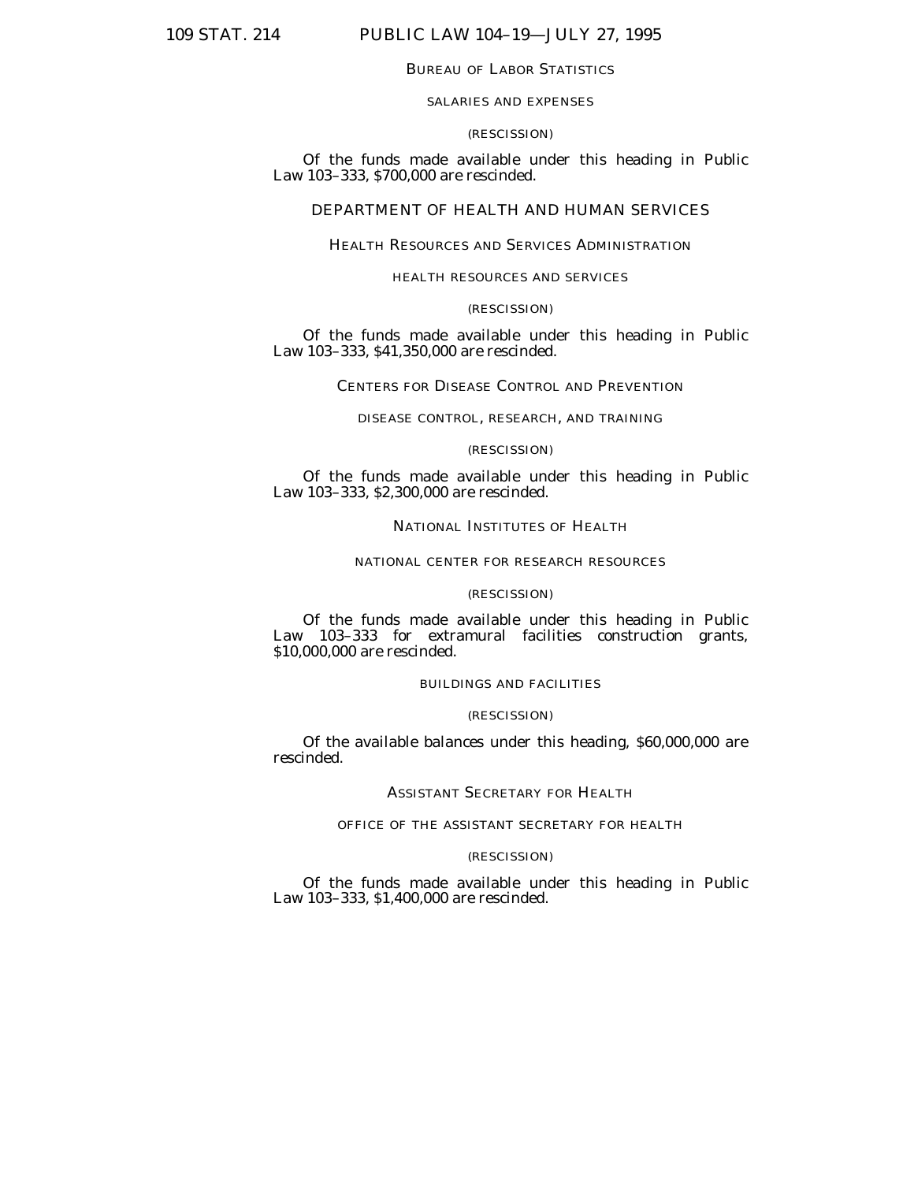BUREAU OF LABOR STATISTICS

SALARIES AND EXPENSES

(RESCISSION)

Of the funds made available under this heading in Public Law 103–333, $700,000 are rescinded.

## DEPARTMENT OF HEALTH AND HUMAN SERVICES

HEALTH RESOURCES AND SERVICES ADMINISTRATION

HEALTH RESOURCES AND SERVICES

(RESCISSION)

Of the funds made available under this heading in Public Law 103–333, $41,350,000 are rescinded.

CENTERS FOR DISEASE CONTROL AND PREVENTION

DISEASE CONTROL, RESEARCH, AND TRAINING

(RESCISSION)

Of the funds made available under this heading in Public Law 103–333, $2,300,000 are rescinded.

NATIONAL INSTITUTES OF HEALTH

NATIONAL CENTER FOR RESEARCH RESOURCES

(RESCISSION)

Of the funds made available under this heading in Public Law 103–333 for extramural facilities construction grants, $10,000,000 are rescinded.

BUILDINGS AND FACILITIES

(RESCISSION)

Of the available balances under this heading, $60,000,000 are rescinded.

ASSISTANT SECRETARY FOR HEALTH

OFFICE OF THE ASSISTANT SECRETARY FOR HEALTH

(RESCISSION)

Of the funds made available under this heading in Public Law 103–333, $1,400,000 are rescinded.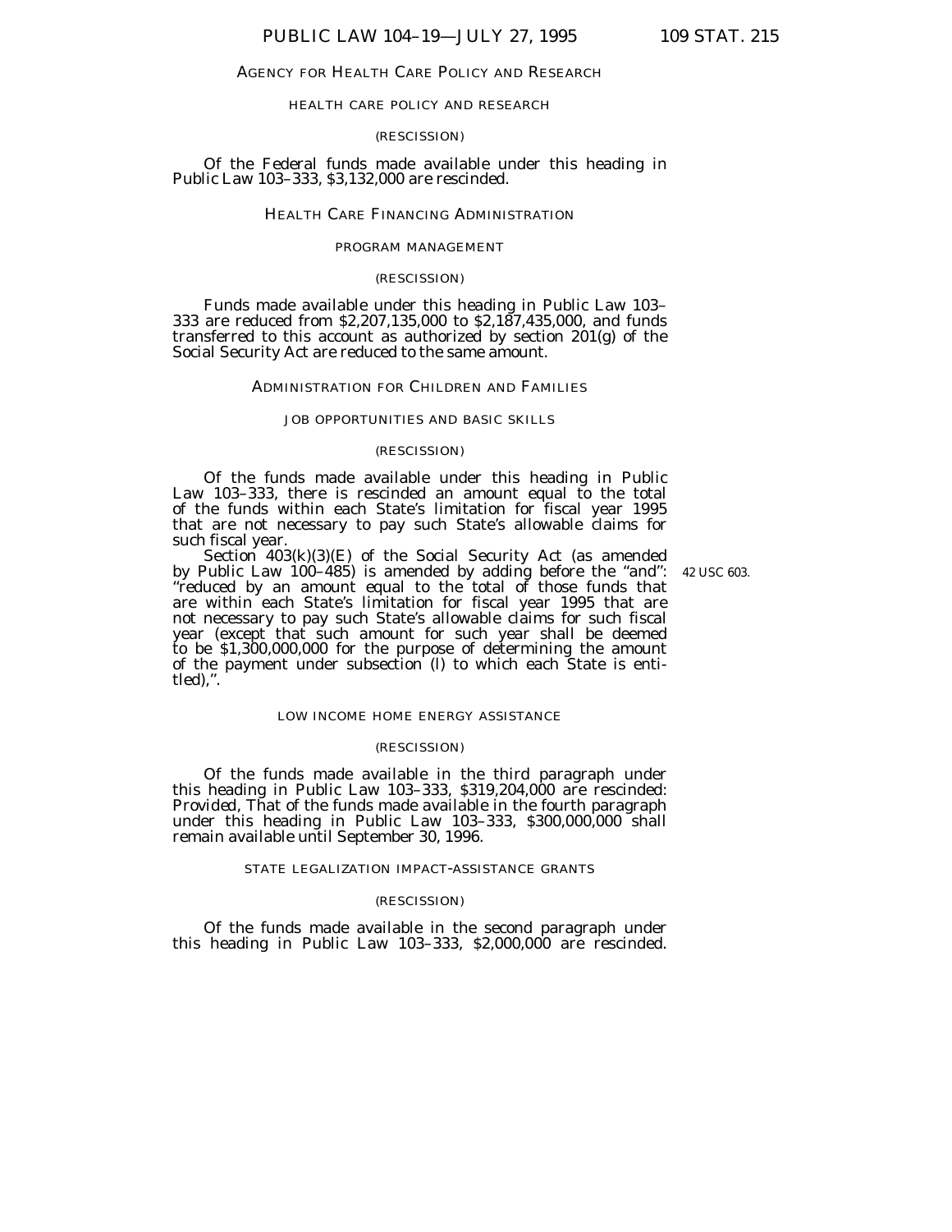## AGENCY FOR HEALTH CARE POLICY AND RESEARCH

### HEALTH CARE POLICY AND RESEARCH

#### (RESCISSION)

Of the Federal funds made available under this heading in Public Law 103–333, $3,132,000 are rescinded.

## HEALTH CARE FINANCING ADMINISTRATION

### PROGRAM MANAGEMENT

#### (RESCISSION)

Funds made available under this heading in Public Law 103–333 are reduced from $2,207,135,000 to $2,187,435,000, and funds transferred to this account as authorized by section 201(g) of the Social Security Act are reduced to the same amount.

## ADMINISTRATION FOR CHILDREN AND FAMILIES

### JOB OPPORTUNITIES AND BASIC SKILLS

#### (RESCISSION)

Of the funds made available under this heading in Public Law 103–333, there is rescinded an amount equal to the total of the funds within each State's limitation for fiscal year 1995 that are not necessary to pay such State's allowable claims for such fiscal year.

Section 403(k)(3)(E) of the Social Security Act (as amended by Public Law 100–485) is amended by adding before the "and": "reduced by an amount equal to the total of those funds that are within each State's limitation for fiscal year 1995 that are not necessary to pay such State's allowable claims for such fiscal year (except that such amount for such year shall be deemed to be $1,300,000,000 for the purpose of determining the amount of the payment under subsection (l) to which each State is entitled),".

42 USC 603.

### LOW INCOME HOME ENERGY ASSISTANCE

#### (RESCISSION)

Of the funds made available in the third paragraph under this heading in Public Law 103–333, $319,204,000 are rescinded: *Provided*, That of the funds made available in the fourth paragraph under this heading in Public Law 103–333, $300,000,000 shall remain available until September 30, 1996.

### STATE LEGALIZATION IMPACT-ASSISTANCE GRANTS

#### (RESCISSION)

Of the funds made available in the second paragraph under this heading in Public Law 103–333, $2,000,000 are rescinded.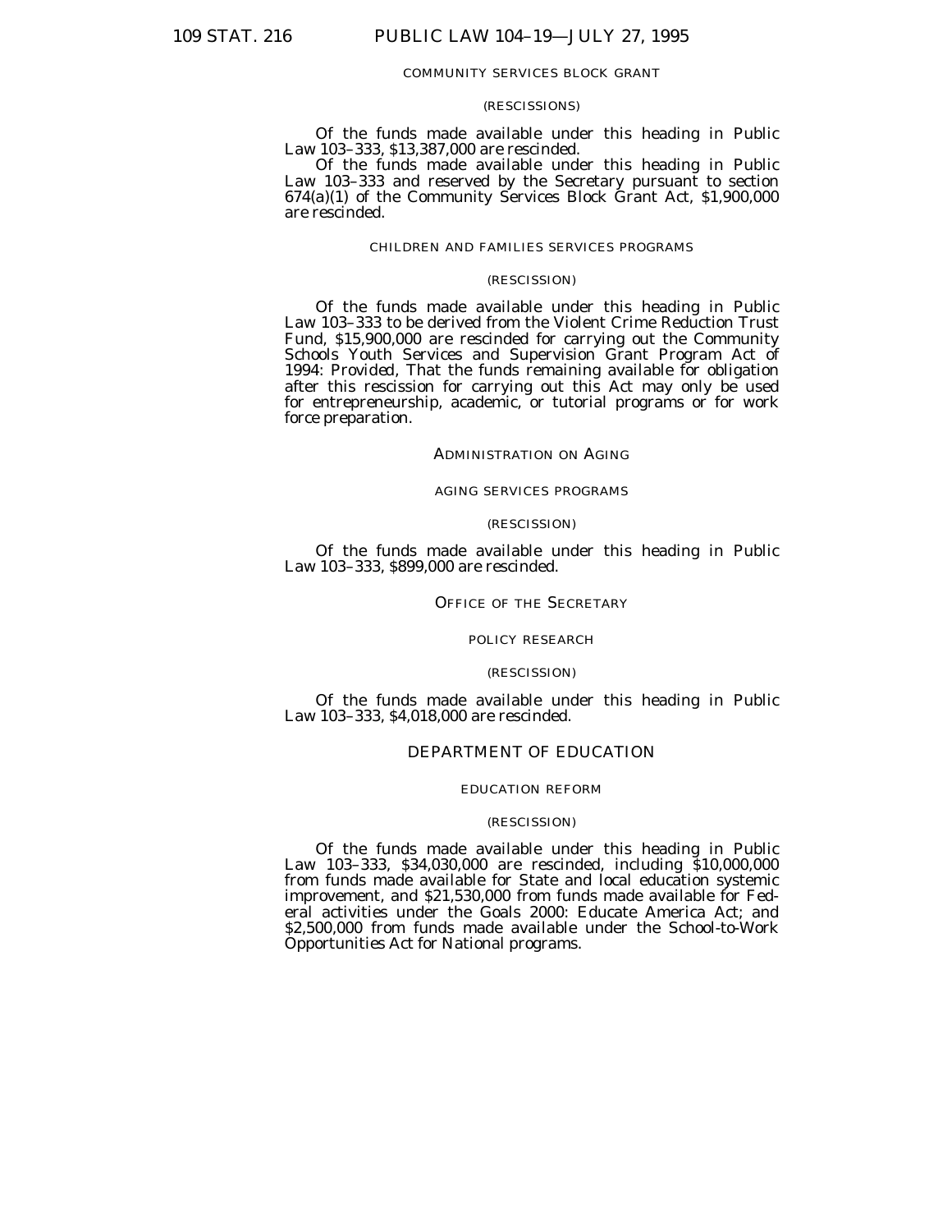COMMUNITY SERVICES BLOCK GRANT

(RESCISSIONS)

Of the funds made available under this heading in Public Law 103–333, $13,387,000 are rescinded.

Of the funds made available under this heading in Public Law 103–333 and reserved by the Secretary pursuant to section 674(a)(1) of the Community Services Block Grant Act, $1,900,000 are rescinded.

CHILDREN AND FAMILIES SERVICES PROGRAMS

(RESCISSION)

Of the funds made available under this heading in Public Law 103–333 to be derived from the Violent Crime Reduction Trust Fund, $15,900,000 are rescinded for carrying out the Community Schools Youth Services and Supervision Grant Program Act of 1994: *Provided*, That the funds remaining available for obligation after this rescission for carrying out this Act may only be used for entrepreneurship, academic, or tutorial programs or for work force preparation.

ADMINISTRATION ON AGING

AGING SERVICES PROGRAMS

(RESCISSION)

Of the funds made available under this heading in Public Law 103–333, $899,000 are rescinded.

OFFICE OF THE SECRETARY

POLICY RESEARCH

(RESCISSION)

Of the funds made available under this heading in Public Law 103–333, $4,018,000 are rescinded.

## DEPARTMENT OF EDUCATION

EDUCATION REFORM

(RESCISSION)

Of the funds made available under this heading in Public Law 103–333, $34,030,000 are rescinded, including $10,000,000 from funds made available for State and local education systemic improvement, and $21,530,000 from funds made available for Federal activities under the Goals 2000: Educate America Act; and $2,500,000 from funds made available under the School-to-Work Opportunities Act for National programs.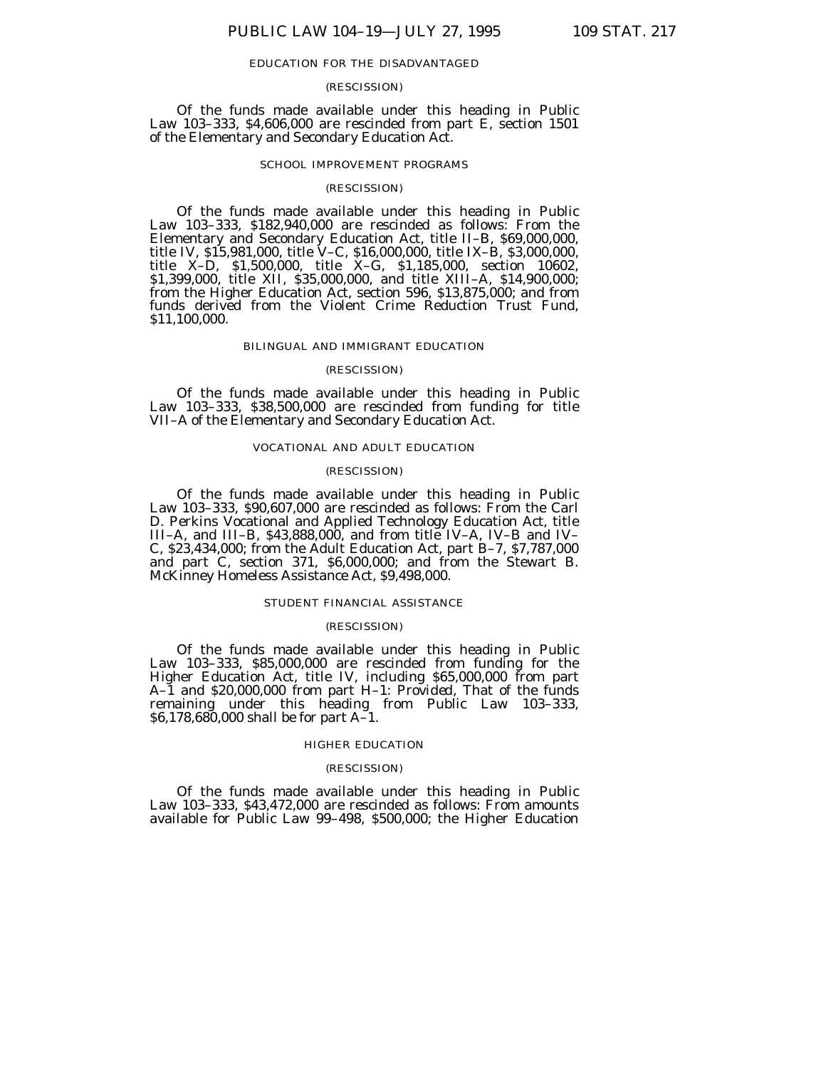EDUCATION FOR THE DISADVANTAGED

(RESCISSION)

Of the funds made available under this heading in Public Law 103–333, $4,606,000 are rescinded from part E, section 1501 of the Elementary and Secondary Education Act.

SCHOOL IMPROVEMENT PROGRAMS

(RESCISSION)

Of the funds made available under this heading in Public Law 103–333, $182,940,000 are rescinded as follows: From the Elementary and Secondary Education Act, title II–B, $69,000,000, title IV, $15,981,000, title V–C, $16,000,000, title IX–B, $3,000,000, title X–D, $1,500,000, title X–G, $1,185,000, section 10602, $1,399,000, title XII, $35,000,000, and title XIII–A, $14,900,000; from the Higher Education Act, section 596, $13,875,000; and from funds derived from the Violent Crime Reduction Trust Fund, $11,100,000.

BILINGUAL AND IMMIGRANT EDUCATION

(RESCISSION)

Of the funds made available under this heading in Public Law 103–333, $38,500,000 are rescinded from funding for title VII–A of the Elementary and Secondary Education Act.

VOCATIONAL AND ADULT EDUCATION

(RESCISSION)

Of the funds made available under this heading in Public Law 103–333, $90,607,000 are rescinded as follows: From the Carl D. Perkins Vocational and Applied Technology Education Act, title III–A, and III–B, $43,888,000, and from title IV–A, IV–B and IV–C, $23,434,000; from the Adult Education Act, part B–7, $7,787,000 and part C, section 371, $6,000,000; and from the Stewart B. McKinney Homeless Assistance Act, $9,498,000.

STUDENT FINANCIAL ASSISTANCE

(RESCISSION)

Of the funds made available under this heading in Public Law 103–333, $85,000,000 are rescinded from funding for the Higher Education Act, title IV, including $65,000,000 from part A–1 and $20,000,000 from part H–1: *Provided*, That of the funds remaining under this heading from Public Law 103–333, $6,178,680,000 shall be for part A–1.

HIGHER EDUCATION

(RESCISSION)

Of the funds made available under this heading in Public Law 103–333, $43,472,000 are rescinded as follows: From amounts available for Public Law 99–498, $500,000; the Higher Education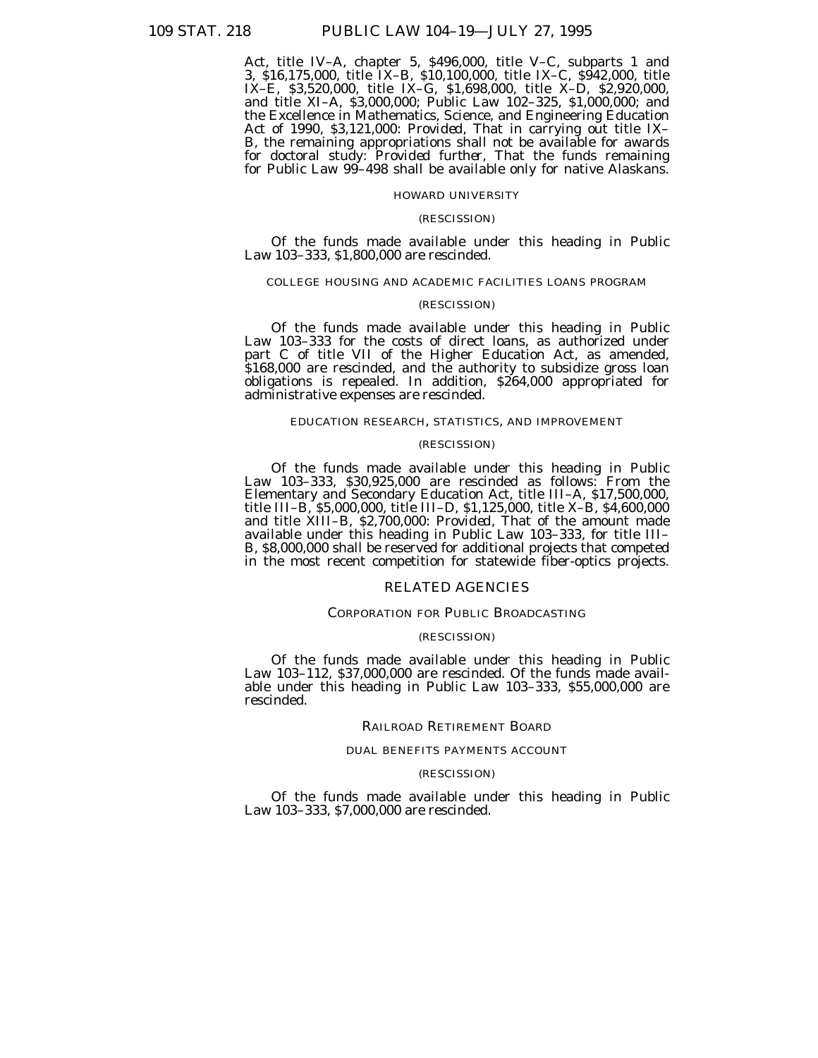Act, title IV–A, chapter 5, $496,000, title V–C, subparts 1 and 3, $16,175,000, title IX–B, $10,100,000, title IX–C, $942,000, title IX–E, $3,520,000, title IX–G, $1,698,000, title X–D, $2,920,000, and title XI–A, $3,000,000; Public Law 102–325, $1,000,000; and the Excellence in Mathematics, Science, and Engineering Education Act of 1990, $3,121,000: *Provided*, That in carrying out title IX–B, the remaining appropriations shall not be available for awards for doctoral study: *Provided further*, That the funds remaining for Public Law 99–498 shall be available only for native Alaskans.

HOWARD UNIVERSITY

(RESCISSION)

Of the funds made available under this heading in Public Law 103–333, $1,800,000 are rescinded.

COLLEGE HOUSING AND ACADEMIC FACILITIES LOANS PROGRAM

(RESCISSION)

Of the funds made available under this heading in Public Law 103–333 for the costs of direct loans, as authorized under part C of title VII of the Higher Education Act, as amended, $168,000 are rescinded, and the authority to subsidize gross loan obligations is repealed. In addition, $264,000 appropriated for administrative expenses are rescinded.

EDUCATION RESEARCH, STATISTICS, AND IMPROVEMENT

(RESCISSION)

Of the funds made available under this heading in Public Law 103–333, $30,925,000 are rescinded as follows: From the Elementary and Secondary Education Act, title III–A, $17,500,000, title III–B, $5,000,000, title III–D, $1,125,000, title X–B, $4,600,000 and title XIII–B, $2,700,000: *Provided*, That of the amount made available under this heading in Public Law 103–333, for title III–B, $8,000,000 shall be reserved for additional projects that competed in the most recent competition for statewide fiber-optics projects.

## RELATED AGENCIES

CORPORATION FOR PUBLIC BROADCASTING

(RESCISSION)

Of the funds made available under this heading in Public Law 103–112, $37,000,000 are rescinded. Of the funds made available under this heading in Public Law 103–333, $55,000,000 are rescinded.

RAILROAD RETIREMENT BOARD

DUAL BENEFITS PAYMENTS ACCOUNT

(RESCISSION)

Of the funds made available under this heading in Public Law 103–333, $7,000,000 are rescinded.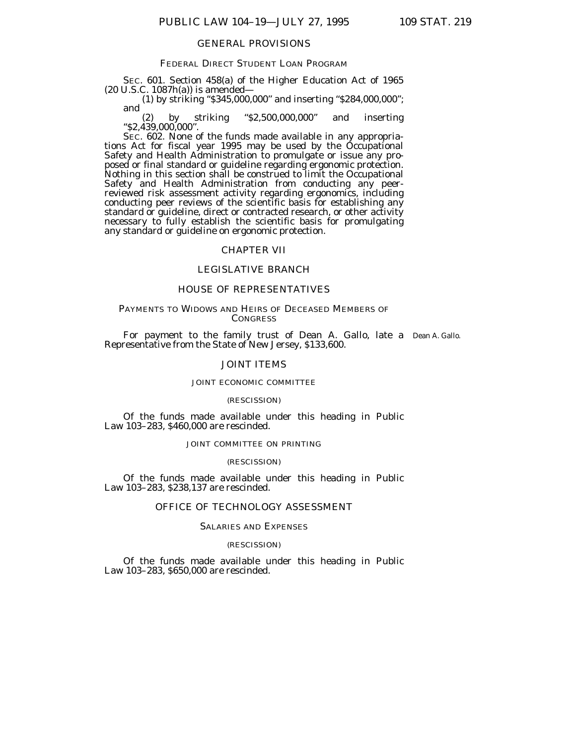## GENERAL PROVISIONS

### FEDERAL DIRECT STUDENT LOAN PROGRAM

SEC. 601. Section 458(a) of the Higher Education Act of 1965 (20 U.S.C. 1087h(a)) is amended—

(1) by striking "$345,000,000" and inserting "$284,000,000"; and

(2) by striking "$2,500,000,000" and inserting "$2,439,000,000".

SEC. 602. None of the funds made available in any appropriations Act for fiscal year 1995 may be used by the Occupational Safety and Health Administration to promulgate or issue any proposed or final standard or guideline regarding ergonomic protection. Nothing in this section shall be construed to limit the Occupational Safety and Health Administration from conducting any peer-reviewed risk assessment activity regarding ergonomics, including conducting peer reviews of the scientific basis for establishing any standard or guideline, direct or contracted research, or other activity necessary to fully establish the scientific basis for promulgating any standard or guideline on ergonomic protection.

## CHAPTER VII

## LEGISLATIVE BRANCH

## HOUSE OF REPRESENTATIVES

### PAYMENTS TO WIDOWS AND HEIRS OF DECEASED MEMBERS OF CONGRESS

For payment to the family trust of Dean A. Gallo, late a Representative from the State of New Jersey, $133,600.

Dean A. Gallo.

## JOINT ITEMS

### JOINT ECONOMIC COMMITTEE

(RESCISSION)

Of the funds made available under this heading in Public Law 103–283, $460,000 are rescinded.

### JOINT COMMITTEE ON PRINTING

(RESCISSION)

Of the funds made available under this heading in Public Law 103–283, $238,137 are rescinded.

## OFFICE OF TECHNOLOGY ASSESSMENT

### SALARIES AND EXPENSES

(RESCISSION)

Of the funds made available under this heading in Public Law 103–283, $650,000 are rescinded.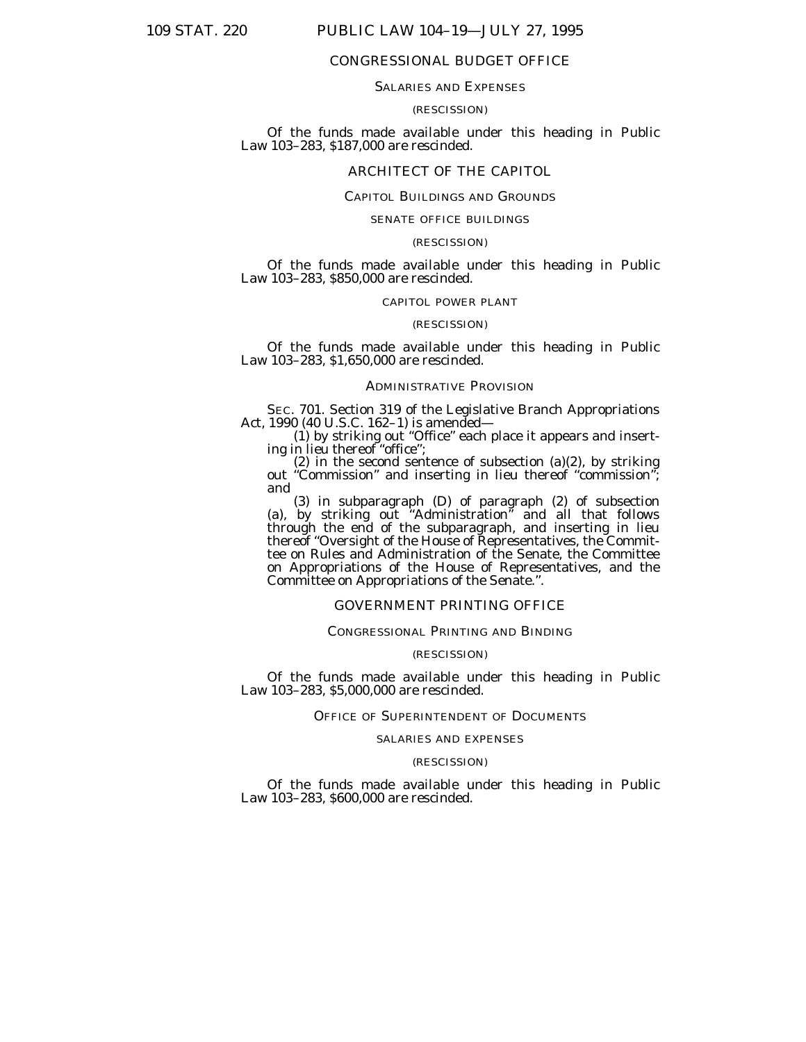## CONGRESSIONAL BUDGET OFFICE

### SALARIES AND EXPENSES

(RESCISSION)

Of the funds made available under this heading in Public Law 103–283, $187,000 are rescinded.

## ARCHITECT OF THE CAPITOL

### CAPITOL BUILDINGS AND GROUNDS

#### SENATE OFFICE BUILDINGS

(RESCISSION)

Of the funds made available under this heading in Public Law 103–283, $850,000 are rescinded.

#### CAPITOL POWER PLANT

(RESCISSION)

Of the funds made available under this heading in Public Law 103–283, $1,650,000 are rescinded.

### ADMINISTRATIVE PROVISION

SEC. 701. Section 319 of the Legislative Branch Appropriations Act, 1990 (40 U.S.C. 162–1) is amended—

(1) by striking out "Office" each place it appears and inserting in lieu thereof "office";

(2) in the second sentence of subsection (a)(2), by striking out "Commission" and inserting in lieu thereof "commission"; and

(3) in subparagraph (D) of paragraph (2) of subsection (a), by striking out "Administration" and all that follows through the end of the subparagraph, and inserting in lieu thereof "Oversight of the House of Representatives, the Committee on Rules and Administration of the Senate, the Committee on Appropriations of the House of Representatives, and the Committee on Appropriations of the Senate.".

## GOVERNMENT PRINTING OFFICE

### CONGRESSIONAL PRINTING AND BINDING

(RESCISSION)

Of the funds made available under this heading in Public Law 103–283, $5,000,000 are rescinded.

### OFFICE OF SUPERINTENDENT OF DOCUMENTS

#### SALARIES AND EXPENSES

(RESCISSION)

Of the funds made available under this heading in Public Law 103–283, $600,000 are rescinded.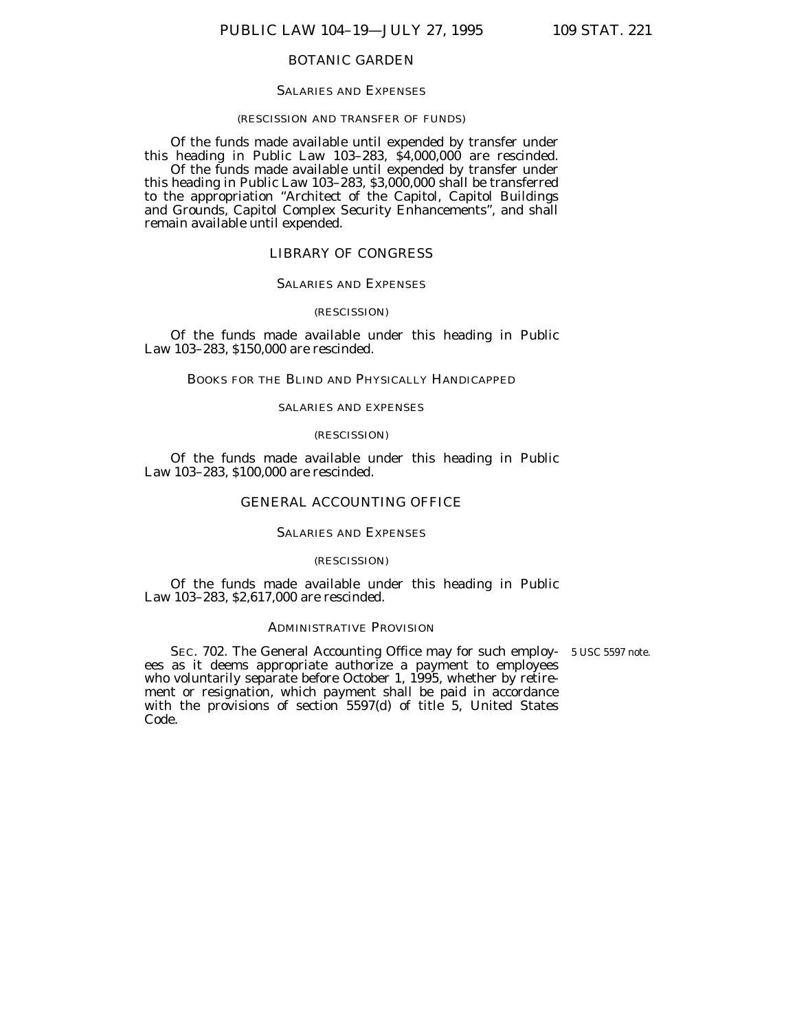## BOTANIC GARDEN

### SALARIES AND EXPENSES

(RESCISSION AND TRANSFER OF FUNDS)

Of the funds made available until expended by transfer under this heading in Public Law 103–283, $4,000,000 are rescinded.

Of the funds made available until expended by transfer under this heading in Public Law 103–283, $3,000,000 shall be transferred to the appropriation "Architect of the Capitol, Capitol Buildings and Grounds, Capitol Complex Security Enhancements", and shall remain available until expended.

## LIBRARY OF CONGRESS

### SALARIES AND EXPENSES

(RESCISSION)

Of the funds made available under this heading in Public Law 103–283, $150,000 are rescinded.

### BOOKS FOR THE BLIND AND PHYSICALLY HANDICAPPED

#### SALARIES AND EXPENSES

(RESCISSION)

Of the funds made available under this heading in Public Law 103–283, $100,000 are rescinded.

## GENERAL ACCOUNTING OFFICE

### SALARIES AND EXPENSES

(RESCISSION)

Of the funds made available under this heading in Public Law 103–283, $2,617,000 are rescinded.

### ADMINISTRATIVE PROVISION

5 USC 5597 note.

SEC. 702. The General Accounting Office may for such employees as it deems appropriate authorize a payment to employees who voluntarily separate before October 1, 1995, whether by retirement or resignation, which payment shall be paid in accordance with the provisions of section 5597(d) of title 5, United States Code.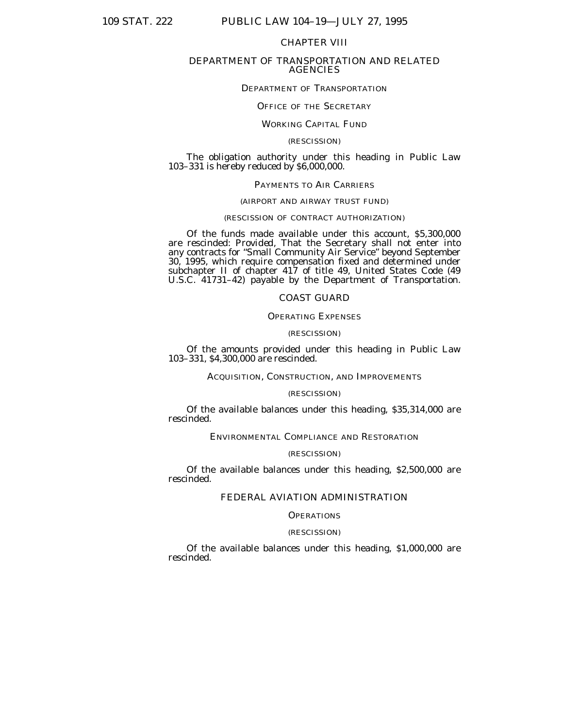## CHAPTER VIII

## DEPARTMENT OF TRANSPORTATION AND RELATED AGENCIES

### DEPARTMENT OF TRANSPORTATION

#### OFFICE OF THE SECRETARY

##### WORKING CAPITAL FUND

(RESCISSION)

The obligation authority under this heading in Public Law 103–331 is hereby reduced by $6,000,000.

##### PAYMENTS TO AIR CARRIERS

(AIRPORT AND AIRWAY TRUST FUND)

(RESCISSION OF CONTRACT AUTHORIZATION)

Of the funds made available under this account, $5,300,000 are rescinded: *Provided*, That the Secretary shall not enter into any contracts for "Small Community Air Service" beyond September 30, 1995, which require compensation fixed and determined under subchapter II of chapter 417 of title 49, United States Code (49 U.S.C. 41731–42) payable by the Department of Transportation.

### COAST GUARD

##### OPERATING EXPENSES

(RESCISSION)

Of the amounts provided under this heading in Public Law 103–331, $4,300,000 are rescinded.

##### ACQUISITION, CONSTRUCTION, AND IMPROVEMENTS

(RESCISSION)

Of the available balances under this heading, $35,314,000 are rescinded.

##### ENVIRONMENTAL COMPLIANCE AND RESTORATION

(RESCISSION)

Of the available balances under this heading, $2,500,000 are rescinded.

### FEDERAL AVIATION ADMINISTRATION

##### OPERATIONS

(RESCISSION)

Of the available balances under this heading, $1,000,000 are rescinded.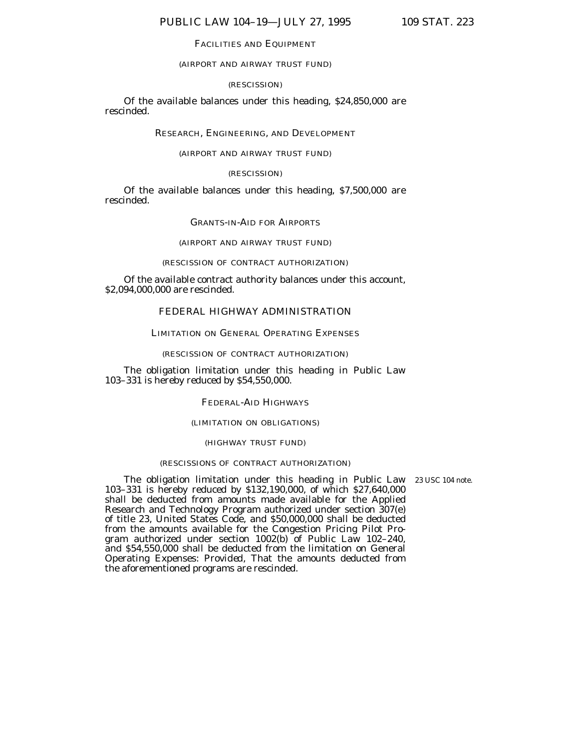FACILITIES AND EQUIPMENT

(AIRPORT AND AIRWAY TRUST FUND)

(RESCISSION)

Of the available balances under this heading, $24,850,000 are rescinded.

RESEARCH, ENGINEERING, AND DEVELOPMENT

(AIRPORT AND AIRWAY TRUST FUND)

(RESCISSION)

Of the available balances under this heading, $7,500,000 are rescinded.

GRANTS-IN-AID FOR AIRPORTS

(AIRPORT AND AIRWAY TRUST FUND)

(RESCISSION OF CONTRACT AUTHORIZATION)

Of the available contract authority balances under this account, $2,094,000,000 are rescinded.

FEDERAL HIGHWAY ADMINISTRATION

LIMITATION ON GENERAL OPERATING EXPENSES

(RESCISSION OF CONTRACT AUTHORIZATION)

The obligation limitation under this heading in Public Law 103–331 is hereby reduced by $54,550,000.

FEDERAL-AID HIGHWAYS

(LIMITATION ON OBLIGATIONS)

(HIGHWAY TRUST FUND)

(RESCISSIONS OF CONTRACT AUTHORIZATION)

23 USC 104 note.

The obligation limitation under this heading in Public Law 103–331 is hereby reduced by $132,190,000, of which $27,640,000 shall be deducted from amounts made available for the Applied Research and Technology Program authorized under section 307(e) of title 23, United States Code, and $50,000,000 shall be deducted from the amounts available for the Congestion Pricing Pilot Program authorized under section 1002(b) of Public Law 102–240, and $54,550,000 shall be deducted from the limitation on General Operating Expenses: *Provided*, That the amounts deducted from the aforementioned programs are rescinded.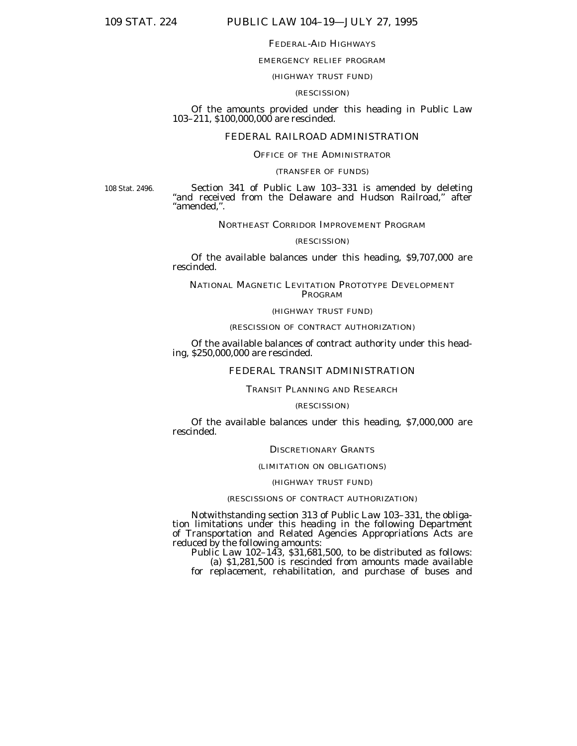FEDERAL-AID HIGHWAYS

EMERGENCY RELIEF PROGRAM

(HIGHWAY TRUST FUND)

(RESCISSION)

Of the amounts provided under this heading in Public Law 103–211, $100,000,000 are rescinded.

## FEDERAL RAILROAD ADMINISTRATION

OFFICE OF THE ADMINISTRATOR

(TRANSFER OF FUNDS)

108 Stat. 2496.

Section 341 of Public Law 103–331 is amended by deleting "and received from the Delaware and Hudson Railroad," after "amended,".

NORTHEAST CORRIDOR IMPROVEMENT PROGRAM

(RESCISSION)

Of the available balances under this heading, $9,707,000 are rescinded.

NATIONAL MAGNETIC LEVITATION PROTOTYPE DEVELOPMENT PROGRAM

(HIGHWAY TRUST FUND)

(RESCISSION OF CONTRACT AUTHORIZATION)

Of the available balances of contract authority under this heading, $250,000,000 are rescinded.

## FEDERAL TRANSIT ADMINISTRATION

TRANSIT PLANNING AND RESEARCH

(RESCISSION)

Of the available balances under this heading, $7,000,000 are rescinded.

DISCRETIONARY GRANTS

(LIMITATION ON OBLIGATIONS)

(HIGHWAY TRUST FUND)

(RESCISSIONS OF CONTRACT AUTHORIZATION)

Notwithstanding section 313 of Public Law 103–331, the obligation limitations under this heading in the following Department of Transportation and Related Agencies Appropriations Acts are reduced by the following amounts:

Public Law 102–143, $31,681,500, to be distributed as follows:

(a) $1,281,500 is rescinded from amounts made available for replacement, rehabilitation, and purchase of buses and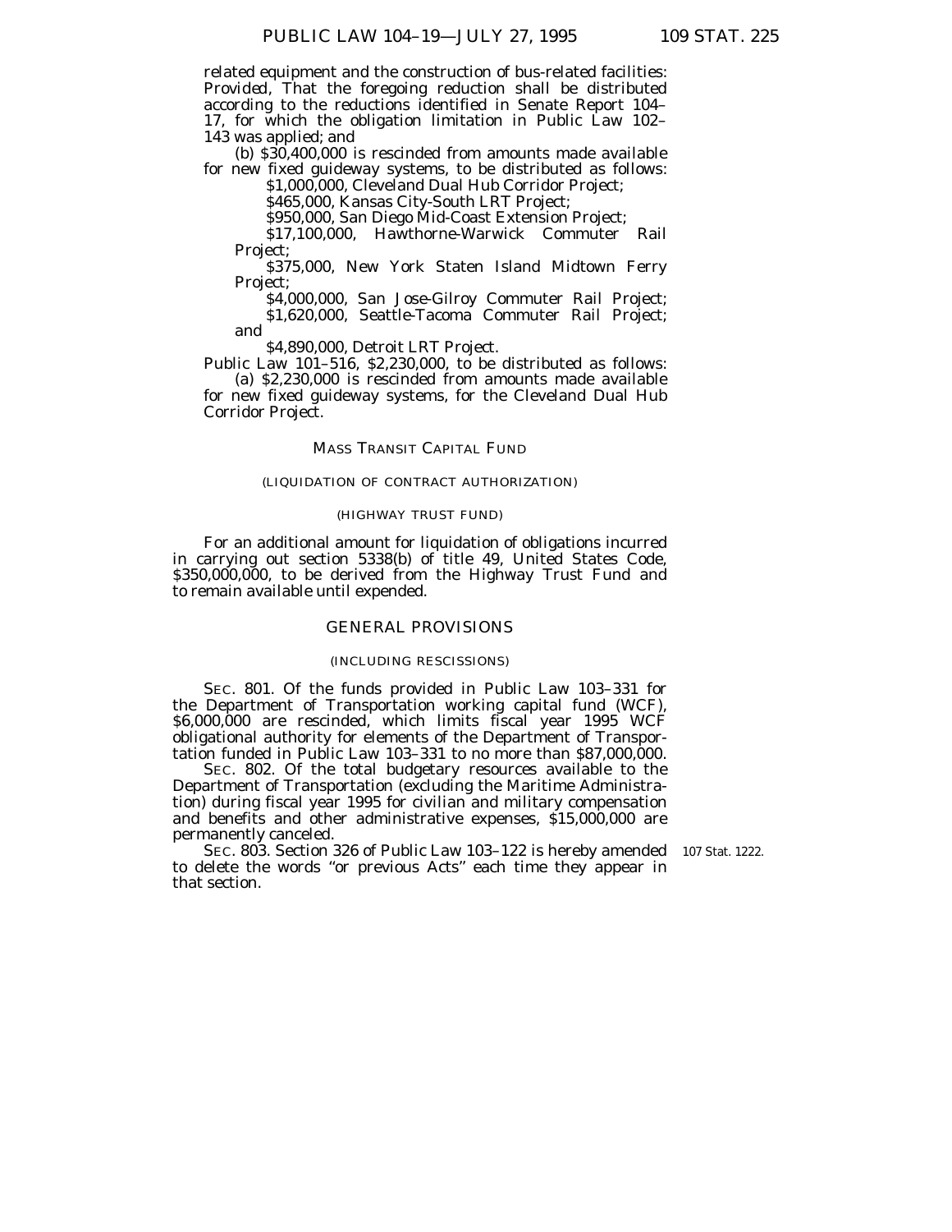related equipment and the construction of bus-related facilities: *Provided*, That the foregoing reduction shall be distributed according to the reductions identified in Senate Report 104–17, for which the obligation limitation in Public Law 102–143 was applied; and

(b) $30,400,000 is rescinded from amounts made available for new fixed guideway systems, to be distributed as follows:

$1,000,000, Cleveland Dual Hub Corridor Project;

$465,000, Kansas City-South LRT Project;

$950,000, San Diego Mid-Coast Extension Project;

$17,100,000, Hawthorne-Warwick Commuter Rail Project;

$375,000, New York Staten Island Midtown Ferry Project;

$4,000,000, San Jose-Gilroy Commuter Rail Project;

$1,620,000, Seattle-Tacoma Commuter Rail Project; and

$4,890,000, Detroit LRT Project.

Public Law 101–516, $2,230,000, to be distributed as follows:

(a) $2,230,000 is rescinded from amounts made available for new fixed guideway systems, for the Cleveland Dual Hub Corridor Project.

## MASS TRANSIT CAPITAL FUND

### (LIQUIDATION OF CONTRACT AUTHORIZATION)

### (HIGHWAY TRUST FUND)

For an additional amount for liquidation of obligations incurred in carrying out section 5338(b) of title 49, United States Code, $350,000,000, to be derived from the Highway Trust Fund and to remain available until expended.

## GENERAL PROVISIONS

### (INCLUDING RESCISSIONS)

SEC. 801. Of the funds provided in Public Law 103–331 for the Department of Transportation working capital fund (WCF), $6,000,000 are rescinded, which limits fiscal year 1995 WCF obligational authority for elements of the Department of Transportation funded in Public Law 103–331 to no more than $87,000,000.

SEC. 802. Of the total budgetary resources available to the Department of Transportation (excluding the Maritime Administration) during fiscal year 1995 for civilian and military compensation and benefits and other administrative expenses, $15,000,000 are permanently canceled.

SEC. 803. Section 326 of Public Law 103–122 is hereby amended to delete the words "or previous Acts" each time they appear in that section.

107 Stat. 1222.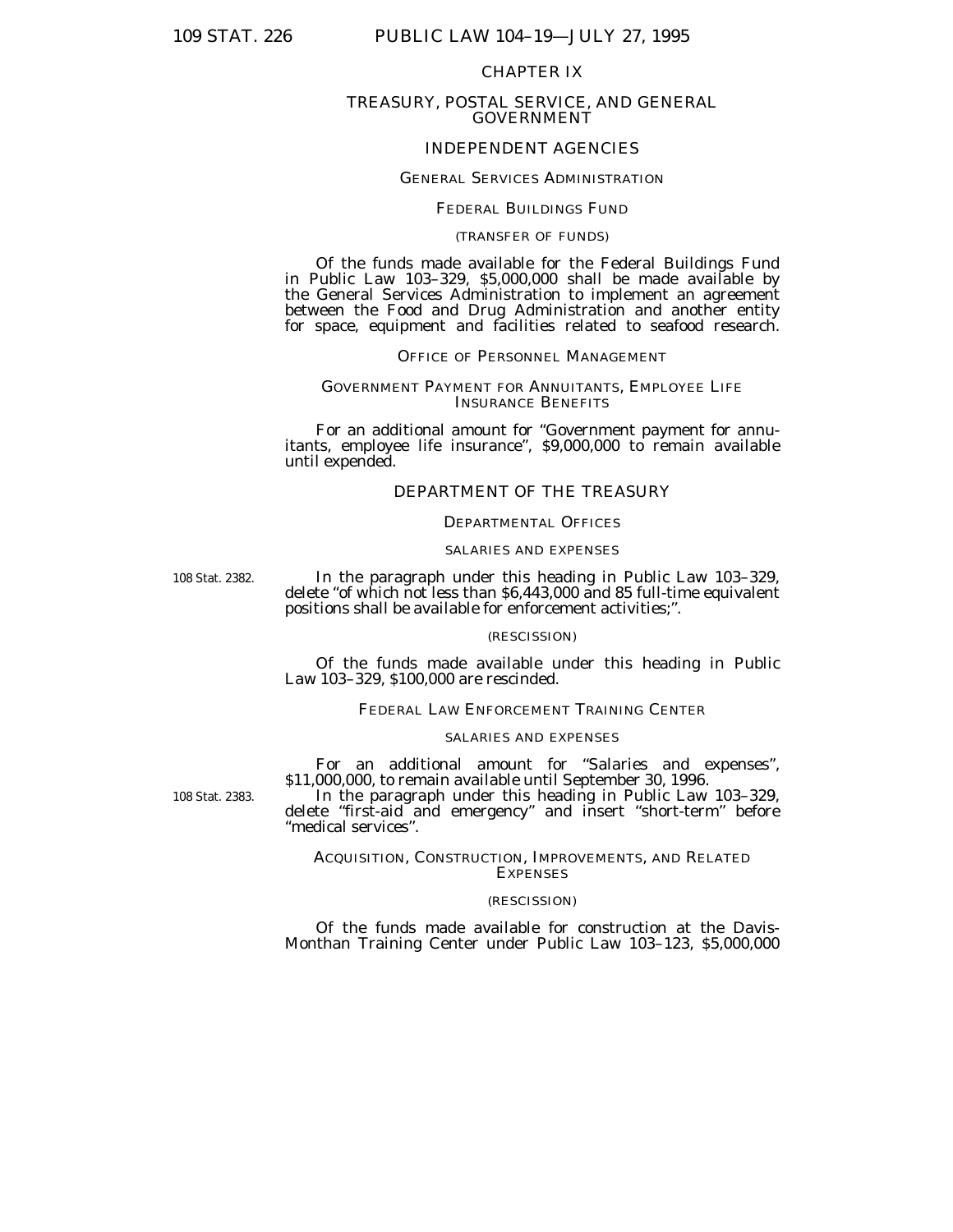## CHAPTER IX

## TREASURY, POSTAL SERVICE, AND GENERAL GOVERNMENT

### INDEPENDENT AGENCIES

#### GENERAL SERVICES ADMINISTRATION

##### FEDERAL BUILDINGS FUND

(TRANSFER OF FUNDS)

Of the funds made available for the Federal Buildings Fund in Public Law 103–329, $5,000,000 shall be made available by the General Services Administration to implement an agreement between the Food and Drug Administration and another entity for space, equipment and facilities related to seafood research.

#### OFFICE OF PERSONNEL MANAGEMENT

##### GOVERNMENT PAYMENT FOR ANNUITANTS, EMPLOYEE LIFE INSURANCE BENEFITS

For an additional amount for "Government payment for annuitants, employee life insurance", $9,000,000 to remain available until expended.

### DEPARTMENT OF THE TREASURY

#### DEPARTMENTAL OFFICES

##### SALARIES AND EXPENSES

108 Stat. 2382.

In the paragraph under this heading in Public Law 103–329, delete "of which not less than $6,443,000 and 85 full-time equivalent positions shall be available for enforcement activities;".

(RESCISSION)

Of the funds made available under this heading in Public Law 103–329, $100,000 are rescinded.

#### FEDERAL LAW ENFORCEMENT TRAINING CENTER

##### SALARIES AND EXPENSES

For an additional amount for "Salaries and expenses", $11,000,000, to remain available until September 30, 1996.

108 Stat. 2383.

In the paragraph under this heading in Public Law 103–329, delete "first-aid and emergency" and insert "short-term" before "medical services".

##### ACQUISITION, CONSTRUCTION, IMPROVEMENTS, AND RELATED EXPENSES

(RESCISSION)

Of the funds made available for construction at the Davis-Monthan Training Center under Public Law 103–123, $5,000,000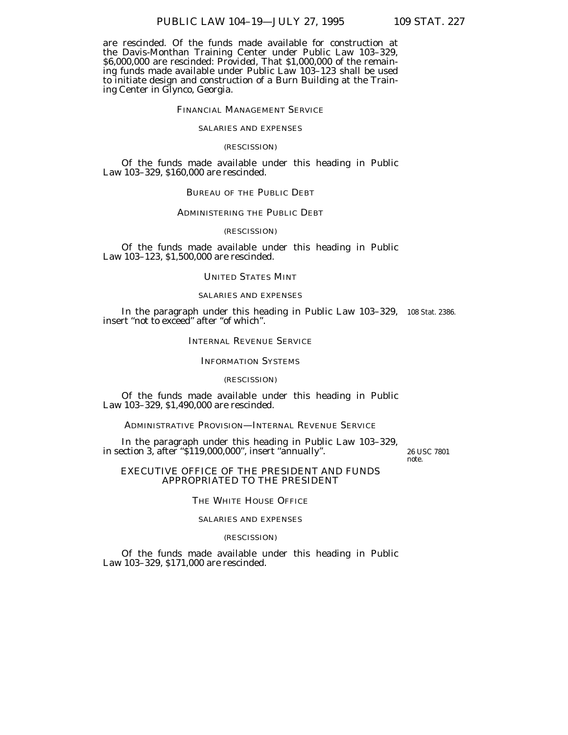are rescinded. Of the funds made available for construction at the Davis-Monthan Training Center under Public Law 103–329, $6,000,000 are rescinded: *Provided*, That $1,000,000 of the remaining funds made available under Public Law 103–123 shall be used to initiate design and construction of a Burn Building at the Training Center in Glynco, Georgia.

### FINANCIAL MANAGEMENT SERVICE

#### SALARIES AND EXPENSES

#### (RESCISSION)

Of the funds made available under this heading in Public Law 103–329, $160,000 are rescinded.

### BUREAU OF THE PUBLIC DEBT

#### ADMINISTERING THE PUBLIC DEBT

#### (RESCISSION)

Of the funds made available under this heading in Public Law 103–123, $1,500,000 are rescinded.

### UNITED STATES MINT

#### SALARIES AND EXPENSES

In the paragraph under this heading in Public Law 103–329, insert "not to exceed" after "of which". 108 Stat. 2386.

### INTERNAL REVENUE SERVICE

#### INFORMATION SYSTEMS

#### (RESCISSION)

Of the funds made available under this heading in Public Law 103–329, $1,490,000 are rescinded.

#### ADMINISTRATIVE PROVISION—INTERNAL REVENUE SERVICE

In the paragraph under this heading in Public Law 103–329, in section 3, after "$119,000,000", insert "annually". 26 USC 7801 note.

## EXECUTIVE OFFICE OF THE PRESIDENT AND FUNDS APPROPRIATED TO THE PRESIDENT

### THE WHITE HOUSE OFFICE

#### SALARIES AND EXPENSES

#### (RESCISSION)

Of the funds made available under this heading in Public Law 103–329, $171,000 are rescinded.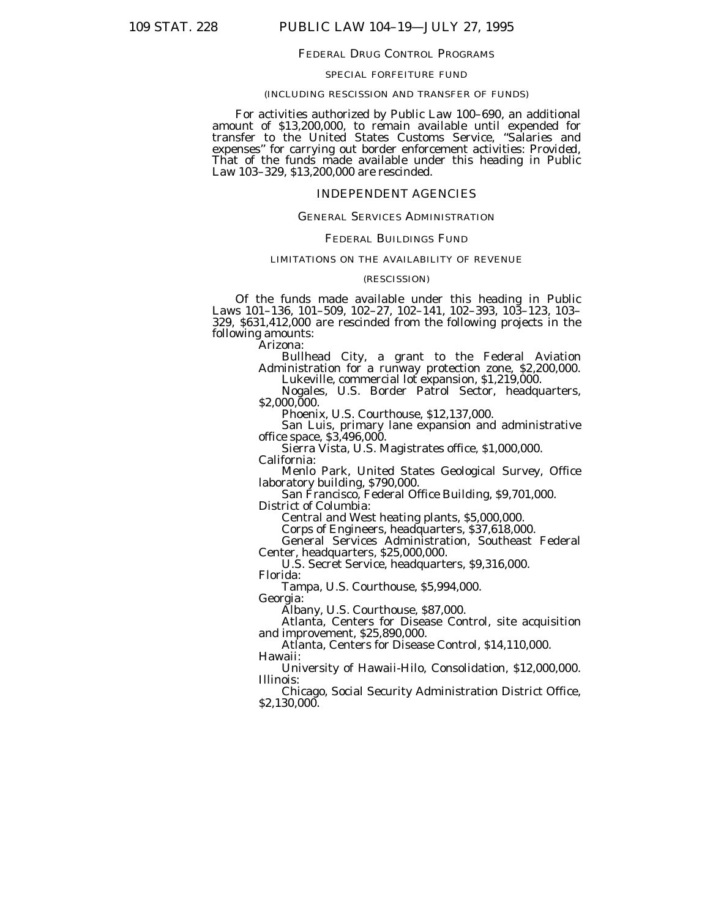FEDERAL DRUG CONTROL PROGRAMS

SPECIAL FORFEITURE FUND

(INCLUDING RESCISSION AND TRANSFER OF FUNDS)

For activities authorized by Public Law 100–690, an additional amount of $13,200,000, to remain available until expended for transfer to the United States Customs Service, ''Salaries and expenses'' for carrying out border enforcement activities: *Provided*, That of the funds made available under this heading in Public Law 103–329, $13,200,000 are rescinded.

## INDEPENDENT AGENCIES

### GENERAL SERVICES ADMINISTRATION

FEDERAL BUILDINGS FUND

LIMITATIONS ON THE AVAILABILITY OF REVENUE

(RESCISSION)

Of the funds made available under this heading in Public Laws 101–136, 101–509, 102–27, 102–141, 102–393, 103–123, 103–329, $631,412,000 are rescinded from the following projects in the following amounts:

Arizona:

Bullhead City, a grant to the Federal Aviation Administration for a runway protection zone, $2,200,000.

Lukeville, commercial lot expansion, $1,219,000.

Nogales, U.S. Border Patrol Sector, headquarters, $2,000,000.

Phoenix, U.S. Courthouse, $12,137,000.

San Luis, primary lane expansion and administrative office space, $3,496,000.

Sierra Vista, U.S. Magistrates office, $1,000,000.

California:

Menlo Park, United States Geological Survey, Office laboratory building, $790,000.

San Francisco, Federal Office Building, $9,701,000.

District of Columbia:

Central and West heating plants, $5,000,000.

Corps of Engineers, headquarters, $37,618,000.

General Services Administration, Southeast Federal Center, headquarters, $25,000,000.

U.S. Secret Service, headquarters, $9,316,000.

Florida:

Tampa, U.S. Courthouse, $5,994,000.

Georgia:

Albany, U.S. Courthouse, $87,000.

Atlanta, Centers for Disease Control, site acquisition and improvement, $25,890,000.

Atlanta, Centers for Disease Control, $14,110,000.

Hawaii:

University of Hawaii-Hilo, Consolidation, $12,000,000.

Illinois:

Chicago, Social Security Administration District Office, $2,130,000.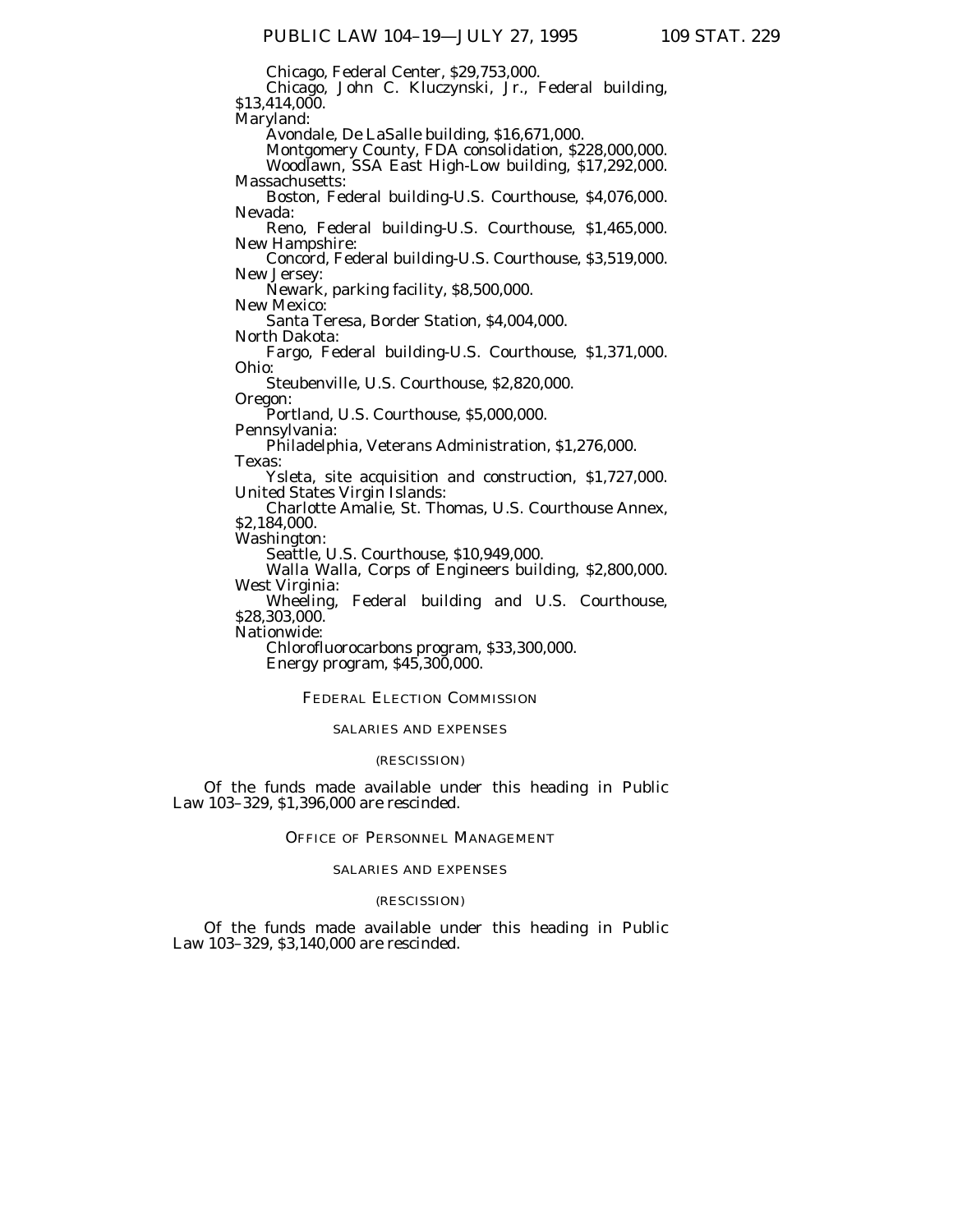Chicago, Federal Center, $29,753,000.

Chicago, John C. Kluczynski, Jr., Federal building, $13,414,000.

Maryland:

Avondale, De LaSalle building, $16,671,000.

Montgomery County, FDA consolidation, $228,000,000.

Woodlawn, SSA East High-Low building, $17,292,000.

Massachusetts:

Boston, Federal building-U.S. Courthouse, $4,076,000.

Nevada:

Reno, Federal building-U.S. Courthouse, $1,465,000.

New Hampshire:

Concord, Federal building-U.S. Courthouse, $3,519,000.

New Jersey:

Newark, parking facility, $8,500,000.

New Mexico:

Santa Teresa, Border Station, $4,004,000.

North Dakota:

Fargo, Federal building-U.S. Courthouse, $1,371,000.

Ohio:

Steubenville, U.S. Courthouse, $2,820,000.

Oregon:

Portland, U.S. Courthouse, $5,000,000.

Pennsylvania:

Philadelphia, Veterans Administration, $1,276,000.

Texas:

Ysleta, site acquisition and construction, $1,727,000.

United States Virgin Islands:

Charlotte Amalie, St. Thomas, U.S. Courthouse Annex, $2,184,000.

Washington:

Seattle, U.S. Courthouse, $10,949,000.

Walla Walla, Corps of Engineers building, $2,800,000.

West Virginia:

Wheeling, Federal building and U.S. Courthouse, $28,303,000.

Nationwide:

Chlorofluorocarbons program, $33,300,000.

Energy program, $45,300,000.

## FEDERAL ELECTION COMMISSION

### SALARIES AND EXPENSES

#### (RESCISSION)

Of the funds made available under this heading in Public Law 103–329, $1,396,000 are rescinded.

## OFFICE OF PERSONNEL MANAGEMENT

### SALARIES AND EXPENSES

#### (RESCISSION)

Of the funds made available under this heading in Public Law 103–329, $3,140,000 are rescinded.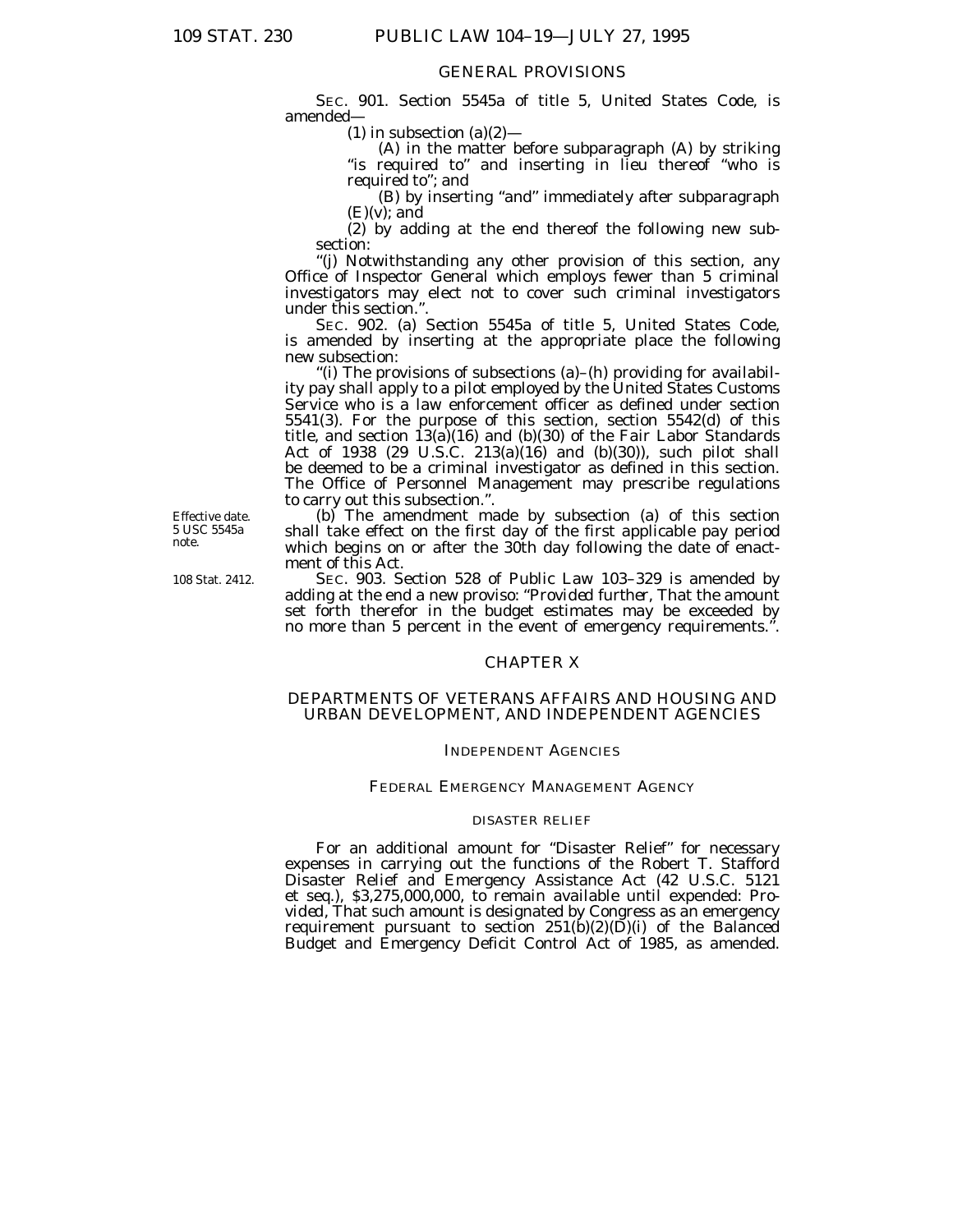GENERAL PROVISIONS

SEC. 901. Section 5545a of title 5, United States Code, is amended—

(1) in subsection (a)(2)—

(A) in the matter before subparagraph (A) by striking "is required to" and inserting in lieu thereof "who is required to"; and

(B) by inserting "and" immediately after subparagraph (E)(v); and

(2) by adding at the end thereof the following new subsection:

"(j) Notwithstanding any other provision of this section, any Office of Inspector General which employs fewer than 5 criminal investigators may elect not to cover such criminal investigators under this section.".

SEC. 902. (a) Section 5545a of title 5, United States Code, is amended by inserting at the appropriate place the following new subsection:

"(i) The provisions of subsections (a)–(h) providing for availability pay shall apply to a pilot employed by the United States Customs Service who is a law enforcement officer as defined under section 5541(3). For the purpose of this section, section 5542(d) of this title, and section 13(a)(16) and (b)(30) of the Fair Labor Standards Act of 1938 (29 U.S.C. 213(a)(16) and (b)(30)), such pilot shall be deemed to be a criminal investigator as defined in this section. The Office of Personnel Management may prescribe regulations to carry out this subsection.".

Effective date. 5 USC 5545a note.

(b) The amendment made by subsection (a) of this section shall take effect on the first day of the first applicable pay period which begins on or after the 30th day following the date of enactment of this Act.

108 Stat. 2412.

SEC. 903. Section 528 of Public Law 103–329 is amended by adding at the end a new proviso: "*Provided further*, That the amount set forth therefor in the budget estimates may be exceeded by no more than 5 percent in the event of emergency requirements.".

## CHAPTER X

## DEPARTMENTS OF VETERANS AFFAIRS AND HOUSING AND URBAN DEVELOPMENT, AND INDEPENDENT AGENCIES

### INDEPENDENT AGENCIES

### FEDERAL EMERGENCY MANAGEMENT AGENCY

#### DISASTER RELIEF

For an additional amount for "Disaster Relief" for necessary expenses in carrying out the functions of the Robert T. Stafford Disaster Relief and Emergency Assistance Act (42 U.S.C. 5121 et seq.), $3,275,000,000, to remain available until expended: *Provided*, That such amount is designated by Congress as an emergency requirement pursuant to section 251(b)(2)(D)(i) of the Balanced Budget and Emergency Deficit Control Act of 1985, as amended.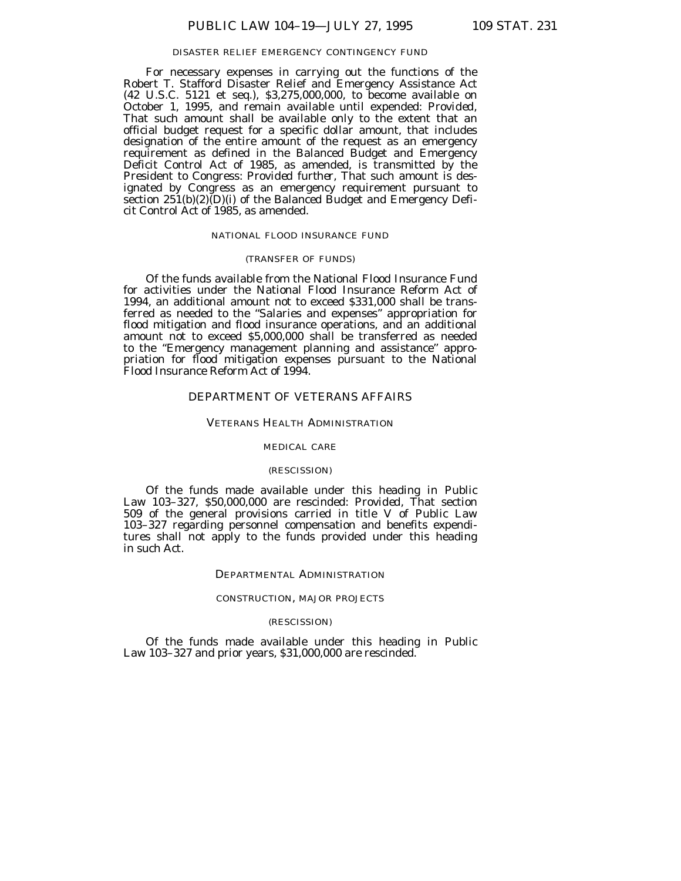DISASTER RELIEF EMERGENCY CONTINGENCY FUND

For necessary expenses in carrying out the functions of the Robert T. Stafford Disaster Relief and Emergency Assistance Act (42 U.S.C. 5121 et seq.), $3,275,000,000, to become available on October 1, 1995, and remain available until expended: *Provided*, That such amount shall be available only to the extent that an official budget request for a specific dollar amount, that includes designation of the entire amount of the request as an emergency requirement as defined in the Balanced Budget and Emergency Deficit Control Act of 1985, as amended, is transmitted by the President to Congress: *Provided further*, That such amount is designated by Congress as an emergency requirement pursuant to section 251(b)(2)(D)(i) of the Balanced Budget and Emergency Deficit Control Act of 1985, as amended.

NATIONAL FLOOD INSURANCE FUND

(TRANSFER OF FUNDS)

Of the funds available from the National Flood Insurance Fund for activities under the National Flood Insurance Reform Act of 1994, an additional amount not to exceed $331,000 shall be transferred as needed to the "Salaries and expenses" appropriation for flood mitigation and flood insurance operations, and an additional amount not to exceed $5,000,000 shall be transferred as needed to the "Emergency management planning and assistance" appropriation for flood mitigation expenses pursuant to the National Flood Insurance Reform Act of 1994.

## DEPARTMENT OF VETERANS AFFAIRS

### VETERANS HEALTH ADMINISTRATION

MEDICAL CARE

(RESCISSION)

Of the funds made available under this heading in Public Law 103–327, $50,000,000 are rescinded: *Provided*, That section 509 of the general provisions carried in title V of Public Law 103–327 regarding personnel compensation and benefits expenditures shall not apply to the funds provided under this heading in such Act.

### DEPARTMENTAL ADMINISTRATION

CONSTRUCTION, MAJOR PROJECTS

(RESCISSION)

Of the funds made available under this heading in Public Law 103–327 and prior years, $31,000,000 are rescinded.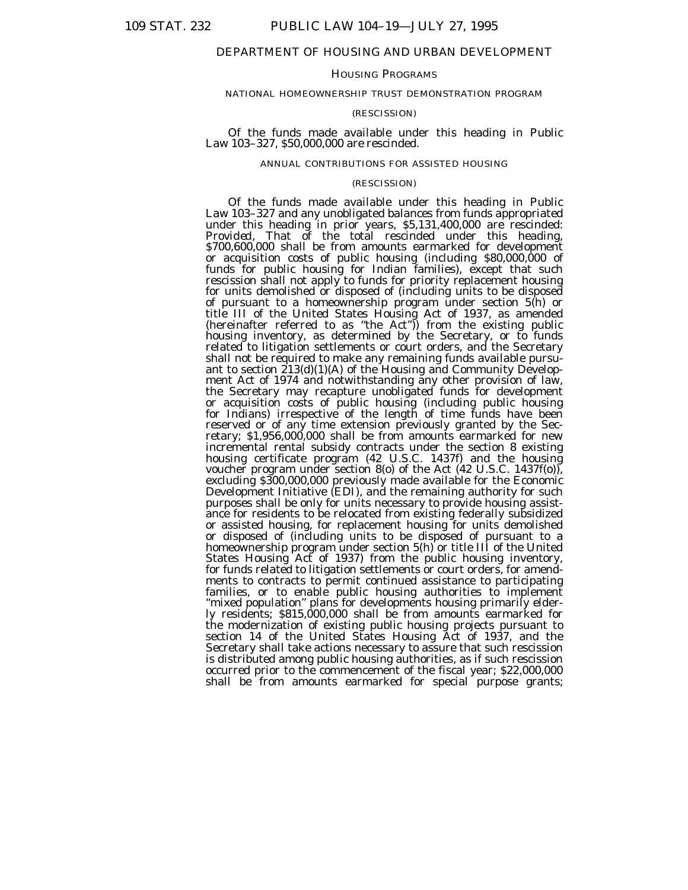## DEPARTMENT OF HOUSING AND URBAN DEVELOPMENT

### HOUSING PROGRAMS

#### NATIONAL HOMEOWNERSHIP TRUST DEMONSTRATION PROGRAM

(RESCISSION)

Of the funds made available under this heading in Public Law 103–327, $50,000,000 are rescinded.

#### ANNUAL CONTRIBUTIONS FOR ASSISTED HOUSING

(RESCISSION)

Of the funds made available under this heading in Public Law 103–327 and any unobligated balances from funds appropriated under this heading in prior years, $5,131,400,000 are rescinded: *Provided*, That of the total rescinded under this heading, $700,600,000 shall be from amounts earmarked for development or acquisition costs of public housing (including $80,000,000 of funds for public housing for Indian families), except that such rescission shall not apply to funds for priority replacement housing for units demolished or disposed of (including units to be disposed of pursuant to a homeownership program under section 5(h) or title III of the United States Housing Act of 1937, as amended (hereinafter referred to as "the Act")) from the existing public housing inventory, as determined by the Secretary, or to funds related to litigation settlements or court orders, and the Secretary shall not be required to make any remaining funds available pursuant to section 213(d)(1)(A) of the Housing and Community Development Act of 1974 and notwithstanding any other provision of law, the Secretary may recapture unobligated funds for development or acquisition costs of public housing (including public housing for Indians) irrespective of the length of time funds have been reserved or of any time extension previously granted by the Secretary; $1,956,000,000 shall be from amounts earmarked for new incremental rental subsidy contracts under the section 8 existing housing certificate program (42 U.S.C. 1437f) and the housing voucher program under section 8(o) of the Act (42 U.S.C. 1437f(o)), excluding $300,000,000 previously made available for the Economic Development Initiative (EDI), and the remaining authority for such purposes shall be only for units necessary to provide housing assistance for residents to be relocated from existing federally subsidized or assisted housing, for replacement housing for units demolished or disposed of (including units to be disposed of pursuant to a homeownership program under section 5(h) or title III of the United States Housing Act of 1937) from the public housing inventory, for funds related to litigation settlements or court orders, for amendments to contracts to permit continued assistance to participating families, or to enable public housing authorities to implement "mixed population" plans for developments housing primarily elderly residents; $815,000,000 shall be from amounts earmarked for the modernization of existing public housing projects pursuant to section 14 of the United States Housing Act of 1937, and the Secretary shall take actions necessary to assure that such rescission is distributed among public housing authorities, as if such rescission occurred prior to the commencement of the fiscal year; $22,000,000 shall be from amounts earmarked for special purpose grants;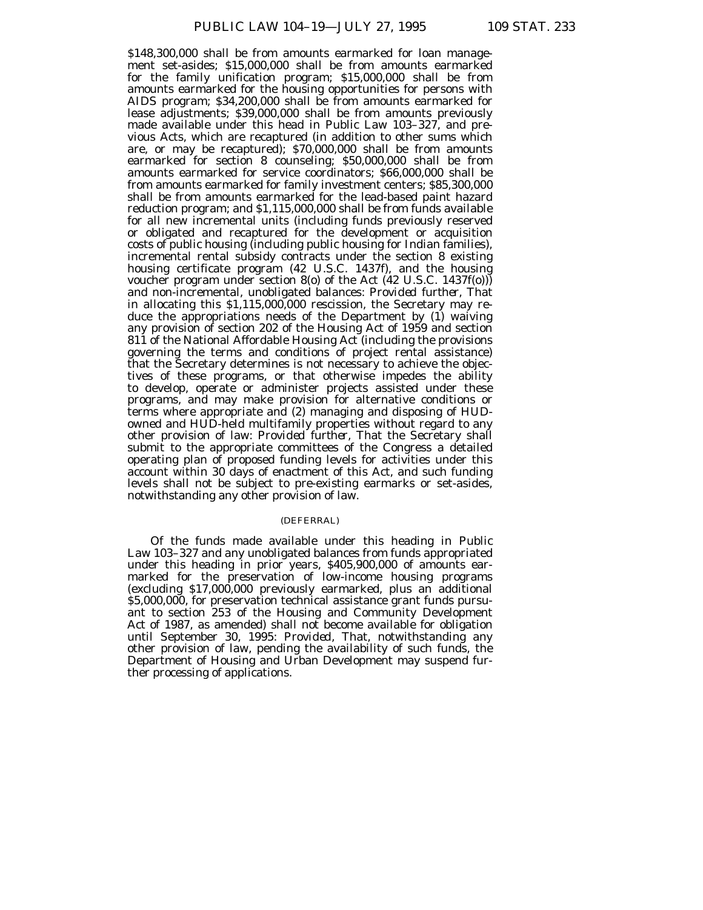$148,300,000 shall be from amounts earmarked for loan management set-asides; $15,000,000 shall be from amounts earmarked for the family unification program; $15,000,000 shall be from amounts earmarked for the housing opportunities for persons with AIDS program; $34,200,000 shall be from amounts earmarked for lease adjustments; $39,000,000 shall be from amounts previously made available under this head in Public Law 103–327, and previous Acts, which are recaptured (in addition to other sums which are, or may be recaptured); $70,000,000 shall be from amounts earmarked for section 8 counseling; $50,000,000 shall be from amounts earmarked for service coordinators; $66,000,000 shall be from amounts earmarked for family investment centers; $85,300,000 shall be from amounts earmarked for the lead-based paint hazard reduction program; and $1,115,000,000 shall be from funds available for all new incremental units (including funds previously reserved or obligated and recaptured for the development or acquisition costs of public housing (including public housing for Indian families), incremental rental subsidy contracts under the section 8 existing housing certificate program (42 U.S.C. 1437f), and the housing voucher program under section 8(o) of the Act (42 U.S.C. 1437f(o))) and non-incremental, unobligated balances: *Provided further*, That in allocating this $1,115,000,000 rescission, the Secretary may reduce the appropriations needs of the Department by (1) waiving any provision of section 202 of the Housing Act of 1959 and section 811 of the National Affordable Housing Act (including the provisions governing the terms and conditions of project rental assistance) that the Secretary determines is not necessary to achieve the objectives of these programs, or that otherwise impedes the ability to develop, operate or administer projects assisted under these programs, and may make provision for alternative conditions or terms where appropriate and (2) managing and disposing of HUD-owned and HUD-held multifamily properties without regard to any other provision of law: *Provided further*, That the Secretary shall submit to the appropriate committees of the Congress a detailed operating plan of proposed funding levels for activities under this account within 30 days of enactment of this Act, and such funding levels shall not be subject to pre-existing earmarks or set-asides, notwithstanding any other provision of law.

(DEFERRAL)

Of the funds made available under this heading in Public Law 103–327 and any unobligated balances from funds appropriated under this heading in prior years, $405,900,000 of amounts earmarked for the preservation of low-income housing programs (excluding $17,000,000 previously earmarked, plus an additional $5,000,000, for preservation technical assistance grant funds pursuant to section 253 of the Housing and Community Development Act of 1987, as amended) shall not become available for obligation until September 30, 1995: *Provided*, That, notwithstanding any other provision of law, pending the availability of such funds, the Department of Housing and Urban Development may suspend further processing of applications.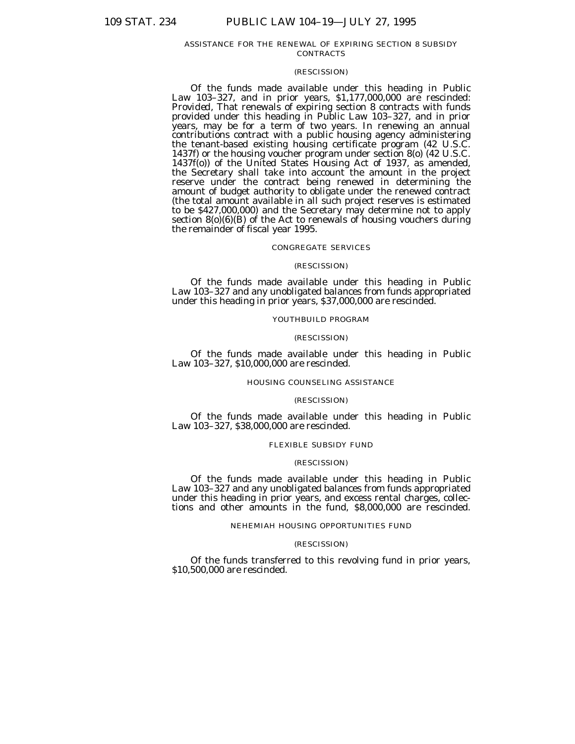ASSISTANCE FOR THE RENEWAL OF EXPIRING SECTION 8 SUBSIDY CONTRACTS

(RESCISSION)

Of the funds made available under this heading in Public Law 103–327, and in prior years, $1,177,000,000 are rescinded: *Provided*, That renewals of expiring section 8 contracts with funds provided under this heading in Public Law 103–327, and in prior years, may be for a term of two years. In renewing an annual contributions contract with a public housing agency administering the tenant-based existing housing certificate program (42 U.S.C. 1437f) or the housing voucher program under section 8(o) (42 U.S.C. 1437f(o)) of the United States Housing Act of 1937, as amended, the Secretary shall take into account the amount in the project reserve under the contract being renewed in determining the amount of budget authority to obligate under the renewed contract (the total amount available in all such project reserves is estimated to be $427,000,000) and the Secretary may determine not to apply section 8(o)(6)(B) of the Act to renewals of housing vouchers during the remainder of fiscal year 1995.

CONGREGATE SERVICES

(RESCISSION)

Of the funds made available under this heading in Public Law 103–327 and any unobligated balances from funds appropriated under this heading in prior years, $37,000,000 are rescinded.

YOUTHBUILD PROGRAM

(RESCISSION)

Of the funds made available under this heading in Public Law 103–327, $10,000,000 are rescinded.

HOUSING COUNSELING ASSISTANCE

(RESCISSION)

Of the funds made available under this heading in Public Law 103–327, $38,000,000 are rescinded.

FLEXIBLE SUBSIDY FUND

(RESCISSION)

Of the funds made available under this heading in Public Law 103–327 and any unobligated balances from funds appropriated under this heading in prior years, and excess rental charges, collections and other amounts in the fund, $8,000,000 are rescinded.

NEHEMIAH HOUSING OPPORTUNITIES FUND

(RESCISSION)

Of the funds transferred to this revolving fund in prior years, $10,500,000 are rescinded.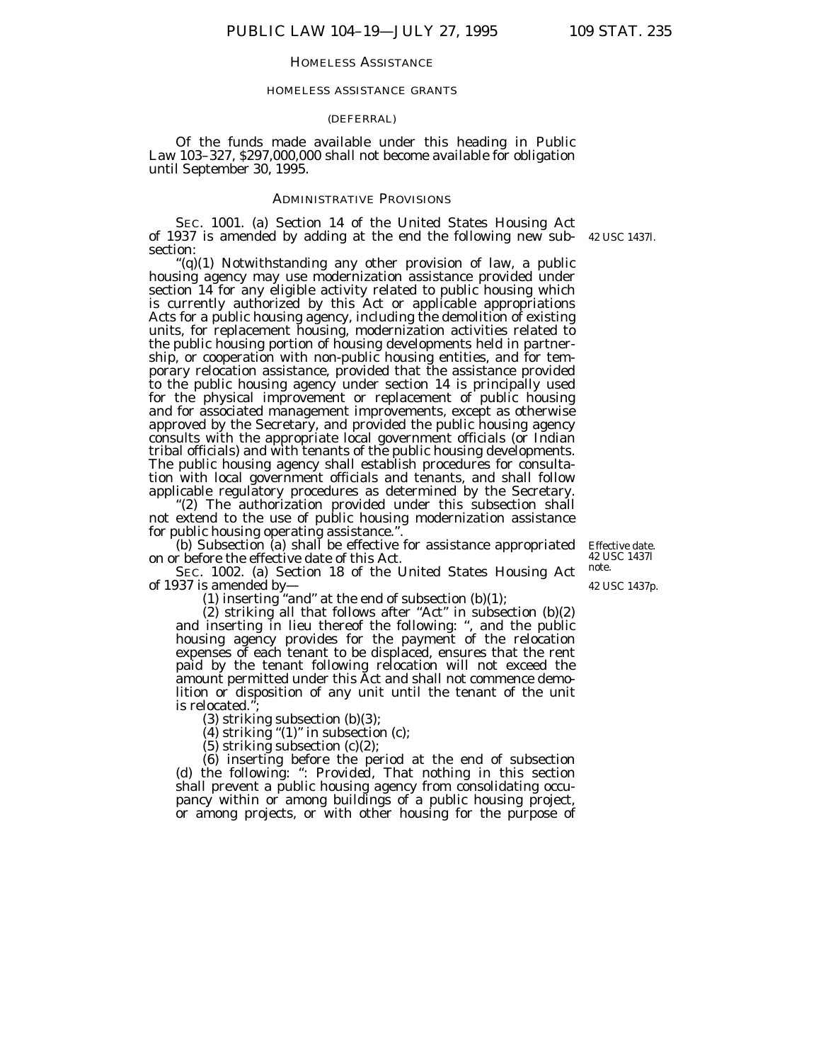## HOMELESS ASSISTANCE

### HOMELESS ASSISTANCE GRANTS

#### (DEFERRAL)

Of the funds made available under this heading in Public Law 103–327, $297,000,000 shall not become available for obligation until September 30, 1995.

## ADMINISTRATIVE PROVISIONS

SEC. 1001. (a) Section 14 of the United States Housing Act of 1937 is amended by adding at the end the following new subsection:

42 USC 1437l.

"(q)(1) Notwithstanding any other provision of law, a public housing agency may use modernization assistance provided under section 14 for any eligible activity related to public housing which is currently authorized by this Act or applicable appropriations Acts for a public housing agency, including the demolition of existing units, for replacement housing, modernization activities related to the public housing portion of housing developments held in partnership, or cooperation with non-public housing entities, and for temporary relocation assistance, provided that the assistance provided to the public housing agency under section 14 is principally used for the physical improvement or replacement of public housing and for associated management improvements, except as otherwise approved by the Secretary, and provided the public housing agency consults with the appropriate local government officials (or Indian tribal officials) and with tenants of the public housing developments. The public housing agency shall establish procedures for consultation with local government officials and tenants, and shall follow applicable regulatory procedures as determined by the Secretary.

"(2) The authorization provided under this subsection shall not extend to the use of public housing modernization assistance for public housing operating assistance.".

(b) Subsection (a) shall be effective for assistance appropriated on or before the effective date of this Act.

Effective date. 42 USC 1437l note.

SEC. 1002. (a) Section 18 of the United States Housing Act of 1937 is amended by—

42 USC 1437p.

(1) inserting "and" at the end of subsection (b)(1);

(2) striking all that follows after "Act" in subsection (b)(2) and inserting in lieu thereof the following: ", and the public housing agency provides for the payment of the relocation expenses of each tenant to be displaced, ensures that the rent paid by the tenant following relocation will not exceed the amount permitted under this Act and shall not commence demolition or disposition of any unit until the tenant of the unit is relocated.";

(3) striking subsection (b)(3);

(4) striking "(1)" in subsection (c);

(5) striking subsection (c)(2);

(6) inserting before the period at the end of subsection (d) the following: ": *Provided*, That nothing in this section shall prevent a public housing agency from consolidating occupancy within or among buildings of a public housing project, or among projects, or with other housing for the purpose of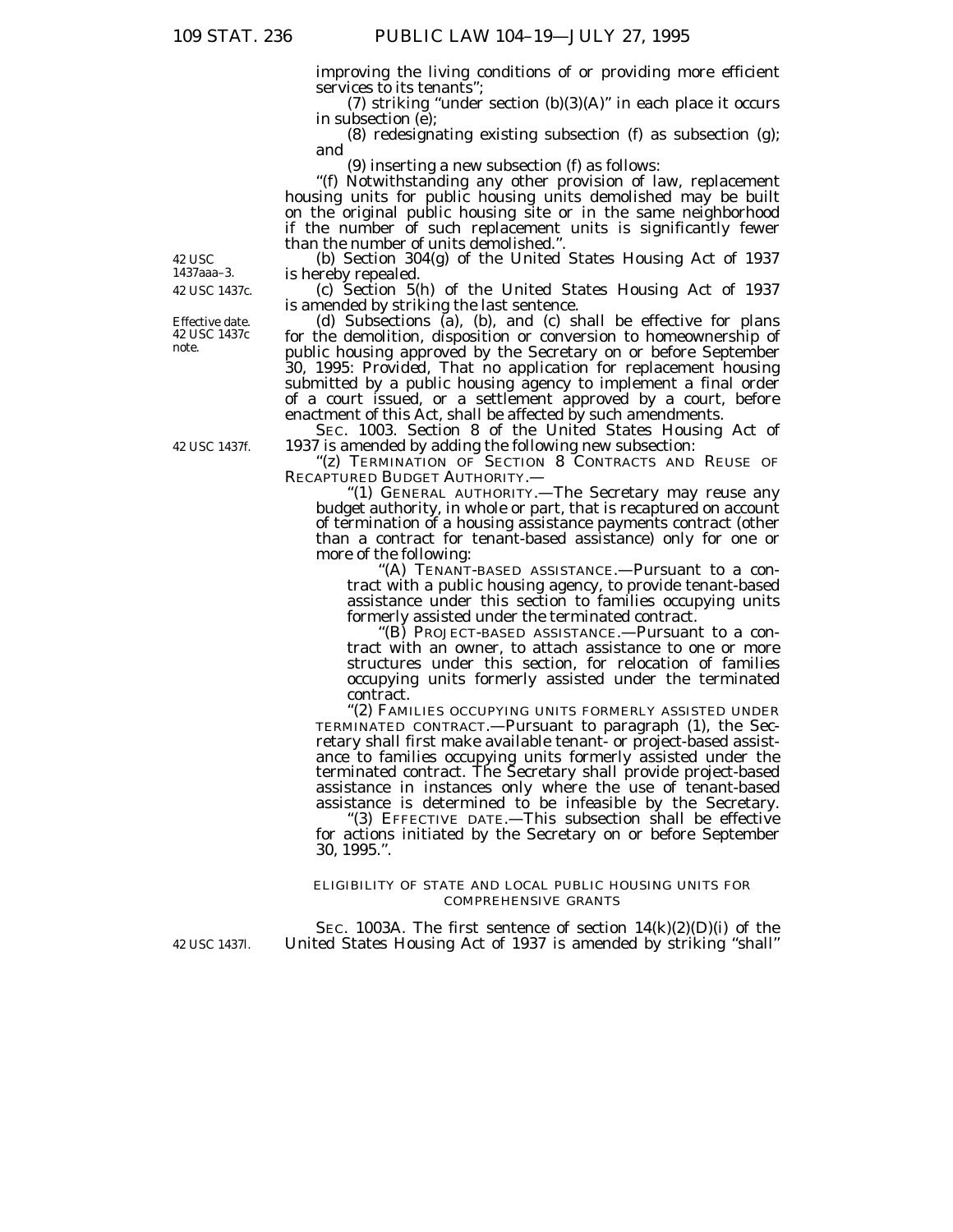improving the living conditions of or providing more efficient services to its tenants";

(7) striking "under section (b)(3)(A)" in each place it occurs in subsection (e);

(8) redesignating existing subsection (f) as subsection (g); and

(9) inserting a new subsection (f) as follows:

"(f) Notwithstanding any other provision of law, replacement housing units for public housing units demolished may be built on the original public housing site or in the same neighborhood if the number of such replacement units is significantly fewer than the number of units demolished.".

42 USC 1437aaa–3.

(b) Section 304(g) of the United States Housing Act of 1937 is hereby repealed.

42 USC 1437c.

(c) Section 5(h) of the United States Housing Act of 1937 is amended by striking the last sentence.

Effective date. 42 USC 1437c note.

(d) Subsections (a), (b), and (c) shall be effective for plans for the demolition, disposition or conversion to homeownership of public housing approved by the Secretary on or before September 30, 1995: *Provided*, That no application for replacement housing submitted by a public housing agency to implement a final order of a court issued, or a settlement approved by a court, before enactment of this Act, shall be affected by such amendments.

42 USC 1437f.

SEC. 1003. Section 8 of the United States Housing Act of 1937 is amended by adding the following new subsection:

"(z) TERMINATION OF SECTION 8 CONTRACTS AND REUSE OF RECAPTURED BUDGET AUTHORITY.—

"(1) GENERAL AUTHORITY.—The Secretary may reuse any budget authority, in whole or part, that is recaptured on account of termination of a housing assistance payments contract (other than a contract for tenant-based assistance) only for one or more of the following:

"(A) TENANT-BASED ASSISTANCE.—Pursuant to a contract with a public housing agency, to provide tenant-based assistance under this section to families occupying units formerly assisted under the terminated contract.

"(B) PROJECT-BASED ASSISTANCE.—Pursuant to a contract with an owner, to attach assistance to one or more structures under this section, for relocation of families occupying units formerly assisted under the terminated contract.

"(2) FAMILIES OCCUPYING UNITS FORMERLY ASSISTED UNDER TERMINATED CONTRACT.—Pursuant to paragraph (1), the Secretary shall first make available tenant- or project-based assistance to families occupying units formerly assisted under the terminated contract. The Secretary shall provide project-based assistance in instances only where the use of tenant-based assistance is determined to be infeasible by the Secretary.

"(3) EFFECTIVE DATE.—This subsection shall be effective for actions initiated by the Secretary on or before September 30, 1995.".

ELIGIBILITY OF STATE AND LOCAL PUBLIC HOUSING UNITS FOR COMPREHENSIVE GRANTS

42 USC 1437l.

SEC. 1003A. The first sentence of section 14(k)(2)(D)(i) of the United States Housing Act of 1937 is amended by striking "shall"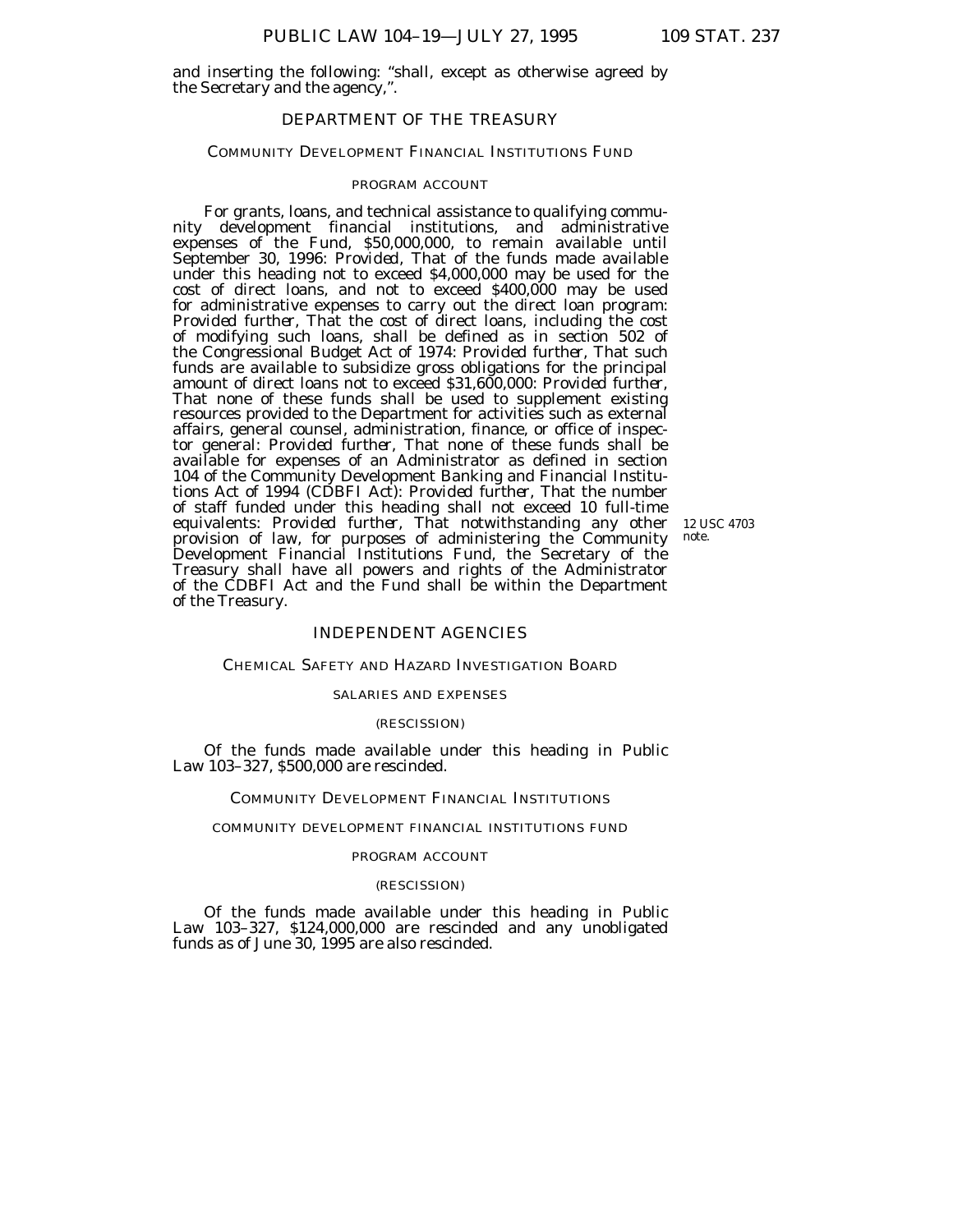and inserting the following: "shall, except as otherwise agreed by the Secretary and the agency,".

## DEPARTMENT OF THE TREASURY

### COMMUNITY DEVELOPMENT FINANCIAL INSTITUTIONS FUND

#### PROGRAM ACCOUNT

For grants, loans, and technical assistance to qualifying community development financial institutions, and administrative expenses of the Fund, $50,000,000, to remain available until September 30, 1996: *Provided*, That of the funds made available under this heading not to exceed $4,000,000 may be used for the cost of direct loans, and not to exceed $400,000 may be used for administrative expenses to carry out the direct loan program: *Provided further*, That the cost of direct loans, including the cost of modifying such loans, shall be defined as in section 502 of the Congressional Budget Act of 1974: *Provided further*, That such funds are available to subsidize gross obligations for the principal amount of direct loans not to exceed $31,600,000: *Provided further*, That none of these funds shall be used to supplement existing resources provided to the Department for activities such as external affairs, general counsel, administration, finance, or office of inspector general: *Provided further*, That none of these funds shall be available for expenses of an Administrator as defined in section 104 of the Community Development Banking and Financial Institutions Act of 1994 (CDBFI Act): *Provided further*, That the number of staff funded under this heading shall not exceed 10 full-time equivalents: *Provided further*, That notwithstanding any other provision of law, for purposes of administering the Community Development Financial Institutions Fund, the Secretary of the Treasury shall have all powers and rights of the Administrator of the CDBFI Act and the Fund shall be within the Department of the Treasury.

12 USC 4703 note.

## INDEPENDENT AGENCIES

### CHEMICAL SAFETY AND HAZARD INVESTIGATION BOARD

#### SALARIES AND EXPENSES

(RESCISSION)

Of the funds made available under this heading in Public Law 103–327, $500,000 are rescinded.

### COMMUNITY DEVELOPMENT FINANCIAL INSTITUTIONS

#### COMMUNITY DEVELOPMENT FINANCIAL INSTITUTIONS FUND

#### PROGRAM ACCOUNT

(RESCISSION)

Of the funds made available under this heading in Public Law 103–327, $124,000,000 are rescinded and any unobligated funds as of June 30, 1995 are also rescinded.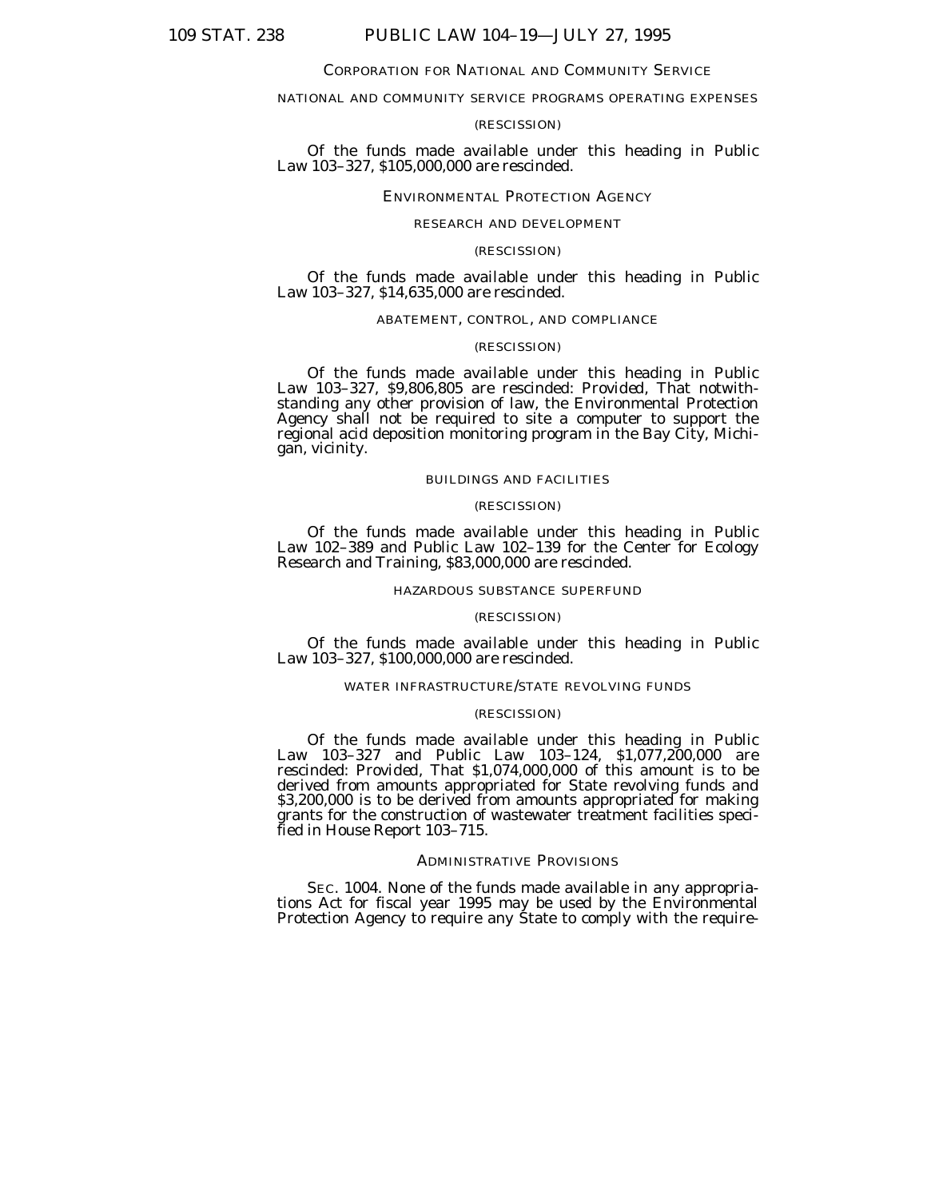## CORPORATION FOR NATIONAL AND COMMUNITY SERVICE

### NATIONAL AND COMMUNITY SERVICE PROGRAMS OPERATING EXPENSES

(RESCISSION)

Of the funds made available under this heading in Public Law 103–327, $105,000,000 are rescinded.

## ENVIRONMENTAL PROTECTION AGENCY

### RESEARCH AND DEVELOPMENT

(RESCISSION)

Of the funds made available under this heading in Public Law 103–327, $14,635,000 are rescinded.

### ABATEMENT, CONTROL, AND COMPLIANCE

(RESCISSION)

Of the funds made available under this heading in Public Law 103–327, $9,806,805 are rescinded: *Provided*, That notwithstanding any other provision of law, the Environmental Protection Agency shall not be required to site a computer to support the regional acid deposition monitoring program in the Bay City, Michigan, vicinity.

### BUILDINGS AND FACILITIES

(RESCISSION)

Of the funds made available under this heading in Public Law 102–389 and Public Law 102–139 for the Center for Ecology Research and Training, $83,000,000 are rescinded.

### HAZARDOUS SUBSTANCE SUPERFUND

(RESCISSION)

Of the funds made available under this heading in Public Law 103–327, $100,000,000 are rescinded.

### WATER INFRASTRUCTURE/STATE REVOLVING FUNDS

(RESCISSION)

Of the funds made available under this heading in Public Law 103–327 and Public Law 103–124, $1,077,200,000 are rescinded: *Provided*, That $1,074,000,000 of this amount is to be derived from amounts appropriated for State revolving funds and $3,200,000 is to be derived from amounts appropriated for making grants for the construction of wastewater treatment facilities specified in House Report 103–715.

## ADMINISTRATIVE PROVISIONS

SEC. 1004. None of the funds made available in any appropriations Act for fiscal year 1995 may be used by the Environmental Protection Agency to require any State to comply with the require-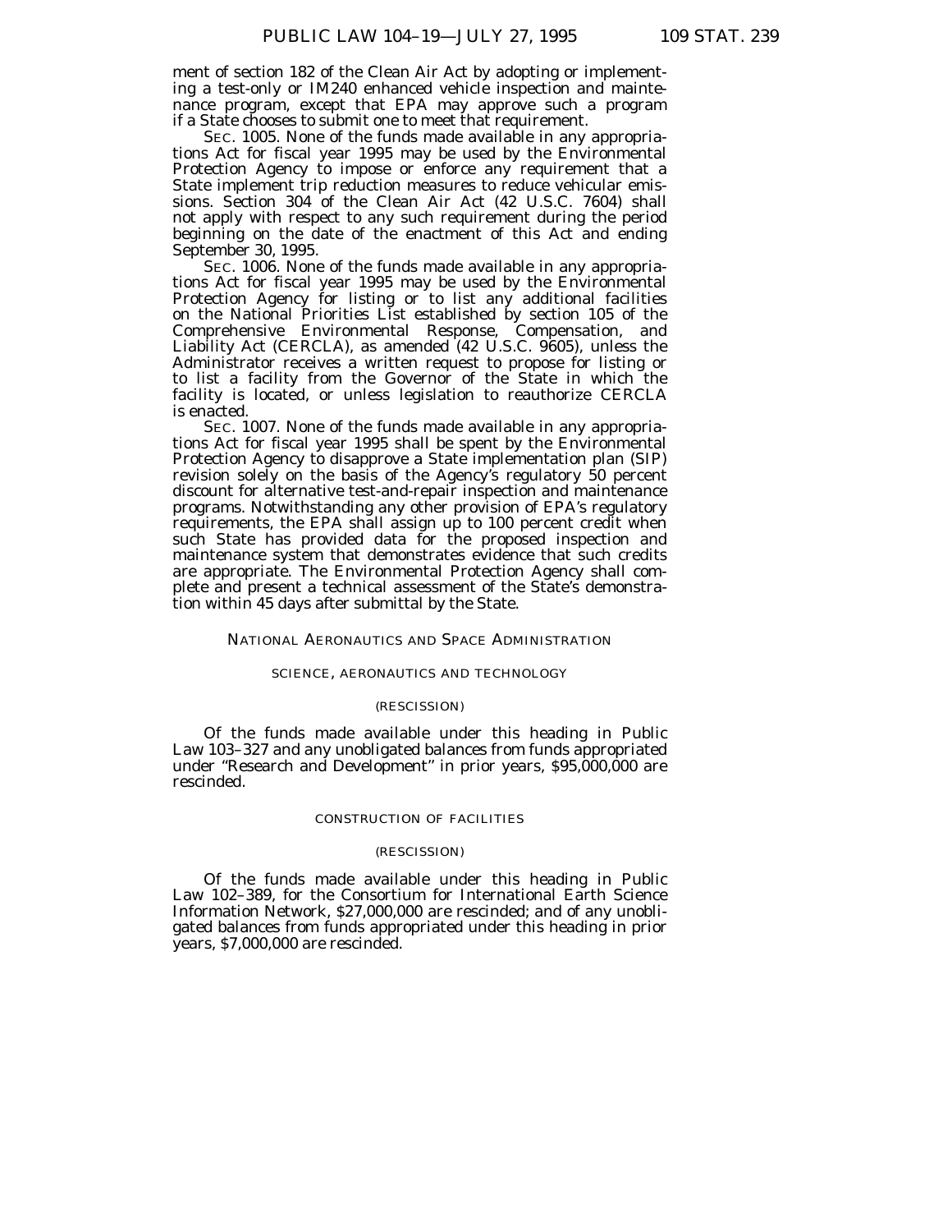ment of section 182 of the Clean Air Act by adopting or implementing a test-only or IM240 enhanced vehicle inspection and maintenance program, except that EPA may approve such a program if a State chooses to submit one to meet that requirement.

SEC. 1005. None of the funds made available in any appropriations Act for fiscal year 1995 may be used by the Environmental Protection Agency to impose or enforce any requirement that a State implement trip reduction measures to reduce vehicular emissions. Section 304 of the Clean Air Act (42 U.S.C. 7604) shall not apply with respect to any such requirement during the period beginning on the date of the enactment of this Act and ending September 30, 1995.

SEC. 1006. None of the funds made available in any appropriations Act for fiscal year 1995 may be used by the Environmental Protection Agency for listing or to list any additional facilities on the National Priorities List established by section 105 of the Comprehensive Environmental Response, Compensation, and Liability Act (CERCLA), as amended (42 U.S.C. 9605), unless the Administrator receives a written request to propose for listing or to list a facility from the Governor of the State in which the facility is located, or unless legislation to reauthorize CERCLA is enacted.

SEC. 1007. None of the funds made available in any appropriations Act for fiscal year 1995 shall be spent by the Environmental Protection Agency to disapprove a State implementation plan (SIP) revision solely on the basis of the Agency's regulatory 50 percent discount for alternative test-and-repair inspection and maintenance programs. Notwithstanding any other provision of EPA's regulatory requirements, the EPA shall assign up to 100 percent credit when such State has provided data for the proposed inspection and maintenance system that demonstrates evidence that such credits are appropriate. The Environmental Protection Agency shall complete and present a technical assessment of the State's demonstration within 45 days after submittal by the State.

## NATIONAL AERONAUTICS AND SPACE ADMINISTRATION

### SCIENCE, AERONAUTICS AND TECHNOLOGY

(RESCISSION)

Of the funds made available under this heading in Public Law 103–327 and any unobligated balances from funds appropriated under "Research and Development" in prior years, $95,000,000 are rescinded.

### CONSTRUCTION OF FACILITIES

(RESCISSION)

Of the funds made available under this heading in Public Law 102–389, for the Consortium for International Earth Science Information Network, $27,000,000 are rescinded; and of any unobligated balances from funds appropriated under this heading in prior years, $7,000,000 are rescinded.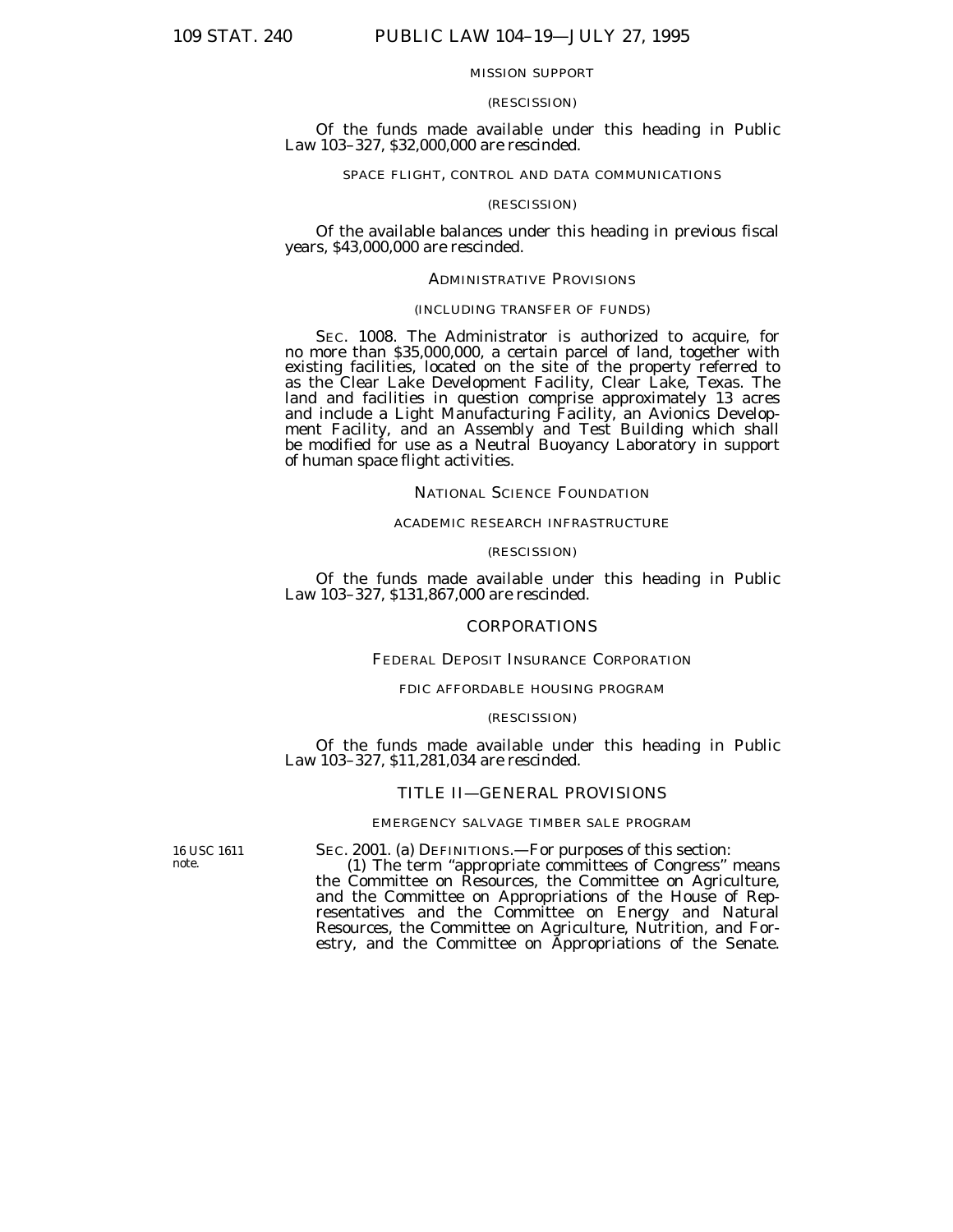MISSION SUPPORT

(RESCISSION)

Of the funds made available under this heading in Public Law 103–327, $32,000,000 are rescinded.

SPACE FLIGHT, CONTROL AND DATA COMMUNICATIONS

(RESCISSION)

Of the available balances under this heading in previous fiscal years, $43,000,000 are rescinded.

ADMINISTRATIVE PROVISIONS

(INCLUDING TRANSFER OF FUNDS)

SEC. 1008. The Administrator is authorized to acquire, for no more than $35,000,000, a certain parcel of land, together with existing facilities, located on the site of the property referred to as the Clear Lake Development Facility, Clear Lake, Texas. The land and facilities in question comprise approximately 13 acres and include a Light Manufacturing Facility, an Avionics Development Facility, and an Assembly and Test Building which shall be modified for use as a Neutral Buoyancy Laboratory in support of human space flight activities.

NATIONAL SCIENCE FOUNDATION

ACADEMIC RESEARCH INFRASTRUCTURE

(RESCISSION)

Of the funds made available under this heading in Public Law 103–327, $131,867,000 are rescinded.

CORPORATIONS

FEDERAL DEPOSIT INSURANCE CORPORATION

FDIC AFFORDABLE HOUSING PROGRAM

(RESCISSION)

Of the funds made available under this heading in Public Law 103–327, $11,281,034 are rescinded.

TITLE II—GENERAL PROVISIONS

EMERGENCY SALVAGE TIMBER SALE PROGRAM

16 USC 1611 note.

SEC. 2001. (a) DEFINITIONS.—For purposes of this section:

(1) The term "appropriate committees of Congress" means the Committee on Resources, the Committee on Agriculture, and the Committee on Appropriations of the House of Representatives and the Committee on Energy and Natural Resources, the Committee on Agriculture, Nutrition, and Forestry, and the Committee on Appropriations of the Senate.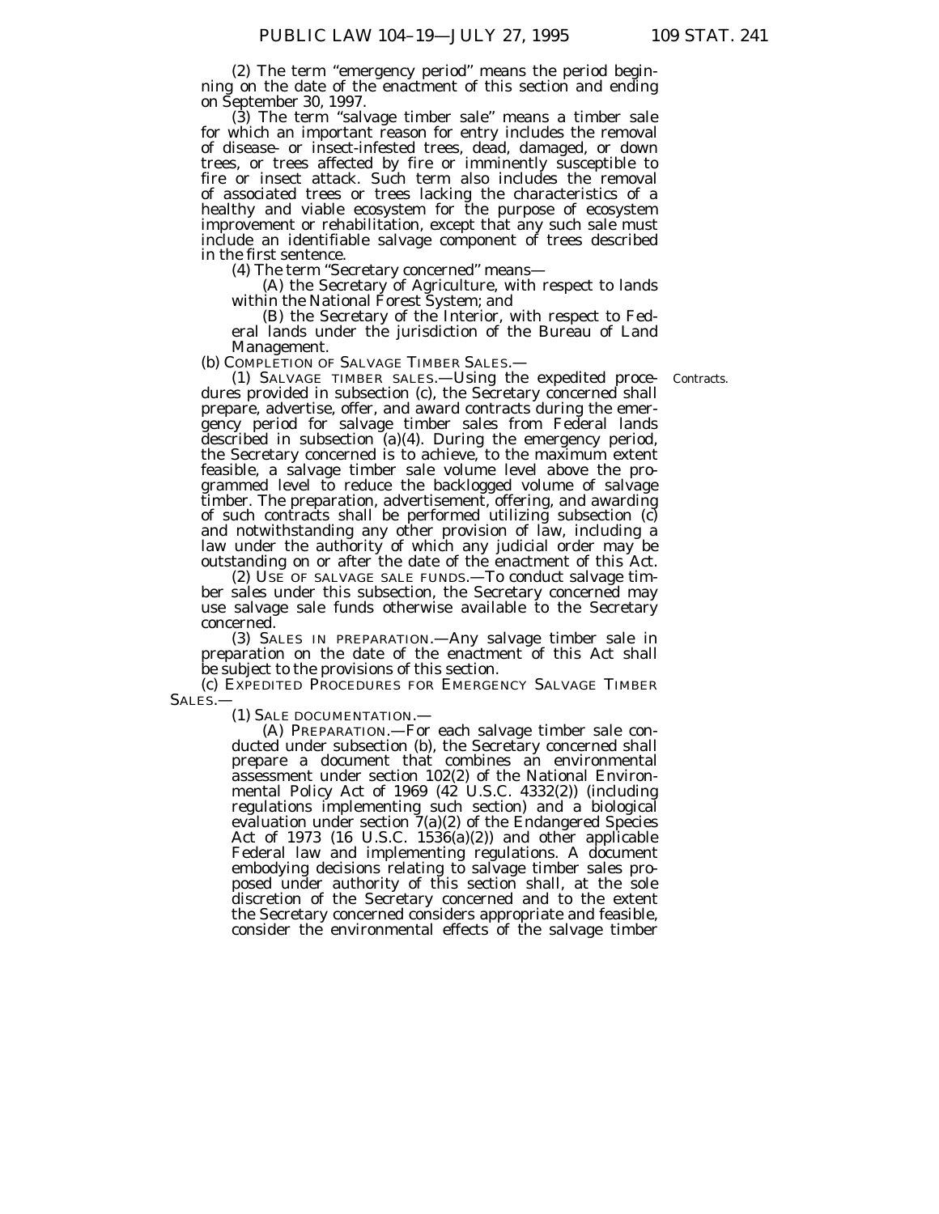(2) The term "emergency period" means the period beginning on the date of the enactment of this section and ending on September 30, 1997.

(3) The term "salvage timber sale" means a timber sale for which an important reason for entry includes the removal of disease- or insect-infested trees, dead, damaged, or down trees, or trees affected by fire or imminently susceptible to fire or insect attack. Such term also includes the removal of associated trees or trees lacking the characteristics of a healthy and viable ecosystem for the purpose of ecosystem improvement or rehabilitation, except that any such sale must include an identifiable salvage component of trees described in the first sentence.

(4) The term "Secretary concerned" means—

(A) the Secretary of Agriculture, with respect to lands within the National Forest System; and

(B) the Secretary of the Interior, with respect to Federal lands under the jurisdiction of the Bureau of Land Management.

(b) COMPLETION OF SALVAGE TIMBER SALES.—

Contracts.

(1) SALVAGE TIMBER SALES.—Using the expedited procedures provided in subsection (c), the Secretary concerned shall prepare, advertise, offer, and award contracts during the emergency period for salvage timber sales from Federal lands described in subsection (a)(4). During the emergency period, the Secretary concerned is to achieve, to the maximum extent feasible, a salvage timber sale volume level above the programmed level to reduce the backlogged volume of salvage timber. The preparation, advertisement, offering, and awarding of such contracts shall be performed utilizing subsection (c) and notwithstanding any other provision of law, including a law under the authority of which any judicial order may be outstanding on or after the date of the enactment of this Act.

(2) USE OF SALVAGE SALE FUNDS.—To conduct salvage timber sales under this subsection, the Secretary concerned may use salvage sale funds otherwise available to the Secretary concerned.

(3) SALES IN PREPARATION.—Any salvage timber sale in preparation on the date of the enactment of this Act shall be subject to the provisions of this section.

(c) EXPEDITED PROCEDURES FOR EMERGENCY SALVAGE TIMBER SALES.—

(1) SALE DOCUMENTATION.—

(A) PREPARATION.—For each salvage timber sale conducted under subsection (b), the Secretary concerned shall prepare a document that combines an environmental assessment under section 102(2) of the National Environmental Policy Act of 1969 (42 U.S.C. 4332(2)) (including regulations implementing such section) and a biological evaluation under section 7(a)(2) of the Endangered Species Act of 1973 (16 U.S.C. 1536(a)(2)) and other applicable Federal law and implementing regulations. A document embodying decisions relating to salvage timber sales proposed under authority of this section shall, at the sole discretion of the Secretary concerned and to the extent the Secretary concerned considers appropriate and feasible, consider the environmental effects of the salvage timber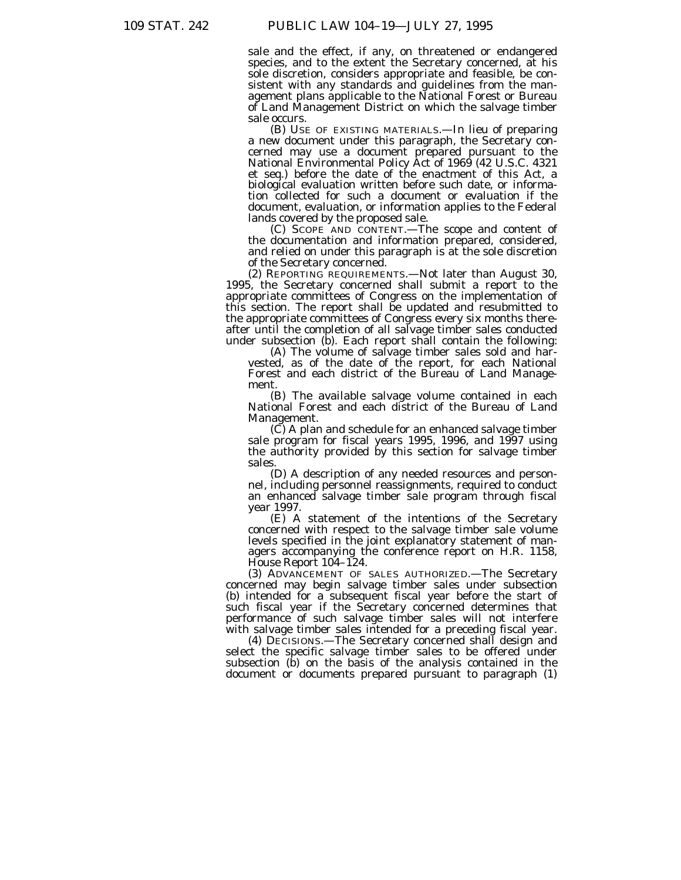sale and the effect, if any, on threatened or endangered species, and to the extent the Secretary concerned, at his sole discretion, considers appropriate and feasible, be consistent with any standards and guidelines from the management plans applicable to the National Forest or Bureau of Land Management District on which the salvage timber sale occurs.

(B) USE OF EXISTING MATERIALS.—In lieu of preparing a new document under this paragraph, the Secretary concerned may use a document prepared pursuant to the National Environmental Policy Act of 1969 (42 U.S.C. 4321 et seq.) before the date of the enactment of this Act, a biological evaluation written before such date, or information collected for such a document or evaluation if the document, evaluation, or information applies to the Federal lands covered by the proposed sale.

(C) SCOPE AND CONTENT.—The scope and content of the documentation and information prepared, considered, and relied on under this paragraph is at the sole discretion of the Secretary concerned.

(2) REPORTING REQUIREMENTS.—Not later than August 30, 1995, the Secretary concerned shall submit a report to the appropriate committees of Congress on the implementation of this section. The report shall be updated and resubmitted to the appropriate committees of Congress every six months thereafter until the completion of all salvage timber sales conducted under subsection (b). Each report shall contain the following:

(A) The volume of salvage timber sales sold and harvested, as of the date of the report, for each National Forest and each district of the Bureau of Land Management.

(B) The available salvage volume contained in each National Forest and each district of the Bureau of Land Management.

(C) A plan and schedule for an enhanced salvage timber sale program for fiscal years 1995, 1996, and 1997 using the authority provided by this section for salvage timber sales.

(D) A description of any needed resources and personnel, including personnel reassignments, required to conduct an enhanced salvage timber sale program through fiscal year 1997.

(E) A statement of the intentions of the Secretary concerned with respect to the salvage timber sale volume levels specified in the joint explanatory statement of managers accompanying the conference report on H.R. 1158, House Report 104–124.

(3) ADVANCEMENT OF SALES AUTHORIZED.—The Secretary concerned may begin salvage timber sales under subsection (b) intended for a subsequent fiscal year before the start of such fiscal year if the Secretary concerned determines that performance of such salvage timber sales will not interfere with salvage timber sales intended for a preceding fiscal year.

(4) DECISIONS.—The Secretary concerned shall design and select the specific salvage timber sales to be offered under subsection (b) on the basis of the analysis contained in the document or documents prepared pursuant to paragraph (1)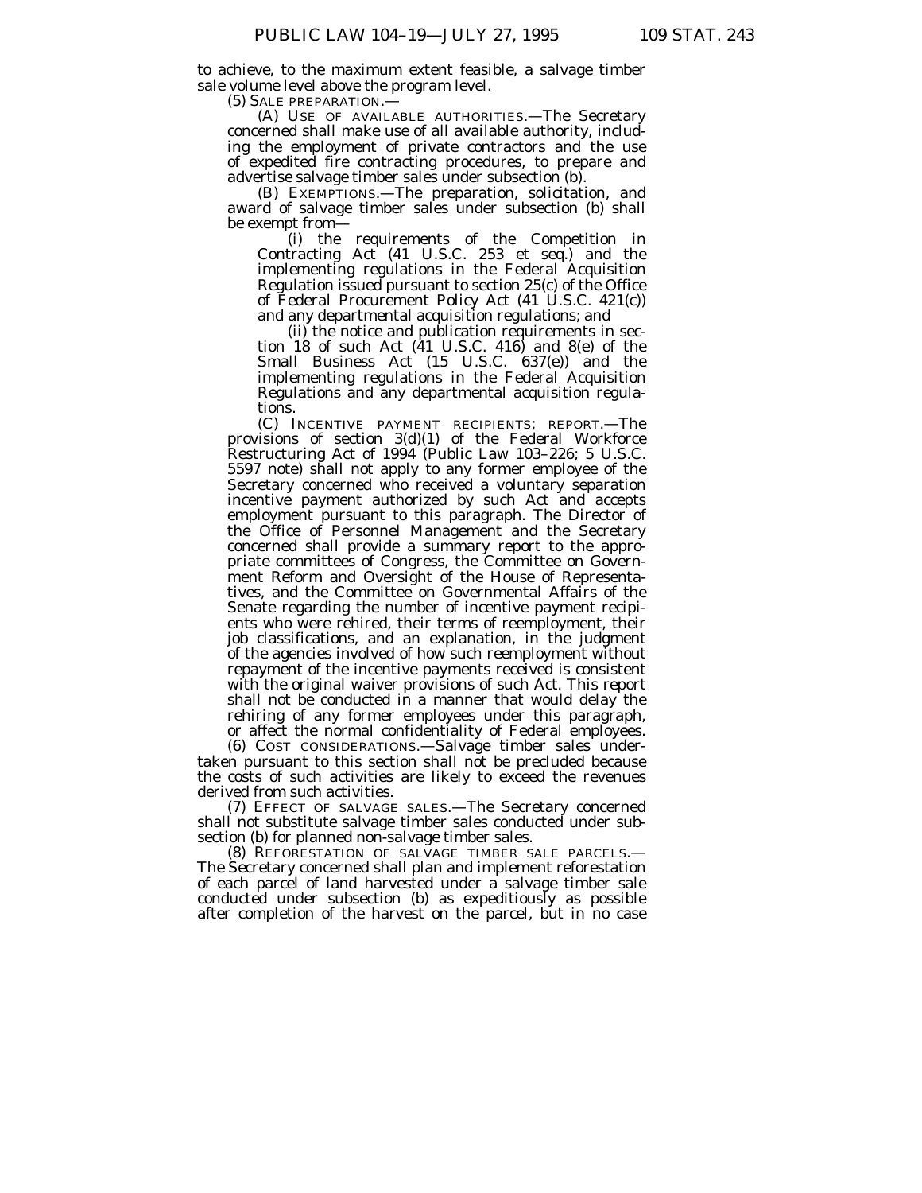to achieve, to the maximum extent feasible, a salvage timber sale volume level above the program level.

(5) SALE PREPARATION.—

(A) USE OF AVAILABLE AUTHORITIES.—The Secretary concerned shall make use of all available authority, including the employment of private contractors and the use of expedited fire contracting procedures, to prepare and advertise salvage timber sales under subsection (b).

(B) EXEMPTIONS.—The preparation, solicitation, and award of salvage timber sales under subsection (b) shall be exempt from—

(i) the requirements of the Competition in Contracting Act (41 U.S.C. 253 et seq.) and the implementing regulations in the Federal Acquisition Regulation issued pursuant to section 25(c) of the Office of Federal Procurement Policy Act (41 U.S.C. 421(c)) and any departmental acquisition regulations; and

(ii) the notice and publication requirements in section 18 of such Act (41 U.S.C. 416) and 8(e) of the Small Business Act (15 U.S.C. 637(e)) and the implementing regulations in the Federal Acquisition Regulations and any departmental acquisition regulations.

(C) INCENTIVE PAYMENT RECIPIENTS; REPORT.—The provisions of section 3(d)(1) of the Federal Workforce Restructuring Act of 1994 (Public Law 103–226; 5 U.S.C. 5597 note) shall not apply to any former employee of the Secretary concerned who received a voluntary separation incentive payment authorized by such Act and accepts employment pursuant to this paragraph. The Director of the Office of Personnel Management and the Secretary concerned shall provide a summary report to the appropriate committees of Congress, the Committee on Government Reform and Oversight of the House of Representatives, and the Committee on Governmental Affairs of the Senate regarding the number of incentive payment recipients who were rehired, their terms of reemployment, their job classifications, and an explanation, in the judgment of the agencies involved of how such reemployment without repayment of the incentive payments received is consistent with the original waiver provisions of such Act. This report shall not be conducted in a manner that would delay the rehiring of any former employees under this paragraph, or affect the normal confidentiality of Federal employees.

(6) COST CONSIDERATIONS.—Salvage timber sales undertaken pursuant to this section shall not be precluded because the costs of such activities are likely to exceed the revenues derived from such activities.

(7) EFFECT OF SALVAGE SALES.—The Secretary concerned shall not substitute salvage timber sales conducted under subsection (b) for planned non-salvage timber sales.

(8) REFORESTATION OF SALVAGE TIMBER SALE PARCELS.—The Secretary concerned shall plan and implement reforestation of each parcel of land harvested under a salvage timber sale conducted under subsection (b) as expeditiously as possible after completion of the harvest on the parcel, but in no case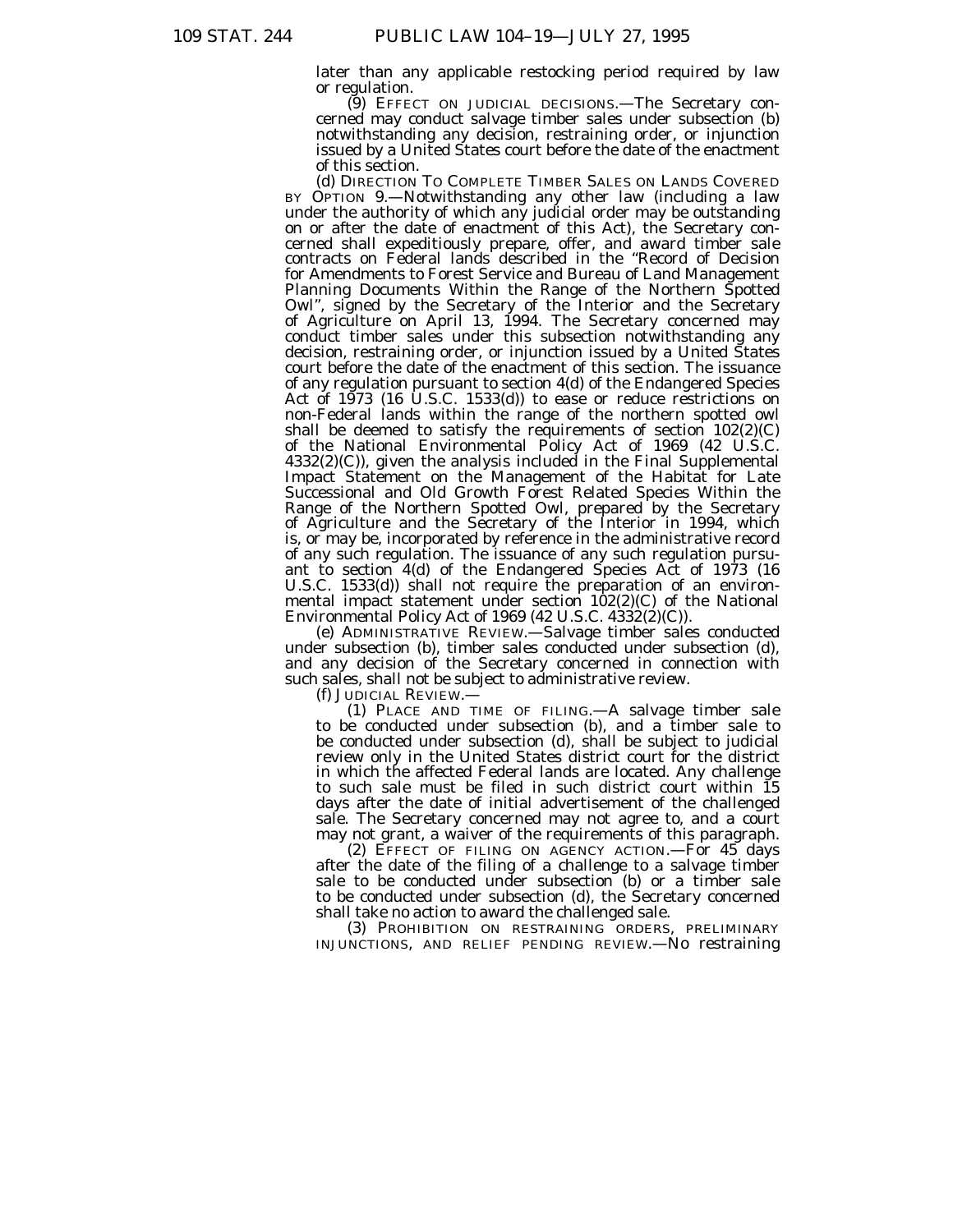later than any applicable restocking period required by law or regulation.

(9) EFFECT ON JUDICIAL DECISIONS.—The Secretary concerned may conduct salvage timber sales under subsection (b) notwithstanding any decision, restraining order, or injunction issued by a United States court before the date of the enactment of this section.

(d) DIRECTION TO COMPLETE TIMBER SALES ON LANDS COVERED BY OPTION 9.—Notwithstanding any other law (including a law under the authority of which any judicial order may be outstanding on or after the date of enactment of this Act), the Secretary concerned shall expeditiously prepare, offer, and award timber sale contracts on Federal lands described in the "Record of Decision for Amendments to Forest Service and Bureau of Land Management Planning Documents Within the Range of the Northern Spotted Owl", signed by the Secretary of the Interior and the Secretary of Agriculture on April 13, 1994. The Secretary concerned may conduct timber sales under this subsection notwithstanding any decision, restraining order, or injunction issued by a United States court before the date of the enactment of this section. The issuance of any regulation pursuant to section 4(d) of the Endangered Species Act of 1973 (16 U.S.C. 1533(d)) to ease or reduce restrictions on non-Federal lands within the range of the northern spotted owl shall be deemed to satisfy the requirements of section 102(2)(C) of the National Environmental Policy Act of 1969 (42 U.S.C. 4332(2)(C)), given the analysis included in the Final Supplemental Impact Statement on the Management of the Habitat for Late Successional and Old Growth Forest Related Species Within the Range of the Northern Spotted Owl, prepared by the Secretary of Agriculture and the Secretary of the Interior in 1994, which is, or may be, incorporated by reference in the administrative record of any such regulation. The issuance of any such regulation pursuant to section 4(d) of the Endangered Species Act of 1973 (16 U.S.C. 1533(d)) shall not require the preparation of an environmental impact statement under section 102(2)(C) of the National Environmental Policy Act of 1969 (42 U.S.C. 4332(2)(C)).

(e) ADMINISTRATIVE REVIEW.—Salvage timber sales conducted under subsection (b), timber sales conducted under subsection (d), and any decision of the Secretary concerned in connection with such sales, shall not be subject to administrative review.

(f) JUDICIAL REVIEW.—

(1) PLACE AND TIME OF FILING.—A salvage timber sale to be conducted under subsection (b), and a timber sale to be conducted under subsection (d), shall be subject to judicial review only in the United States district court for the district in which the affected Federal lands are located. Any challenge to such sale must be filed in such district court within 15 days after the date of initial advertisement of the challenged sale. The Secretary concerned may not agree to, and a court may not grant, a waiver of the requirements of this paragraph.

(2) EFFECT OF FILING ON AGENCY ACTION.—For 45 days after the date of the filing of a challenge to a salvage timber sale to be conducted under subsection (b) or a timber sale to be conducted under subsection (d), the Secretary concerned shall take no action to award the challenged sale.

(3) PROHIBITION ON RESTRAINING ORDERS, PRELIMINARY INJUNCTIONS, AND RELIEF PENDING REVIEW.—No restraining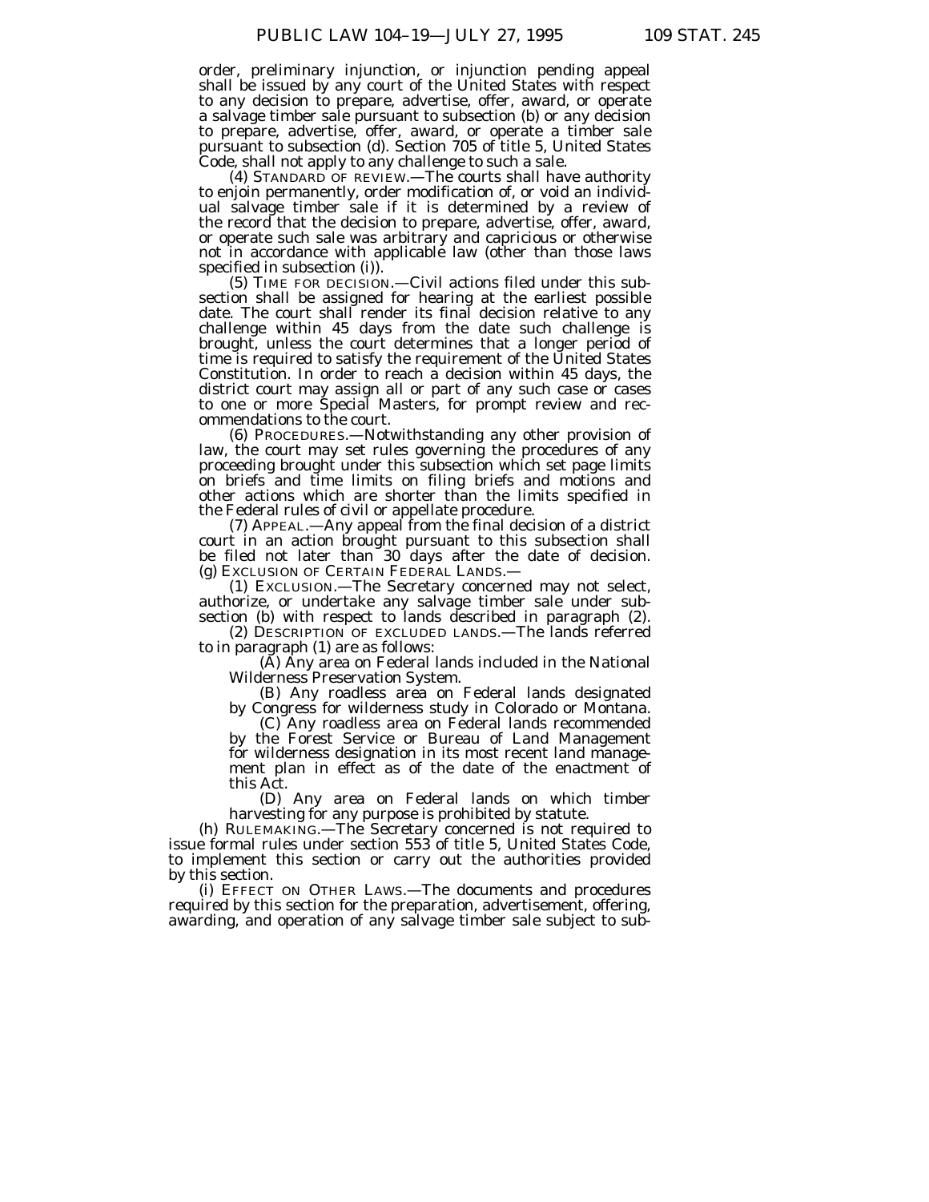order, preliminary injunction, or injunction pending appeal shall be issued by any court of the United States with respect to any decision to prepare, advertise, offer, award, or operate a salvage timber sale pursuant to subsection (b) or any decision to prepare, advertise, offer, award, or operate a timber sale pursuant to subsection (d). Section 705 of title 5, United States Code, shall not apply to any challenge to such a sale.

(4) STANDARD OF REVIEW.—The courts shall have authority to enjoin permanently, order modification of, or void an individual salvage timber sale if it is determined by a review of the record that the decision to prepare, advertise, offer, award, or operate such sale was arbitrary and capricious or otherwise not in accordance with applicable law (other than those laws specified in subsection (i)).

(5) TIME FOR DECISION.—Civil actions filed under this subsection shall be assigned for hearing at the earliest possible date. The court shall render its final decision relative to any challenge within 45 days from the date such challenge is brought, unless the court determines that a longer period of time is required to satisfy the requirement of the United States Constitution. In order to reach a decision within 45 days, the district court may assign all or part of any such case or cases to one or more Special Masters, for prompt review and recommendations to the court.

(6) PROCEDURES.—Notwithstanding any other provision of law, the court may set rules governing the procedures of any proceeding brought under this subsection which set page limits on briefs and time limits on filing briefs and motions and other actions which are shorter than the limits specified in the Federal rules of civil or appellate procedure.

(7) APPEAL.—Any appeal from the final decision of a district court in an action brought pursuant to this subsection shall be filed not later than 30 days after the date of decision.

(g) EXCLUSION OF CERTAIN FEDERAL LANDS.—

(1) EXCLUSION.—The Secretary concerned may not select, authorize, or undertake any salvage timber sale under subsection (b) with respect to lands described in paragraph (2).

(2) DESCRIPTION OF EXCLUDED LANDS.—The lands referred to in paragraph (1) are as follows:

(A) Any area on Federal lands included in the National Wilderness Preservation System.

(B) Any roadless area on Federal lands designated by Congress for wilderness study in Colorado or Montana.

(C) Any roadless area on Federal lands recommended by the Forest Service or Bureau of Land Management for wilderness designation in its most recent land management plan in effect as of the date of the enactment of this Act.

(D) Any area on Federal lands on which timber harvesting for any purpose is prohibited by statute.

(h) RULEMAKING.—The Secretary concerned is not required to issue formal rules under section 553 of title 5, United States Code, to implement this section or carry out the authorities provided by this section.

(i) EFFECT ON OTHER LAWS.—The documents and procedures required by this section for the preparation, advertisement, offering, awarding, and operation of any salvage timber sale subject to sub-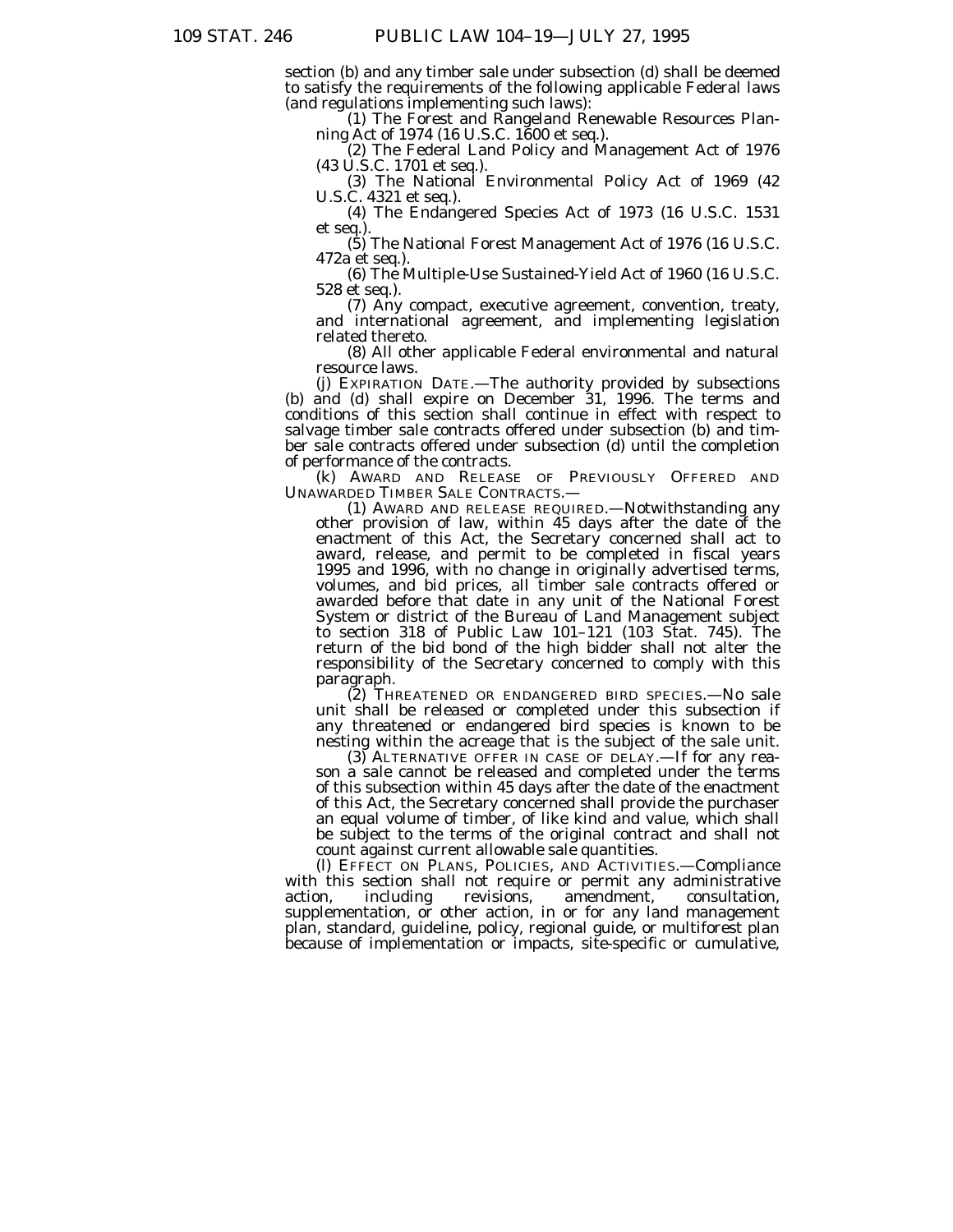section (b) and any timber sale under subsection (d) shall be deemed to satisfy the requirements of the following applicable Federal laws (and regulations implementing such laws):

(1) The Forest and Rangeland Renewable Resources Planning Act of 1974 (16 U.S.C. 1600 et seq.).

(2) The Federal Land Policy and Management Act of 1976 (43 U.S.C. 1701 et seq.).

(3) The National Environmental Policy Act of 1969 (42 U.S.C. 4321 et seq.).

(4) The Endangered Species Act of 1973 (16 U.S.C. 1531 et seq.).

(5) The National Forest Management Act of 1976 (16 U.S.C. 472a et seq.).

(6) The Multiple-Use Sustained-Yield Act of 1960 (16 U.S.C. 528 et seq.).

(7) Any compact, executive agreement, convention, treaty, and international agreement, and implementing legislation related thereto.

(8) All other applicable Federal environmental and natural resource laws.

(j) EXPIRATION DATE.—The authority provided by subsections (b) and (d) shall expire on December 31, 1996. The terms and conditions of this section shall continue in effect with respect to salvage timber sale contracts offered under subsection (b) and timber sale contracts offered under subsection (d) until the completion of performance of the contracts.

(k) AWARD AND RELEASE OF PREVIOUSLY OFFERED AND UNAWARDED TIMBER SALE CONTRACTS.—

(1) AWARD AND RELEASE REQUIRED.—Notwithstanding any other provision of law, within 45 days after the date of the enactment of this Act, the Secretary concerned shall act to award, release, and permit to be completed in fiscal years 1995 and 1996, with no change in originally advertised terms, volumes, and bid prices, all timber sale contracts offered or awarded before that date in any unit of the National Forest System or district of the Bureau of Land Management subject to section 318 of Public Law 101–121 (103 Stat. 745). The return of the bid bond of the high bidder shall not alter the responsibility of the Secretary concerned to comply with this paragraph.

(2) THREATENED OR ENDANGERED BIRD SPECIES.—No sale unit shall be released or completed under this subsection if any threatened or endangered bird species is known to be nesting within the acreage that is the subject of the sale unit.

(3) ALTERNATIVE OFFER IN CASE OF DELAY.—If for any reason a sale cannot be released and completed under the terms of this subsection within 45 days after the date of the enactment of this Act, the Secretary concerned shall provide the purchaser an equal volume of timber, of like kind and value, which shall be subject to the terms of the original contract and shall not count against current allowable sale quantities.

(l) EFFECT ON PLANS, POLICIES, AND ACTIVITIES.—Compliance with this section shall not require or permit any administrative action, including revisions, amendment, consultation, supplementation, or other action, in or for any land management plan, standard, guideline, policy, regional guide, or multiforest plan because of implementation or impacts, site-specific or cumulative,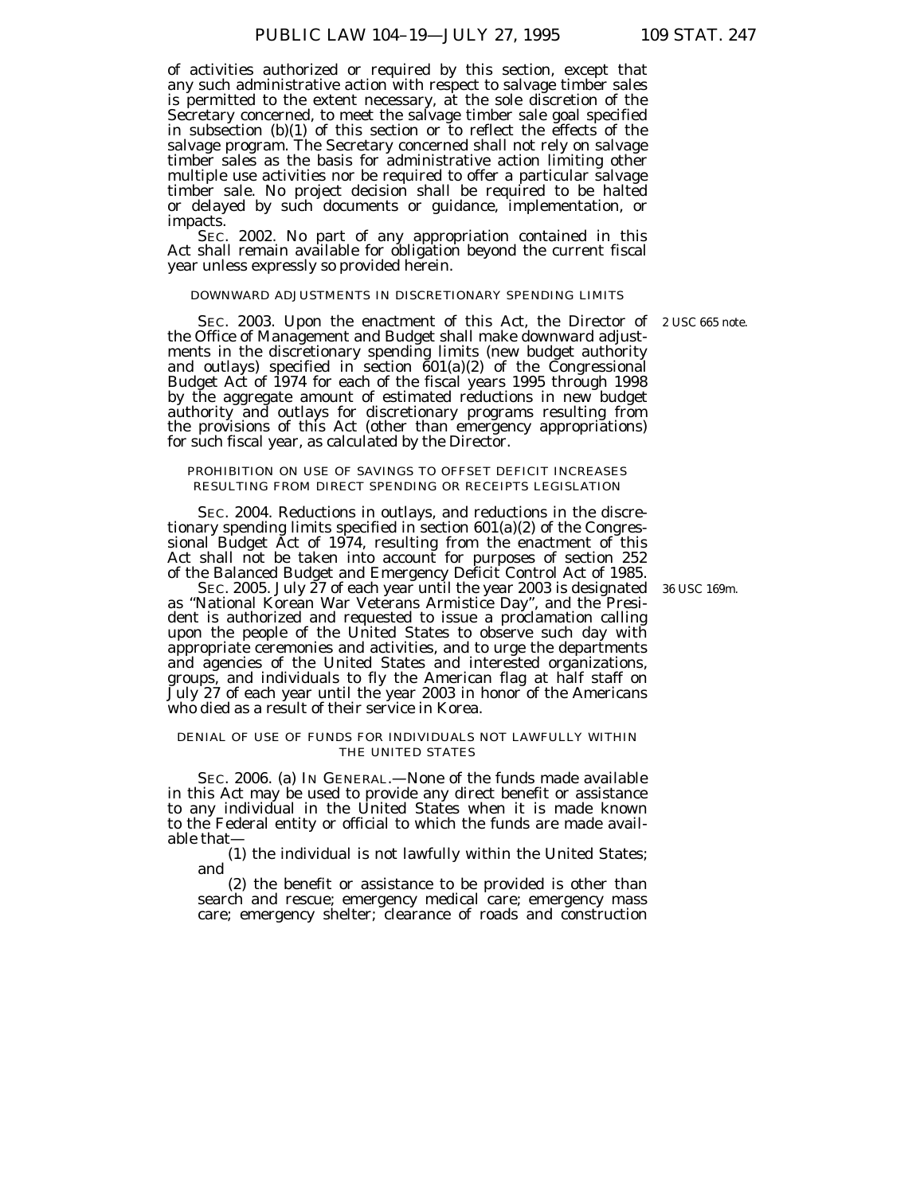of activities authorized or required by this section, except that any such administrative action with respect to salvage timber sales is permitted to the extent necessary, at the sole discretion of the Secretary concerned, to meet the salvage timber sale goal specified in subsection (b)(1) of this section or to reflect the effects of the salvage program. The Secretary concerned shall not rely on salvage timber sales as the basis for administrative action limiting other multiple use activities nor be required to offer a particular salvage timber sale. No project decision shall be required to be halted or delayed by such documents or guidance, implementation, or impacts.

SEC. 2002. No part of any appropriation contained in this Act shall remain available for obligation beyond the current fiscal year unless expressly so provided herein.

DOWNWARD ADJUSTMENTS IN DISCRETIONARY SPENDING LIMITS

2 USC 665 note.

SEC. 2003. Upon the enactment of this Act, the Director of the Office of Management and Budget shall make downward adjustments in the discretionary spending limits (new budget authority and outlays) specified in section 601(a)(2) of the Congressional Budget Act of 1974 for each of the fiscal years 1995 through 1998 by the aggregate amount of estimated reductions in new budget authority and outlays for discretionary programs resulting from the provisions of this Act (other than emergency appropriations) for such fiscal year, as calculated by the Director.

PROHIBITION ON USE OF SAVINGS TO OFFSET DEFICIT INCREASES RESULTING FROM DIRECT SPENDING OR RECEIPTS LEGISLATION

SEC. 2004. Reductions in outlays, and reductions in the discretionary spending limits specified in section 601(a)(2) of the Congressional Budget Act of 1974, resulting from the enactment of this Act shall not be taken into account for purposes of section 252 of the Balanced Budget and Emergency Deficit Control Act of 1985.

36 USC 169m.

SEC. 2005. July 27 of each year until the year 2003 is designated as "National Korean War Veterans Armistice Day", and the President is authorized and requested to issue a proclamation calling upon the people of the United States to observe such day with appropriate ceremonies and activities, and to urge the departments and agencies of the United States and interested organizations, groups, and individuals to fly the American flag at half staff on July 27 of each year until the year 2003 in honor of the Americans who died as a result of their service in Korea.

DENIAL OF USE OF FUNDS FOR INDIVIDUALS NOT LAWFULLY WITHIN THE UNITED STATES

SEC. 2006. (a) IN GENERAL.—None of the funds made available in this Act may be used to provide any direct benefit or assistance to any individual in the United States when it is made known to the Federal entity or official to which the funds are made available that—

(1) the individual is not lawfully within the United States; and

(2) the benefit or assistance to be provided is other than search and rescue; emergency medical care; emergency mass care; emergency shelter; clearance of roads and construction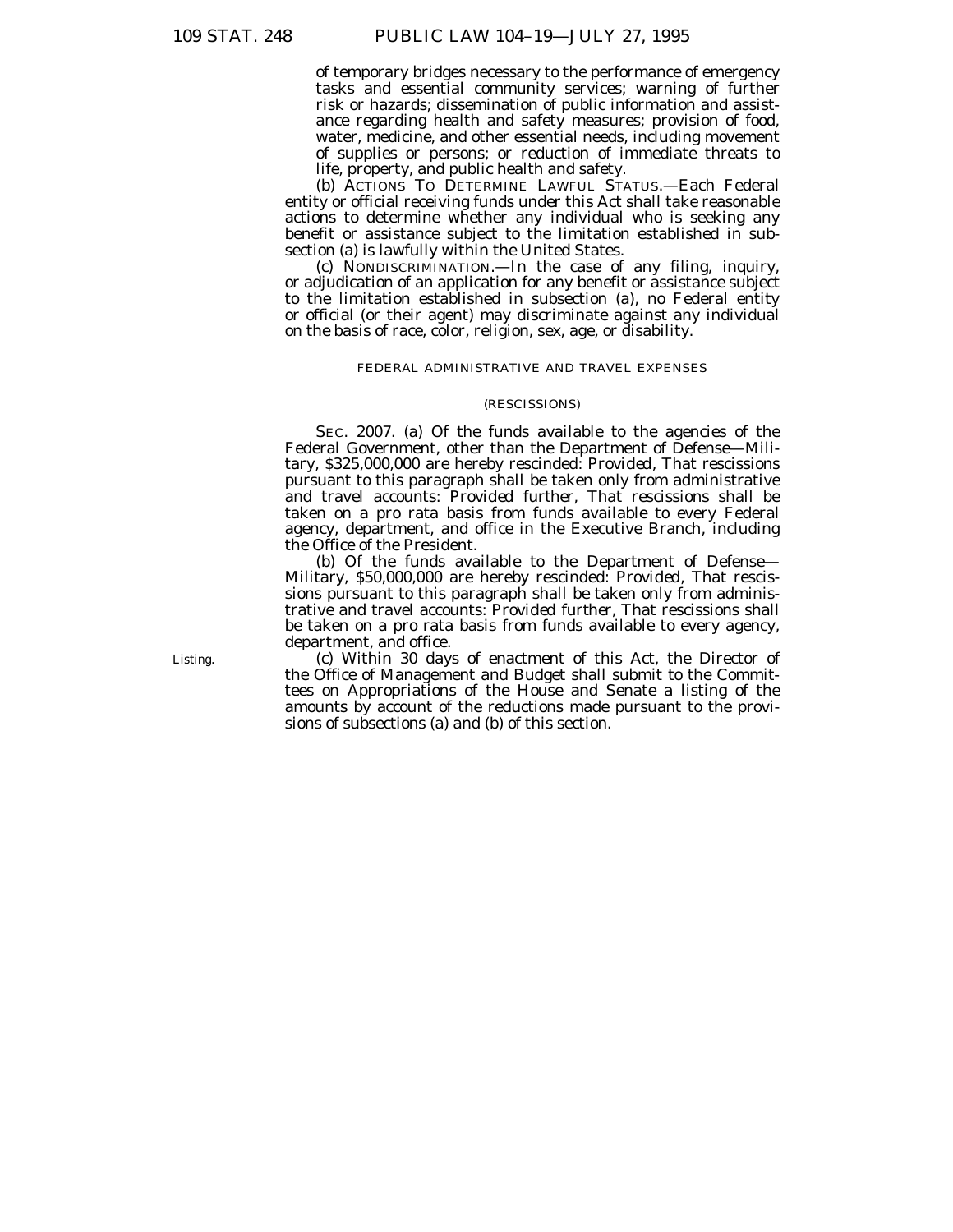of temporary bridges necessary to the performance of emergency tasks and essential community services; warning of further risk or hazards; dissemination of public information and assistance regarding health and safety measures; provision of food, water, medicine, and other essential needs, including movement of supplies or persons; or reduction of immediate threats to life, property, and public health and safety.

(b) ACTIONS TO DETERMINE LAWFUL STATUS.—Each Federal entity or official receiving funds under this Act shall take reasonable actions to determine whether any individual who is seeking any benefit or assistance subject to the limitation established in subsection (a) is lawfully within the United States.

(c) NONDISCRIMINATION.—In the case of any filing, inquiry, or adjudication of an application for any benefit or assistance subject to the limitation established in subsection (a), no Federal entity or official (or their agent) may discriminate against any individual on the basis of race, color, religion, sex, age, or disability.

FEDERAL ADMINISTRATIVE AND TRAVEL EXPENSES

(RESCISSIONS)

SEC. 2007. (a) Of the funds available to the agencies of the Federal Government, other than the Department of Defense—Military, $325,000,000 are hereby rescinded: *Provided*, That rescissions pursuant to this paragraph shall be taken only from administrative and travel accounts: *Provided further*, That rescissions shall be taken on a pro rata basis from funds available to every Federal agency, department, and office in the Executive Branch, including the Office of the President.

(b) Of the funds available to the Department of Defense—Military, $50,000,000 are hereby rescinded: *Provided*, That rescissions pursuant to this paragraph shall be taken only from administrative and travel accounts: *Provided further*, That rescissions shall be taken on a pro rata basis from funds available to every agency, department, and office.

Listing.

(c) Within 30 days of enactment of this Act, the Director of the Office of Management and Budget shall submit to the Committees on Appropriations of the House and Senate a listing of the amounts by account of the reductions made pursuant to the provisions of subsections (a) and (b) of this section.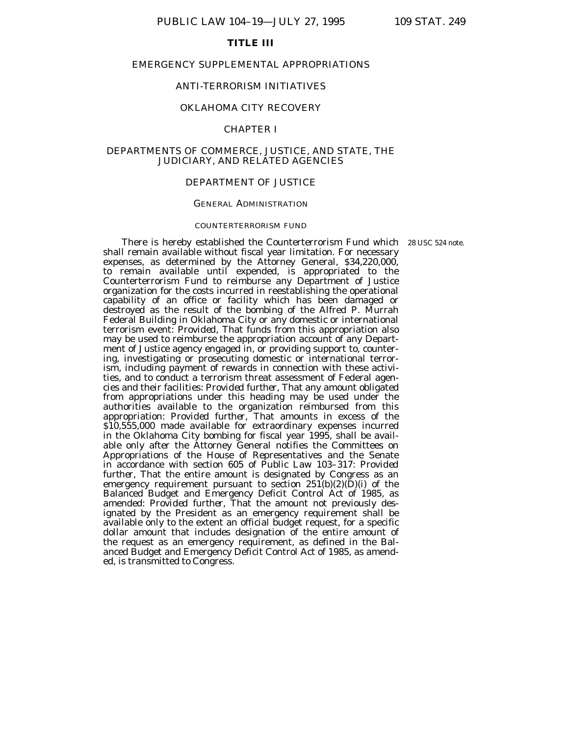# TITLE III

## EMERGENCY SUPPLEMENTAL APPROPRIATIONS

## ANTI-TERRORISM INITIATIVES

## OKLAHOMA CITY RECOVERY

## CHAPTER I

## DEPARTMENTS OF COMMERCE, JUSTICE, AND STATE, THE JUDICIARY, AND RELATED AGENCIES

### DEPARTMENT OF JUSTICE

#### GENERAL ADMINISTRATION

##### COUNTERTERRORISM FUND

28 USC 524 note.

There is hereby established the Counterterrorism Fund which shall remain available without fiscal year limitation. For necessary expenses, as determined by the Attorney General, $34,220,000, to remain available until expended, is appropriated to the Counterterrorism Fund to reimburse any Department of Justice organization for the costs incurred in reestablishing the operational capability of an office or facility which has been damaged or destroyed as the result of the bombing of the Alfred P. Murrah Federal Building in Oklahoma City or any domestic or international terrorism event: *Provided*, That funds from this appropriation also may be used to reimburse the appropriation account of any Department of Justice agency engaged in, or providing support to, countering, investigating or prosecuting domestic or international terrorism, including payment of rewards in connection with these activities, and to conduct a terrorism threat assessment of Federal agencies and their facilities: *Provided further*, That any amount obligated from appropriations under this heading may be used under the authorities available to the organization reimbursed from this appropriation: *Provided further*, That amounts in excess of the $10,555,000 made available for extraordinary expenses incurred in the Oklahoma City bombing for fiscal year 1995, shall be available only after the Attorney General notifies the Committees on Appropriations of the House of Representatives and the Senate in accordance with section 605 of Public Law 103–317: *Provided further*, That the entire amount is designated by Congress as an emergency requirement pursuant to section 251(b)(2)(D)(i) of the Balanced Budget and Emergency Deficit Control Act of 1985, as amended: *Provided further*, That the amount not previously designated by the President as an emergency requirement shall be available only to the extent an official budget request, for a specific dollar amount that includes designation of the entire amount of the request as an emergency requirement, as defined in the Balanced Budget and Emergency Deficit Control Act of 1985, as amended, is transmitted to Congress.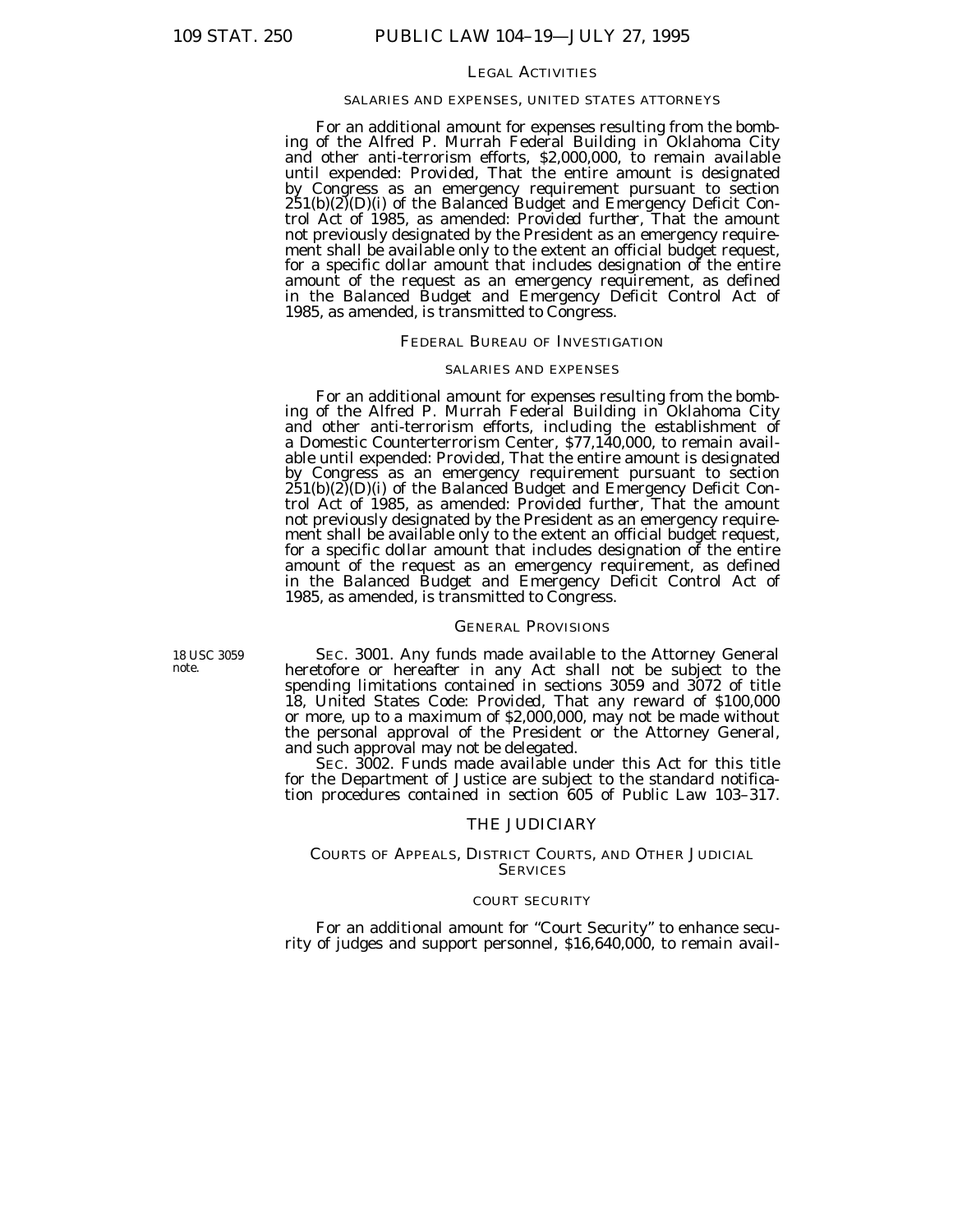## LEGAL ACTIVITIES

### SALARIES AND EXPENSES, UNITED STATES ATTORNEYS

For an additional amount for expenses resulting from the bombing of the Alfred P. Murrah Federal Building in Oklahoma City and other anti-terrorism efforts, $2,000,000, to remain available until expended: *Provided*, That the entire amount is designated by Congress as an emergency requirement pursuant to section 251(b)(2)(D)(i) of the Balanced Budget and Emergency Deficit Control Act of 1985, as amended: *Provided further*, That the amount not previously designated by the President as an emergency requirement shall be available only to the extent an official budget request, for a specific dollar amount that includes designation of the entire amount of the request as an emergency requirement, as defined in the Balanced Budget and Emergency Deficit Control Act of 1985, as amended, is transmitted to Congress.

## FEDERAL BUREAU OF INVESTIGATION

### SALARIES AND EXPENSES

For an additional amount for expenses resulting from the bombing of the Alfred P. Murrah Federal Building in Oklahoma City and other anti-terrorism efforts, including the establishment of a Domestic Counterterrorism Center, $77,140,000, to remain available until expended: *Provided*, That the entire amount is designated by Congress as an emergency requirement pursuant to section 251(b)(2)(D)(i) of the Balanced Budget and Emergency Deficit Control Act of 1985, as amended: *Provided further*, That the amount not previously designated by the President as an emergency requirement shall be available only to the extent an official budget request, for a specific dollar amount that includes designation of the entire amount of the request as an emergency requirement, as defined in the Balanced Budget and Emergency Deficit Control Act of 1985, as amended, is transmitted to Congress.

## GENERAL PROVISIONS

18 USC 3059 note.

SEC. 3001. Any funds made available to the Attorney General heretofore or hereafter in any Act shall not be subject to the spending limitations contained in sections 3059 and 3072 of title 18, United States Code: *Provided*, That any reward of $100,000 or more, up to a maximum of $2,000,000, may not be made without the personal approval of the President or the Attorney General, and such approval may not be delegated.

SEC. 3002. Funds made available under this Act for this title for the Department of Justice are subject to the standard notification procedures contained in section 605 of Public Law 103–317.

# THE JUDICIARY

## COURTS OF APPEALS, DISTRICT COURTS, AND OTHER JUDICIAL SERVICES

### COURT SECURITY

For an additional amount for "Court Security" to enhance security of judges and support personnel, $16,640,000, to remain avail-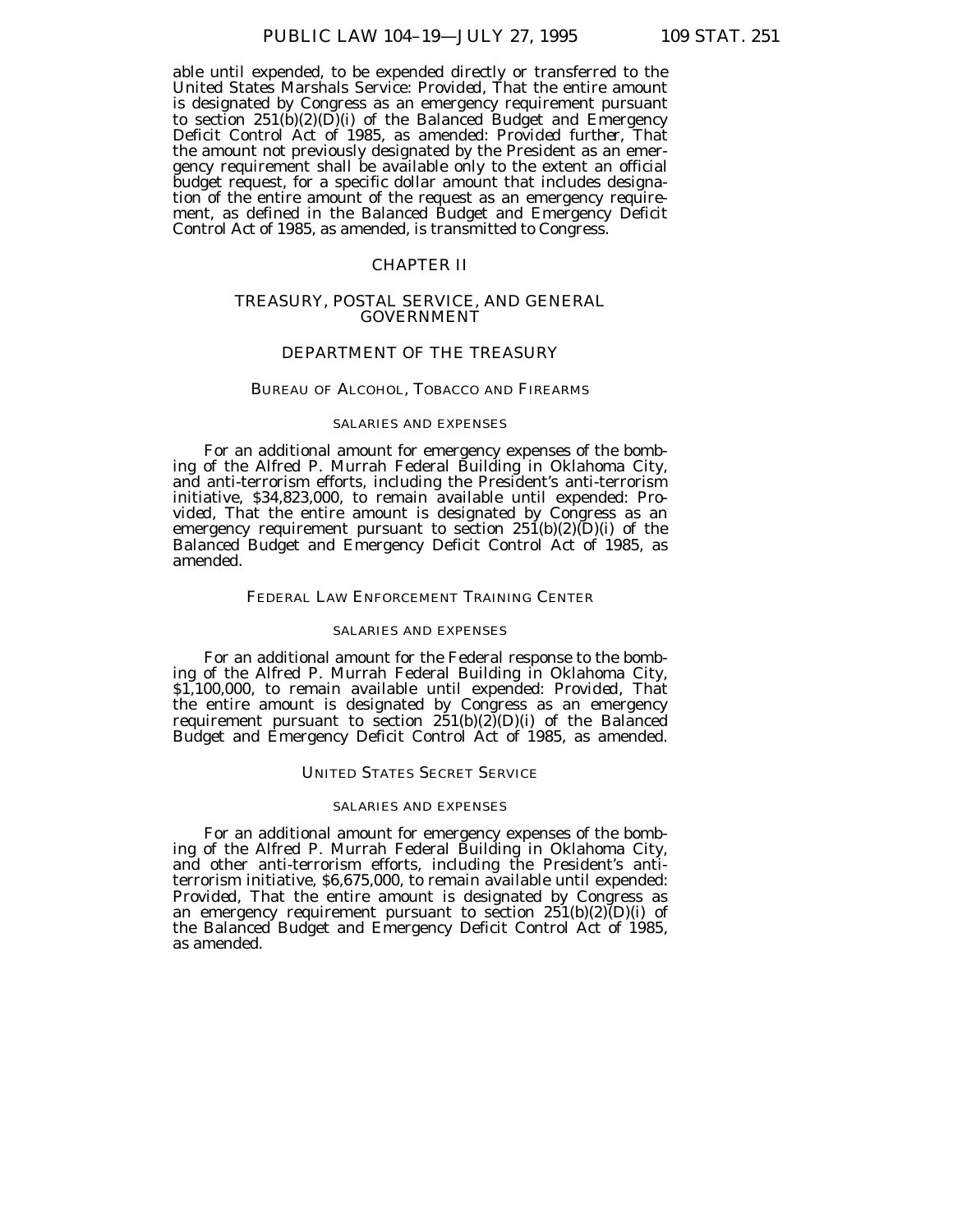able until expended, to be expended directly or transferred to the United States Marshals Service: *Provided*, That the entire amount is designated by Congress as an emergency requirement pursuant to section 251(b)(2)(D)(i) of the Balanced Budget and Emergency Deficit Control Act of 1985, as amended: *Provided further*, That the amount not previously designated by the President as an emergency requirement shall be available only to the extent an official budget request, for a specific dollar amount that includes designation of the entire amount of the request as an emergency requirement, as defined in the Balanced Budget and Emergency Deficit Control Act of 1985, as amended, is transmitted to Congress.

## CHAPTER II

## TREASURY, POSTAL SERVICE, AND GENERAL GOVERNMENT

## DEPARTMENT OF THE TREASURY

### BUREAU OF ALCOHOL, TOBACCO AND FIREARMS

#### SALARIES AND EXPENSES

For an additional amount for emergency expenses of the bombing of the Alfred P. Murrah Federal Building in Oklahoma City, and anti-terrorism efforts, including the President's anti-terrorism initiative, $34,823,000, to remain available until expended: *Provided*, That the entire amount is designated by Congress as an emergency requirement pursuant to section 251(b)(2)(D)(i) of the Balanced Budget and Emergency Deficit Control Act of 1985, as amended.

### FEDERAL LAW ENFORCEMENT TRAINING CENTER

#### SALARIES AND EXPENSES

For an additional amount for the Federal response to the bombing of the Alfred P. Murrah Federal Building in Oklahoma City, $1,100,000, to remain available until expended: *Provided*, That the entire amount is designated by Congress as an emergency requirement pursuant to section 251(b)(2)(D)(i) of the Balanced Budget and Emergency Deficit Control Act of 1985, as amended.

### UNITED STATES SECRET SERVICE

#### SALARIES AND EXPENSES

For an additional amount for emergency expenses of the bombing of the Alfred P. Murrah Federal Building in Oklahoma City, and other anti-terrorism efforts, including the President's anti-terrorism initiative, $6,675,000, to remain available until expended: *Provided*, That the entire amount is designated by Congress as an emergency requirement pursuant to section 251(b)(2)(D)(i) of the Balanced Budget and Emergency Deficit Control Act of 1985, as amended.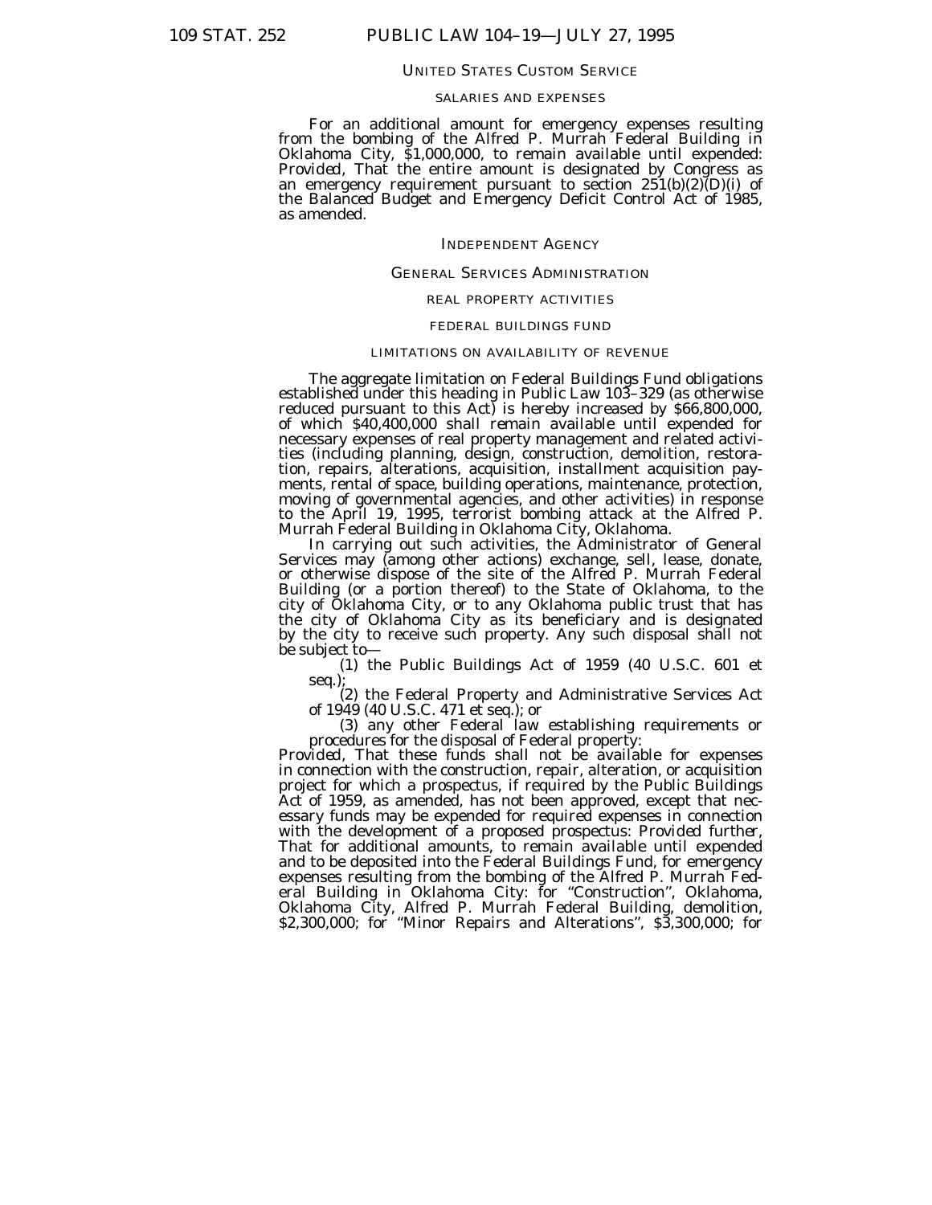UNITED STATES CUSTOM SERVICE

SALARIES AND EXPENSES

For an additional amount for emergency expenses resulting from the bombing of the Alfred P. Murrah Federal Building in Oklahoma City, $1,000,000, to remain available until expended: *Provided*, That the entire amount is designated by Congress as an emergency requirement pursuant to section 251(b)(2)(D)(i) of the Balanced Budget and Emergency Deficit Control Act of 1985, as amended.

INDEPENDENT AGENCY

GENERAL SERVICES ADMINISTRATION

REAL PROPERTY ACTIVITIES

FEDERAL BUILDINGS FUND

LIMITATIONS ON AVAILABILITY OF REVENUE

The aggregate limitation on Federal Buildings Fund obligations established under this heading in Public Law 103–329 (as otherwise reduced pursuant to this Act) is hereby increased by $66,800,000, of which $40,400,000 shall remain available until expended for necessary expenses of real property management and related activities (including planning, design, construction, demolition, restoration, repairs, alterations, acquisition, installment acquisition payments, rental of space, building operations, maintenance, protection, moving of governmental agencies, and other activities) in response to the April 19, 1995, terrorist bombing attack at the Alfred P. Murrah Federal Building in Oklahoma City, Oklahoma.

In carrying out such activities, the Administrator of General Services may (among other actions) exchange, sell, lease, donate, or otherwise dispose of the site of the Alfred P. Murrah Federal Building (or a portion thereof) to the State of Oklahoma, to the city of Oklahoma City, or to any Oklahoma public trust that has the city of Oklahoma City as its beneficiary and is designated by the city to receive such property. Any such disposal shall not be subject to—

(1) the Public Buildings Act of 1959 (40 U.S.C. 601 et seq.);

(2) the Federal Property and Administrative Services Act of 1949 (40 U.S.C. 471 et seq.); or

(3) any other Federal law establishing requirements or procedures for the disposal of Federal property:

*Provided*, That these funds shall not be available for expenses in connection with the construction, repair, alteration, or acquisition project for which a prospectus, if required by the Public Buildings Act of 1959, as amended, has not been approved, except that necessary funds may be expended for required expenses in connection with the development of a proposed prospectus: *Provided further*, That for additional amounts, to remain available until expended and to be deposited into the Federal Buildings Fund, for emergency expenses resulting from the bombing of the Alfred P. Murrah Federal Building in Oklahoma City: for "Construction", Oklahoma, Oklahoma City, Alfred P. Murrah Federal Building, demolition, $2,300,000; for "Minor Repairs and Alterations", $3,300,000; for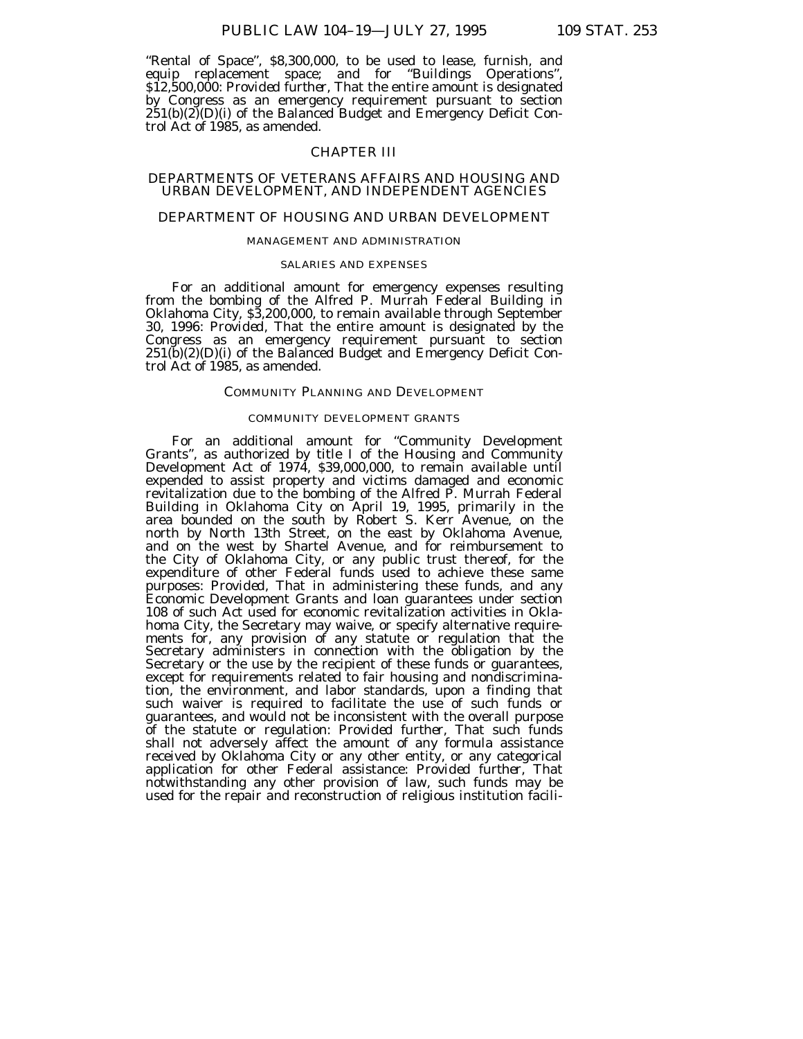"Rental of Space", $8,300,000, to be used to lease, furnish, and equip replacement space; and for "Buildings Operations", $12,500,000: *Provided further*, That the entire amount is designated by Congress as an emergency requirement pursuant to section 251(b)(2)(D)(i) of the Balanced Budget and Emergency Deficit Control Act of 1985, as amended.

## CHAPTER III

## DEPARTMENTS OF VETERANS AFFAIRS AND HOUSING AND URBAN DEVELOPMENT, AND INDEPENDENT AGENCIES

## DEPARTMENT OF HOUSING AND URBAN DEVELOPMENT

### MANAGEMENT AND ADMINISTRATION

#### SALARIES AND EXPENSES

For an additional amount for emergency expenses resulting from the bombing of the Alfred P. Murrah Federal Building in Oklahoma City, $3,200,000, to remain available through September 30, 1996: *Provided*, That the entire amount is designated by the Congress as an emergency requirement pursuant to section 251(b)(2)(D)(i) of the Balanced Budget and Emergency Deficit Control Act of 1985, as amended.

### COMMUNITY PLANNING AND DEVELOPMENT

#### COMMUNITY DEVELOPMENT GRANTS

For an additional amount for "Community Development Grants", as authorized by title I of the Housing and Community Development Act of 1974, $39,000,000, to remain available until expended to assist property and victims damaged and economic revitalization due to the bombing of the Alfred P. Murrah Federal Building in Oklahoma City on April 19, 1995, primarily in the area bounded on the south by Robert S. Kerr Avenue, on the north by North 13th Street, on the east by Oklahoma Avenue, and on the west by Shartel Avenue, and for reimbursement to the City of Oklahoma City, or any public trust thereof, for the expenditure of other Federal funds used to achieve these same purposes: *Provided*, That in administering these funds, and any Economic Development Grants and loan guarantees under section 108 of such Act used for economic revitalization activities in Oklahoma City, the Secretary may waive, or specify alternative requirements for, any provision of any statute or regulation that the Secretary administers in connection with the obligation by the Secretary or the use by the recipient of these funds or guarantees, except for requirements related to fair housing and nondiscrimination, the environment, and labor standards, upon a finding that such waiver is required to facilitate the use of such funds or guarantees, and would not be inconsistent with the overall purpose of the statute or regulation: *Provided further*, That such funds shall not adversely affect the amount of any formula assistance received by Oklahoma City or any other entity, or any categorical application for other Federal assistance: *Provided further*, That notwithstanding any other provision of law, such funds may be used for the repair and reconstruction of religious institution facili-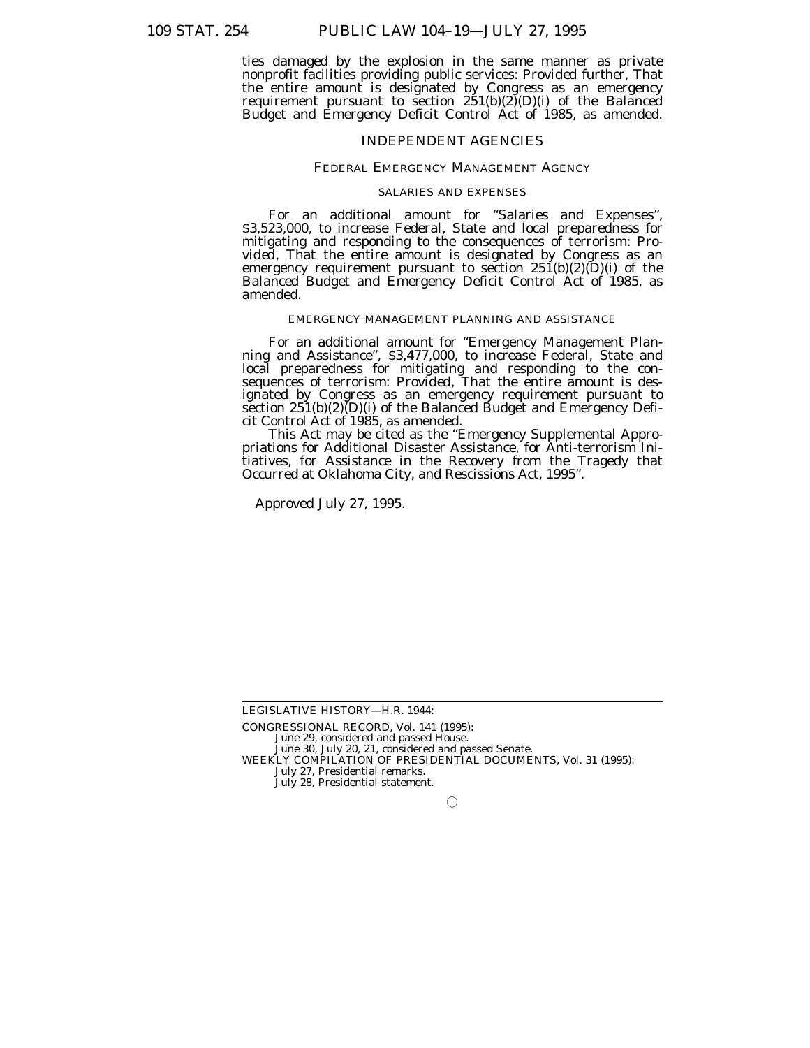ties damaged by the explosion in the same manner as private nonprofit facilities providing public services: *Provided further*, That the entire amount is designated by Congress as an emergency requirement pursuant to section 251(b)(2)(D)(i) of the Balanced Budget and Emergency Deficit Control Act of 1985, as amended.

## INDEPENDENT AGENCIES

### FEDERAL EMERGENCY MANAGEMENT AGENCY

#### SALARIES AND EXPENSES

For an additional amount for "Salaries and Expenses", \$3,523,000, to increase Federal, State and local preparedness for mitigating and responding to the consequences of terrorism: *Provided*, That the entire amount is designated by Congress as an emergency requirement pursuant to section 251(b)(2)(D)(i) of the Balanced Budget and Emergency Deficit Control Act of 1985, as amended.

#### EMERGENCY MANAGEMENT PLANNING AND ASSISTANCE

For an additional amount for "Emergency Management Planning and Assistance", \$3,477,000, to increase Federal, State and local preparedness for mitigating and responding to the consequences of terrorism: *Provided*, That the entire amount is designated by Congress as an emergency requirement pursuant to section 251(b)(2)(D)(i) of the Balanced Budget and Emergency Deficit Control Act of 1985, as amended.

This Act may be cited as the "Emergency Supplemental Appropriations for Additional Disaster Assistance, for Anti-terrorism Initiatives, for Assistance in the Recovery from the Tragedy that Occurred at Oklahoma City, and Rescissions Act, 1995".

Approved July 27, 1995.

---

LEGISLATIVE HISTORY—H.R. 1944:

CONGRESSIONAL RECORD, Vol. 141 (1995):
- June 29, considered and passed House.
- June 30, July 20, 21, considered and passed Senate.

WEEKLY COMPILATION OF PRESIDENTIAL DOCUMENTS, Vol. 31 (1995):
- July 27, Presidential remarks.
- July 28, Presidential statement.